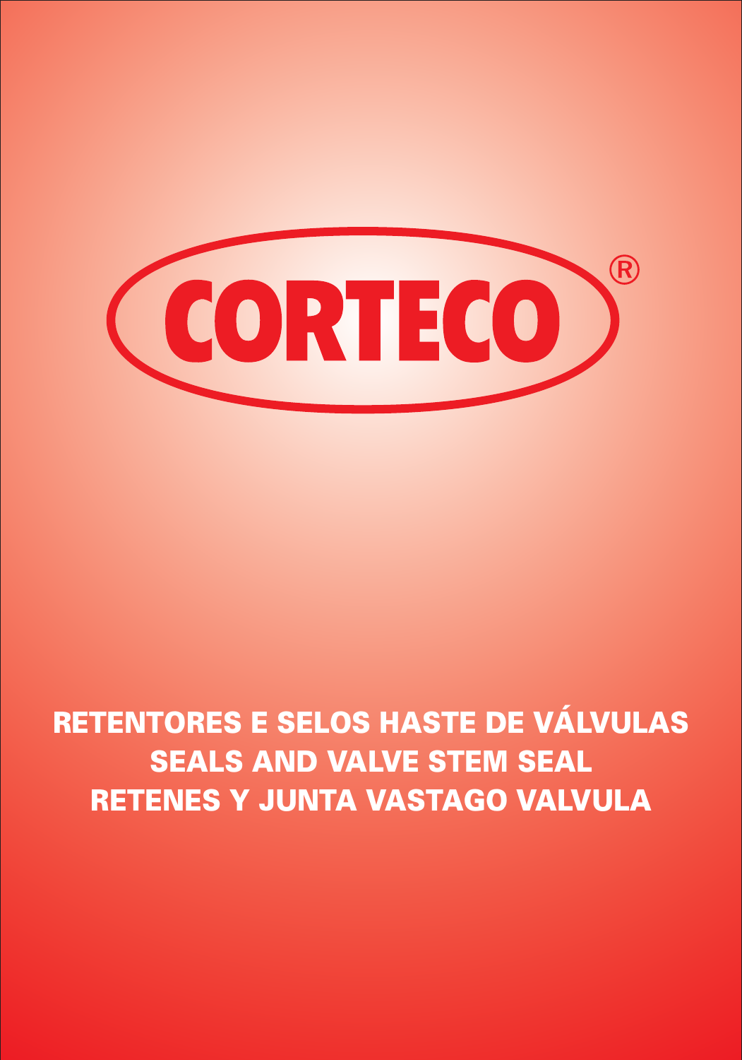# CORTECO®

## RETENTORES E SELOS HASTE DE VÁLVULAS
## SEALS AND VALVE STEM SEAL
## RETENES Y JUNTA VASTAGO VALVULA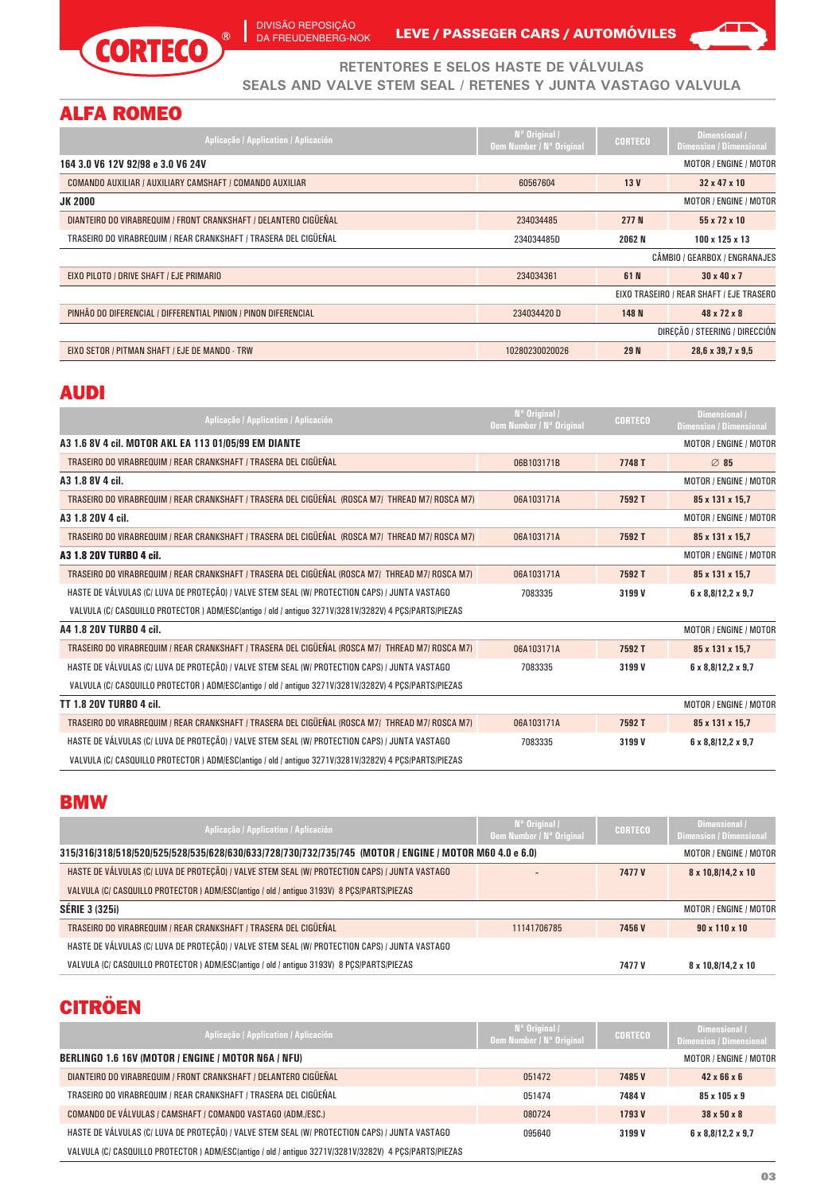CORTECO®

DIVISÃO REPOSIÇÃO DA FREUDENBERG-NOK

LEVE / PASSEGER CARS / AUTOMÓVILES

RETENTORES E SELOS HASTE DE VÁLVULAS

SEALS AND VALVE STEM SEAL / RETENES Y JUNTA VASTAGO VALVULA

## ALFA ROMEO

| Aplicação / Application / Aplicación | Nº Original / Oem Number / Nº Original | CORTECO | Dimensional / Dimension / Dimensional |
|---|---|---|---|
| **164 3.0 V6 12V 92/98 e 3.0 V6 24V** | | | MOTOR / ENGINE / MOTOR |
| COMANDO AUXILIAR / AUXILIARY CAMSHAFT / COMANDO AUXILIAR | 60567604 | 13 V | 32 x 47 x 10 |
| **JK 2000** | | | MOTOR / ENGINE / MOTOR |
| DIANTEIRO DO VIRABREQUIM / FRONT CRANKSHAFT / DELANTERO CIGÜEÑAL | 234034485 | 277 N | 55 x 72 x 10 |
| TRASEIRO DO VIRABREQUIM / REAR CRANKSHAFT / TRASERA DEL CIGÜEÑAL | 234034485D | 2062 N | 100 x 125 x 13 |
| | | | CÂMBIO / GEARBOX / ENGRANAJES |
| EIXO PILOTO / DRIVE SHAFT / EJE PRIMARIO | 234034361 | 61 N | 30 x 40 x 7 |
| | | | EIXO TRASEIRO / REAR SHAFT / EJE TRASERO |
| PINHÃO DO DIFERENCIAL / DIFFERENTIAL PINION / PINON DIFERENCIAL | 234034420 D | 148 N | 48 x 72 x 8 |
| | | | DIREÇÃO / STEERING / DIRECCIÓN |
| EIXO SETOR / PITMAN SHAFT / EJE DE MANDO - TRW | 10280230020026 | 29 N | 28,6 x 39,7 x 9,5 |

## AUDI

| Aplicação / Application / Aplicación | Nº Original / Oem Number / Nº Original | CORTECO | Dimensional / Dimension / Dimensional |
|---|---|---|---|
| **A3 1.6 8V 4 cil. MOTOR AKL EA 113 01/05/99 EM DIANTE** | | | MOTOR / ENGINE / MOTOR |
| TRASEIRO DO VIRABREQUIM / REAR CRANKSHAFT / TRASERA DEL CIGÜEÑAL | 06B103171B | 7748 T | ∅ 85 |
| **A3 1.8 8V 4 cil.** | | | MOTOR / ENGINE / MOTOR |
| TRASEIRO DO VIRABREQUIM / REAR CRANKSHAFT / TRASERA DEL CIGÜEÑAL (ROSCA M7/ THREAD M7/ ROSCA M7) | 06A103171A | 7592 T | 85 x 131 x 15,7 |
| **A3 1.8 20V 4 cil.** | | | MOTOR / ENGINE / MOTOR |
| TRASEIRO DO VIRABREQUIM / REAR CRANKSHAFT / TRASERA DEL CIGÜEÑAL (ROSCA M7/ THREAD M7/ ROSCA M7) | 06A103171A | 7592 T | 85 x 131 x 15,7 |
| **A3 1.8 20V TURBO 4 cil.** | | | MOTOR / ENGINE / MOTOR |
| TRASEIRO DO VIRABREQUIM / REAR CRANKSHAFT / TRASERA DEL CIGÜEÑAL (ROSCA M7/ THREAD M7/ ROSCA M7) | 06A103171A | 7592 T | 85 x 131 x 15,7 |
| HASTE DE VÁLVULAS (C/ LUVA DE PROTEÇÃO) / VALVE STEM SEAL (W/ PROTECTION CAPS) / JUNTA VASTAGO VALVULA (C/ CASQUILLO PROTECTOR ) ADM/ESC(antigo / old / antiguo 3271V/3281V/3282V) 4 PÇS/PARTS/PIEZAS | 7083335 | 3199 V | 6 x 8,8/12,2 x 9,7 |
| **A4 1.8 20V TURBO 4 cil.** | | | MOTOR / ENGINE / MOTOR |
| TRASEIRO DO VIRABREQUIM / REAR CRANKSHAFT / TRASERA DEL CIGÜEÑAL (ROSCA M7/ THREAD M7/ ROSCA M7) | 06A103171A | 7592 T | 85 x 131 x 15,7 |
| HASTE DE VÁLVULAS (C/ LUVA DE PROTEÇÃO) / VALVE STEM SEAL (W/ PROTECTION CAPS) / JUNTA VASTAGO VALVULA (C/ CASQUILLO PROTECTOR ) ADM/ESC(antigo / old / antiguo 3271V/3281V/3282V) 4 PÇS/PARTS/PIEZAS | 7083335 | 3199 V | 6 x 8,8/12,2 x 9,7 |
| **TT 1.8 20V TURBO 4 cil.** | | | MOTOR / ENGINE / MOTOR |
| TRASEIRO DO VIRABREQUIM / REAR CRANKSHAFT / TRASERA DEL CIGÜEÑAL (ROSCA M7/ THREAD M7/ ROSCA M7) | 06A103171A | 7592 T | 85 x 131 x 15,7 |
| HASTE DE VÁLVULAS (C/ LUVA DE PROTEÇÃO) / VALVE STEM SEAL (W/ PROTECTION CAPS) / JUNTA VASTAGO VALVULA (C/ CASQUILLO PROTECTOR ) ADM/ESC(antigo / old / antiguo 3271V/3281V/3282V) 4 PÇS/PARTS/PIEZAS | 7083335 | 3199 V | 6 x 8,8/12,2 x 9,7 |

## BMW

| Aplicação / Application / Aplicación | Nº Original / Oem Number / Nº Original | CORTECO | Dimensional / Dimension / Dimensional |
|---|---|---|---|
| **315/316/318/518/520/525/528/535/628/630/633/728/730/732/735/745 (MOTOR / ENGINE / MOTOR M60 4.0 e 6.0)** | | | MOTOR / ENGINE / MOTOR |
| HASTE DE VÁLVULAS (C/ LUVA DE PROTEÇÃO) / VALVE STEM SEAL (W/ PROTECTION CAPS) / JUNTA VASTAGO VALVULA (C/ CASQUILLO PROTECTOR ) ADM/ESC(antigo / old / antiguo 3193V) 8 PÇS/PARTS/PIEZAS | - | 7477 V | 8 x 10,8/14,2 x 10 |
| **SÉRIE 3 (325i)** | | | MOTOR / ENGINE / MOTOR |
| TRASEIRO DO VIRABREQUIM / REAR CRANKSHAFT / TRASERA DEL CIGÜEÑAL | 11141706785 | 7456 V | 90 x 110 x 10 |
| HASTE DE VÁLVULAS (C/ LUVA DE PROTEÇÃO) / VALVE STEM SEAL (W/ PROTECTION CAPS) / JUNTA VASTAGO VALVULA (C/ CASQUILLO PROTECTOR ) ADM/ESC(antigo / old / antiguo 3193V) 8 PÇS/PARTS/PIEZAS | | 7477 V | 8 x 10,8/14,2 x 10 |

## CITRÖEN

| Aplicação / Application / Aplicación | Nº Original / Oem Number / Nº Original | CORTECO | Dimensional / Dimension / Dimensional |
|---|---|---|---|
| **BERLINGO 1.6 16V (MOTOR / ENGINE / MOTOR N6A / NFU)** | | | MOTOR / ENGINE / MOTOR |
| DIANTEIRO DO VIRABREQUIM / FRONT CRANKSHAFT / DELANTERO CIGÜEÑAL | 051472 | 7485 V | 42 x 66 x 6 |
| TRASEIRO DO VIRABREQUIM / REAR CRANKSHAFT / TRASERA DEL CIGÜEÑAL | 051474 | 7484 V | 85 x 105 x 9 |
| COMANDO DE VÁLVULAS / CAMSHAFT / COMANDO VASTAGO (ADM./ESC.) | 080724 | 1793 V | 38 x 50 x 8 |
| HASTE DE VÁLVULAS (C/ LUVA DE PROTEÇÃO) / VALVE STEM SEAL (W/ PROTECTION CAPS) / JUNTA VASTAGO VALVULA (C/ CASQUILLO PROTECTOR ) ADM/ESC(antigo / old / antiguo 3271V/3281V/3282V) 4 PÇS/PARTS/PIEZAS | 095640 | 3199 V | 6 x 8,8/12,2 x 9,7 |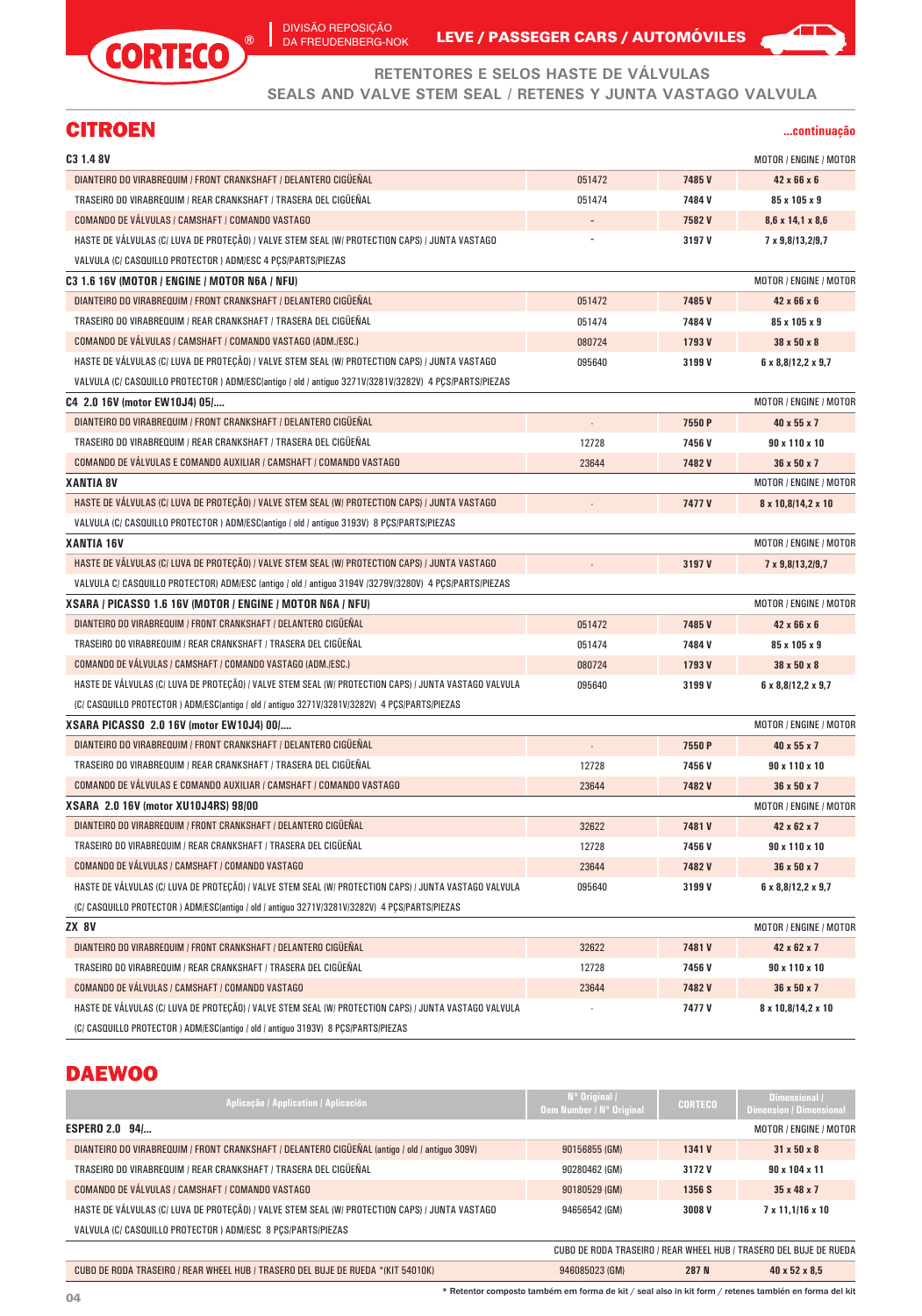CORTECO® | DIVISÃO REPOSIÇÃO DA FREUDENBERG-NOK

LEVE / PASSEGER CARS / AUTOMÓVILES

## RETENTORES E SELOS HASTE DE VÁLVULAS
## SEALS AND VALVE STEM SEAL / RETENES Y JUNTA VASTAGO VALVULA

## CITROEN

**...continuação**

| Aplicação / Application / Aplicación | Nº Original / Oem Number / Nº Original | CORTECO | Dimensional / Dimension / Dimensional |
|---|---|---|---|
| **C3 1.4 8V** | | | MOTOR / ENGINE / MOTOR |
| DIANTEIRO DO VIRABREQUIM / FRONT CRANKSHAFT / DELANTERO CIGÜEÑAL | 051472 | **7485 V** | **42 x 66 x 6** |
| TRASEIRO DO VIRABREQUIM / REAR CRANKSHAFT / TRASERA DEL CIGÜEÑAL | 051474 | **7484 V** | **85 x 105 x 9** |
| COMANDO DE VÁLVULAS / CAMSHAFT / COMANDO VASTAGO | - | **7582 V** | **8,6 x 14,1 x 8,6** |
| HASTE DE VÁLVULAS (C/ LUVA DE PROTEÇÃO) / VALVE STEM SEAL (W/ PROTECTION CAPS) / JUNTA VASTAGO VALVULA (C/ CASQUILLO PROTECTOR ) ADM/ESC 4 PÇS/PARTS/PIEZAS | - | **3197 V** | **7 x 9,8/13,2/9,7** |
| **C3 1.6 16V (MOTOR / ENGINE / MOTOR N6A / NFU)** | | | MOTOR / ENGINE / MOTOR |
| DIANTEIRO DO VIRABREQUIM / FRONT CRANKSHAFT / DELANTERO CIGÜEÑAL | 051472 | **7485 V** | **42 x 66 x 6** |
| TRASEIRO DO VIRABREQUIM / REAR CRANKSHAFT / TRASERA DEL CIGÜEÑAL | 051474 | **7484 V** | **85 x 105 x 9** |
| COMANDO DE VÁLVULAS / CAMSHAFT / COMANDO VASTAGO (ADM./ESC.) | 080724 | **1793 V** | **38 x 50 x 8** |
| HASTE DE VÁLVULAS (C/ LUVA DE PROTEÇÃO) / VALVE STEM SEAL (W/ PROTECTION CAPS) / JUNTA VASTAGO VALVULA (C/ CASQUILLO PROTECTOR ) ADM/ESC(antigo / old / antiguo 3271V/3281V/3282V) 4 PÇS/PARTS/PIEZAS | 095640 | **3199 V** | **6 x 8,8/12,2 x 9,7** |
| **C4 2.0 16V (motor EW10J4) 05/....** | | | MOTOR / ENGINE / MOTOR |
| DIANTEIRO DO VIRABREQUIM / FRONT CRANKSHAFT / DELANTERO CIGÜEÑAL | - | **7550 P** | **40 x 55 x 7** |
| TRASEIRO DO VIRABREQUIM / REAR CRANKSHAFT / TRASERA DEL CIGÜEÑAL | 12728 | **7456 V** | **90 x 110 x 10** |
| COMANDO DE VÁLVULAS E COMANDO AUXILIAR / CAMSHAFT / COMANDO VASTAGO | 23644 | **7482 V** | **36 x 50 x 7** |
| **XANTIA 8V** | | | MOTOR / ENGINE / MOTOR |
| HASTE DE VÁLVULAS (C/ LUVA DE PROTEÇÃO) / VALVE STEM SEAL (W/ PROTECTION CAPS) / JUNTA VASTAGO VALVULA (C/ CASQUILLO PROTECTOR ) ADM/ESC(antigo / old / antiguo 3193V) 8 PÇS/PARTS/PIEZAS | - | **7477 V** | **8 x 10,8/14,2 x 10** |
| **XANTIA 16V** | | | MOTOR / ENGINE / MOTOR |
| HASTE DE VÁLVULAS (C/ LUVA DE PROTEÇÃO) / VALVE STEM SEAL (W/ PROTECTION CAPS) / JUNTA VASTAGO VALVULA C/ CASQUILLO PROTECTOR) ADM/ESC (antigo / old / antiguo 3194V /3279V/3280V) 4 PÇS/PARTS/PIEZAS | - | **3197 V** | **7 x 9,8/13,2/9,7** |
| **XSARA / PICASSO 1.6 16V (MOTOR / ENGINE / MOTOR N6A / NFU)** | | | MOTOR / ENGINE / MOTOR |
| DIANTEIRO DO VIRABREQUIM / FRONT CRANKSHAFT / DELANTERO CIGÜEÑAL | 051472 | **7485 V** | **42 x 66 x 6** |
| TRASEIRO DO VIRABREQUIM / REAR CRANKSHAFT / TRASERA DEL CIGÜEÑAL | 051474 | **7484 V** | **85 x 105 x 9** |
| COMANDO DE VÁLVULAS / CAMSHAFT / COMANDO VASTAGO (ADM./ESC.) | 080724 | **1793 V** | **38 x 50 x 8** |
| HASTE DE VÁLVULAS (C/ LUVA DE PROTEÇÃO) / VALVE STEM SEAL (W/ PROTECTION CAPS) / JUNTA VASTAGO VALVULA (C/ CASQUILLO PROTECTOR ) ADM/ESC(antigo / old / antiguo 3271V/3281V/3282V) 4 PÇS/PARTS/PIEZAS | 095640 | **3199 V** | **6 x 8,8/12,2 x 9,7** |
| **XSARA PICASSO 2.0 16V (motor EW10J4) 00/....** | | | MOTOR / ENGINE / MOTOR |
| DIANTEIRO DO VIRABREQUIM / FRONT CRANKSHAFT / DELANTERO CIGÜEÑAL | - | **7550 P** | **40 x 55 x 7** |
| TRASEIRO DO VIRABREQUIM / REAR CRANKSHAFT / TRASERA DEL CIGÜEÑAL | 12728 | **7456 V** | **90 x 110 x 10** |
| COMANDO DE VÁLVULAS E COMANDO AUXILIAR / CAMSHAFT / COMANDO VASTAGO | 23644 | **7482 V** | **36 x 50 x 7** |
| **XSARA 2.0 16V (motor XU10J4RS) 98/00** | | | MOTOR / ENGINE / MOTOR |
| DIANTEIRO DO VIRABREQUIM / FRONT CRANKSHAFT / DELANTERO CIGÜEÑAL | 32622 | **7481 V** | **42 x 62 x 7** |
| TRASEIRO DO VIRABREQUIM / REAR CRANKSHAFT / TRASERA DEL CIGÜEÑAL | 12728 | **7456 V** | **90 x 110 x 10** |
| COMANDO DE VÁLVULAS / CAMSHAFT / COMANDO VASTAGO | 23644 | **7482 V** | **36 x 50 x 7** |
| HASTE DE VÁLVULAS (C/ LUVA DE PROTEÇÃO) / VALVE STEM SEAL (W/ PROTECTION CAPS) / JUNTA VASTAGO VALVULA (C/ CASQUILLO PROTECTOR ) ADM/ESC(antigo / old / antiguo 3271V/3281V/3282V) 4 PÇS/PARTS/PIEZAS | 095640 | **3199 V** | **6 x 8,8/12,2 x 9,7** |
| **ZX 8V** | | | MOTOR / ENGINE / MOTOR |
| DIANTEIRO DO VIRABREQUIM / FRONT CRANKSHAFT / DELANTERO CIGÜEÑAL | 32622 | **7481 V** | **42 x 62 x 7** |
| TRASEIRO DO VIRABREQUIM / REAR CRANKSHAFT / TRASERA DEL CIGÜEÑAL | 12728 | **7456 V** | **90 x 110 x 10** |
| COMANDO DE VÁLVULAS / CAMSHAFT / COMANDO VASTAGO | 23644 | **7482 V** | **36 x 50 x 7** |
| HASTE DE VÁLVULAS (C/ LUVA DE PROTEÇÃO) / VALVE STEM SEAL (W/ PROTECTION CAPS) / JUNTA VASTAGO VALVULA (C/ CASQUILLO PROTECTOR ) ADM/ESC(antigo / old / antiguo 3193V) 8 PÇS/PARTS/PIEZAS | - | **7477 V** | **8 x 10,8/14,2 x 10** |

## DAEWOO

| Aplicação / Application / Aplicación | Nº Original / Oem Number / Nº Original | CORTECO | Dimensional / Dimension / Dimensional |
|---|---|---|---|
| **ESPERO 2.0 94/...** | | | MOTOR / ENGINE / MOTOR |
| DIANTEIRO DO VIRABREQUIM / FRONT CRANKSHAFT / DELANTERO CIGÜEÑAL (antigo / old / antiguo 309V) | 90156855 (GM) | **1341 V** | **31 x 50 x 8** |
| TRASEIRO DO VIRABREQUIM / REAR CRANKSHAFT / TRASERA DEL CIGÜEÑAL | 90280462 (GM) | **3172 V** | **90 x 104 x 11** |
| COMANDO DE VÁLVULAS / CAMSHAFT / COMANDO VASTAGO | 90180529 (GM) | **1356 S** | **35 x 48 x 7** |
| HASTE DE VÁLVULAS (C/ LUVA DE PROTEÇÃO) / VALVE STEM SEAL (W/ PROTECTION CAPS) / JUNTA VASTAGO VALVULA (C/ CASQUILLO PROTECTOR ) ADM/ESC 8 PÇS/PARTS/PIEZAS | 94656542 (GM) | **3008 V** | **7 x 11,1/16 x 10** |
| | CUBO DE RODA TRASEIRO / REAR WHEEL HUB / TRASERO DEL BUJE DE RUEDA | | |
| CUBO DE RODA TRASEIRO / REAR WHEEL HUB / TRASERO DEL BUJE DE RUEDA *(KIT 54010K) | 946085023 (GM) | **287 N** | **40 x 52 x 8,5** |

\* Retentor composto também em forma de kit / seal also in kit form / retenes también en forma del kit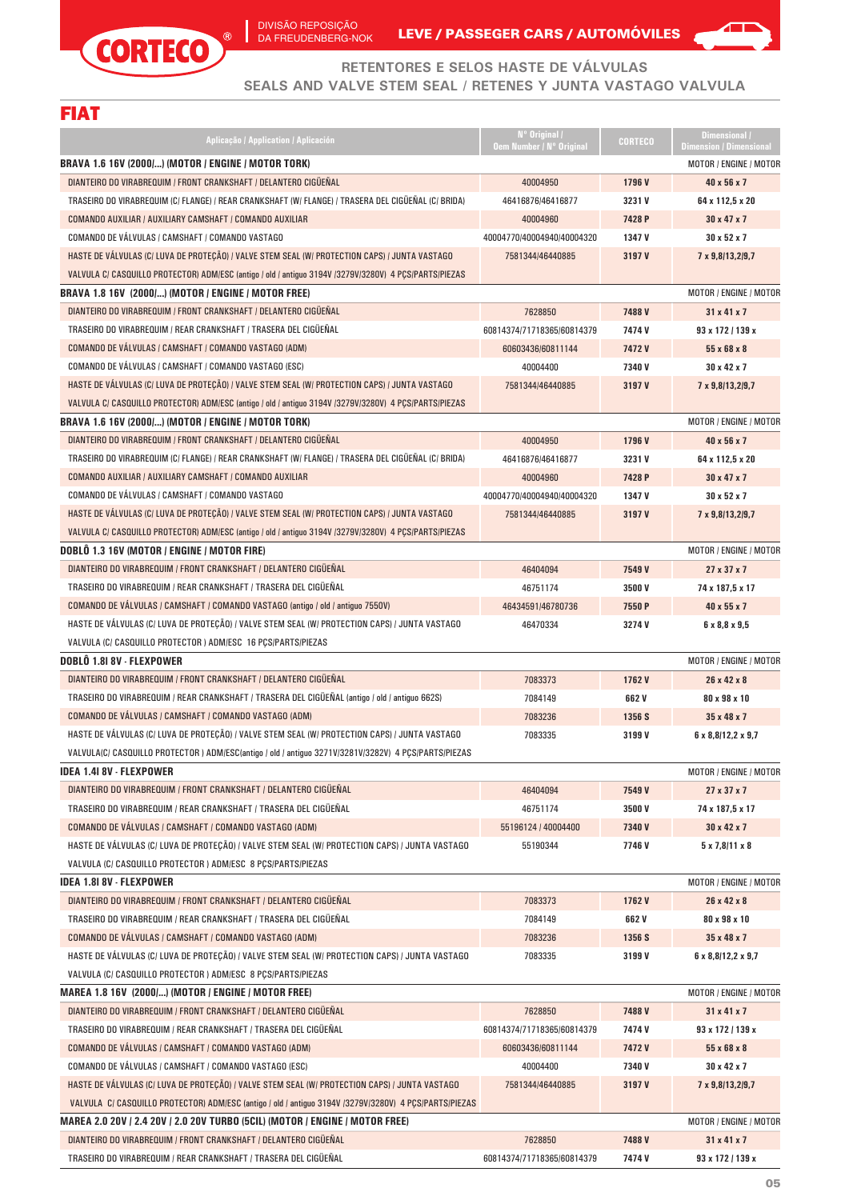CORTECO® | DIVISÃO REPOSIÇÃO DA FREUDENBERG-NOK — LEVE / PASSEGER CARS / AUTOMÓVILES

## RETENTORES E SELOS HASTE DE VÁLVULAS
## SEALS AND VALVE STEM SEAL / RETENES Y JUNTA VASTAGO VALVULA

# FIAT

| Aplicação / Application / Aplicación | Nº Original / Oem Number / Nº Original | CORTECO | Dimensional / Dimension / Dimensional |
|---|---|---|---|
| **BRAVA 1.6 16V (2000/...) (MOTOR / ENGINE / MOTOR TORK)** | | | MOTOR / ENGINE / MOTOR |
| DIANTEIRO DO VIRABREQUIM / FRONT CRANKSHAFT / DELANTERO CIGÜEÑAL | 40004950 | 1796 V | 40 x 56 x 7 |
| TRASEIRO DO VIRABREQUIM (C/ FLANGE) / REAR CRANKSHAFT (W/ FLANGE) / TRASERA DEL CIGÜEÑAL (C/ BRIDA) | 46416876/46416877 | 3231 V | 64 x 112,5 x 20 |
| COMANDO AUXILIAR / AUXILIARY CAMSHAFT / COMANDO AUXILIAR | 40004960 | 7428 P | 30 x 47 x 7 |
| COMANDO DE VÁLVULAS / CAMSHAFT / COMANDO VASTAGO | 40004770/40004940/40004320 | 1347 V | 30 x 52 x 7 |
| HASTE DE VÁLVULAS (C/ LUVA DE PROTEÇÃO) / VALVE STEM SEAL (W/ PROTECTION CAPS) / JUNTA VASTAGO VALVULA C/ CASQUILLO PROTECTOR) ADM/ESC (antigo / old / antiguo 3194V /3279V/3280V) 4 PÇS/PARTS/PIEZAS | 7581344/46440885 | 3197 V | 7 x 9,8/13,2/9,7 |
| **BRAVA 1.8 16V (2000/...) (MOTOR / ENGINE / MOTOR FREE)** | | | MOTOR / ENGINE / MOTOR |
| DIANTEIRO DO VIRABREQUIM / FRONT CRANKSHAFT / DELANTERO CIGÜEÑAL | 7628850 | 7488 V | 31 x 41 x 7 |
| TRASEIRO DO VIRABREQUIM / REAR CRANKSHAFT / TRASERA DEL CIGÜEÑAL | 60814374/71718365/60814379 | 7474 V | 93 x 172 / 139 x |
| COMANDO DE VÁLVULAS / CAMSHAFT / COMANDO VASTAGO (ADM) | 60603436/60811144 | 7472 V | 55 x 68 x 8 |
| COMANDO DE VÁLVULAS / CAMSHAFT / COMANDO VASTAGO (ESC) | 40004400 | 7340 V | 30 x 42 x 7 |
| HASTE DE VÁLVULAS (C/ LUVA DE PROTEÇÃO) / VALVE STEM SEAL (W/ PROTECTION CAPS) / JUNTA VASTAGO VALVULA C/ CASQUILLO PROTECTOR) ADM/ESC (antigo / old / antiguo 3194V /3279V/3280V) 4 PÇS/PARTS/PIEZAS | 7581344/46440885 | 3197 V | 7 x 9,8/13,2/9,7 |
| **BRAVA 1.6 16V (2000/...) (MOTOR / ENGINE / MOTOR TORK)** | | | MOTOR / ENGINE / MOTOR |
| DIANTEIRO DO VIRABREQUIM / FRONT CRANKSHAFT / DELANTERO CIGÜEÑAL | 40004950 | 1796 V | 40 x 56 x 7 |
| TRASEIRO DO VIRABREQUIM (C/ FLANGE) / REAR CRANKSHAFT (W/ FLANGE) / TRASERA DEL CIGÜEÑAL (C/ BRIDA) | 46416876/46416877 | 3231 V | 64 x 112,5 x 20 |
| COMANDO AUXILIAR / AUXILIARY CAMSHAFT / COMANDO AUXILIAR | 40004960 | 7428 P | 30 x 47 x 7 |
| COMANDO DE VÁLVULAS / CAMSHAFT / COMANDO VASTAGO | 40004770/40004940/40004320 | 1347 V | 30 x 52 x 7 |
| HASTE DE VÁLVULAS (C/ LUVA DE PROTEÇÃO) / VALVE STEM SEAL (W/ PROTECTION CAPS) / JUNTA VASTAGO VALVULA C/ CASQUILLO PROTECTOR) ADM/ESC (antigo / old / antiguo 3194V /3279V/3280V) 4 PÇS/PARTS/PIEZAS | 7581344/46440885 | 3197 V | 7 x 9,8/13,2/9,7 |
| **DOBLÔ 1.3 16V (MOTOR / ENGINE / MOTOR FIRE)** | | | MOTOR / ENGINE / MOTOR |
| DIANTEIRO DO VIRABREQUIM / FRONT CRANKSHAFT / DELANTERO CIGÜEÑAL | 46404094 | 7549 V | 27 x 37 x 7 |
| TRASEIRO DO VIRABREQUIM / REAR CRANKSHAFT / TRASERA DEL CIGÜEÑAL | 46751174 | 3500 V | 74 x 187,5 x 17 |
| COMANDO DE VÁLVULAS / CAMSHAFT / COMANDO VASTAGO (antigo / old / antiguo 7550V) | 46434591/46780736 | 7550 P | 40 x 55 x 7 |
| HASTE DE VÁLVULAS (C/ LUVA DE PROTEÇÃO) / VALVE STEM SEAL (W/ PROTECTION CAPS) / JUNTA VASTAGO VALVULA (C/ CASQUILLO PROTECTOR ) ADM/ESC 16 PÇS/PARTS/PIEZAS | 46470334 | 3274 V | 6 x 8,8 x 9,5 |
| **DOBLÔ 1.8I 8V - FLEXPOWER** | | | MOTOR / ENGINE / MOTOR |
| DIANTEIRO DO VIRABREQUIM / FRONT CRANKSHAFT / DELANTERO CIGÜEÑAL | 7083373 | 1762 V | 26 x 42 x 8 |
| TRASEIRO DO VIRABREQUIM / REAR CRANKSHAFT / TRASERA DEL CIGÜEÑAL (antigo / old / antiguo 662S) | 7084149 | 662 V | 80 x 98 x 10 |
| COMANDO DE VÁLVULAS / CAMSHAFT / COMANDO VASTAGO (ADM) | 7083236 | 1356 S | 35 x 48 x 7 |
| HASTE DE VÁLVULAS (C/ LUVA DE PROTEÇÃO) / VALVE STEM SEAL (W/ PROTECTION CAPS) / JUNTA VASTAGO VALVULA(C/ CASQUILLO PROTECTOR ) ADM/ESC(antigo / old / antiguo 3271V/3281V/3282V) 4 PÇS/PARTS/PIEZAS | 7083335 | 3199 V | 6 x 8,8/12,2 x 9,7 |
| **IDEA 1.4I 8V - FLEXPOWER** | | | MOTOR / ENGINE / MOTOR |
| DIANTEIRO DO VIRABREQUIM / FRONT CRANKSHAFT / DELANTERO CIGÜEÑAL | 46404094 | 7549 V | 27 x 37 x 7 |
| TRASEIRO DO VIRABREQUIM / REAR CRANKSHAFT / TRASERA DEL CIGÜEÑAL | 46751174 | 3500 V | 74 x 187,5 x 17 |
| COMANDO DE VÁLVULAS / CAMSHAFT / COMANDO VASTAGO (ADM) | 55196124 / 40004400 | 7340 V | 30 x 42 x 7 |
| HASTE DE VÁLVULAS (C/ LUVA DE PROTEÇÃO) / VALVE STEM SEAL (W/ PROTECTION CAPS) / JUNTA VASTAGO VALVULA (C/ CASQUILLO PROTECTOR ) ADM/ESC 8 PÇS/PARTS/PIEZAS | 55190344 | 7746 V | 5 x 7,8/11 x 8 |
| **IDEA 1.8I 8V - FLEXPOWER** | | | MOTOR / ENGINE / MOTOR |
| DIANTEIRO DO VIRABREQUIM / FRONT CRANKSHAFT / DELANTERO CIGÜEÑAL | 7083373 | 1762 V | 26 x 42 x 8 |
| TRASEIRO DO VIRABREQUIM / REAR CRANKSHAFT / TRASERA DEL CIGÜEÑAL | 7084149 | 662 V | 80 x 98 x 10 |
| COMANDO DE VÁLVULAS / CAMSHAFT / COMANDO VASTAGO (ADM) | 7083236 | 1356 S | 35 x 48 x 7 |
| HASTE DE VÁLVULAS (C/ LUVA DE PROTEÇÃO) / VALVE STEM SEAL (W/ PROTECTION CAPS) / JUNTA VASTAGO VALVULA (C/ CASQUILLO PROTECTOR ) ADM/ESC 8 PÇS/PARTS/PIEZAS | 7083335 | 3199 V | 6 x 8,8/12,2 x 9,7 |
| **MAREA 1.8 16V (2000/...) (MOTOR / ENGINE / MOTOR FREE)** | | | MOTOR / ENGINE / MOTOR |
| DIANTEIRO DO VIRABREQUIM / FRONT CRANKSHAFT / DELANTERO CIGÜEÑAL | 7628850 | 7488 V | 31 x 41 x 7 |
| TRASEIRO DO VIRABREQUIM / REAR CRANKSHAFT / TRASERA DEL CIGÜEÑAL | 60814374/71718365/60814379 | 7474 V | 93 x 172 / 139 x |
| COMANDO DE VÁLVULAS / CAMSHAFT / COMANDO VASTAGO (ADM) | 60603436/60811144 | 7472 V | 55 x 68 x 8 |
| COMANDO DE VÁLVULAS / CAMSHAFT / COMANDO VASTAGO (ESC) | 40004400 | 7340 V | 30 x 42 x 7 |
| HASTE DE VÁLVULAS (C/ LUVA DE PROTEÇÃO) / VALVE STEM SEAL (W/ PROTECTION CAPS) / JUNTA VASTAGO VALVULA C/ CASQUILLO PROTECTOR) ADM/ESC (antigo / old / antiguo 3194V /3279V/3280V) 4 PÇS/PARTS/PIEZAS | 7581344/46440885 | 3197 V | 7 x 9,8/13,2/9,7 |
| **MAREA 2.0 20V / 2.4 20V / 2.0 20V TURBO (5CIL) (MOTOR / ENGINE / MOTOR FREE)** | | | MOTOR / ENGINE / MOTOR |
| DIANTEIRO DO VIRABREQUIM / FRONT CRANKSHAFT / DELANTERO CIGÜEÑAL | 7628850 | 7488 V | 31 x 41 x 7 |
| TRASEIRO DO VIRABREQUIM / REAR CRANKSHAFT / TRASERA DEL CIGÜEÑAL | 60814374/71718365/60814379 | 7474 V | 93 x 172 / 139 x |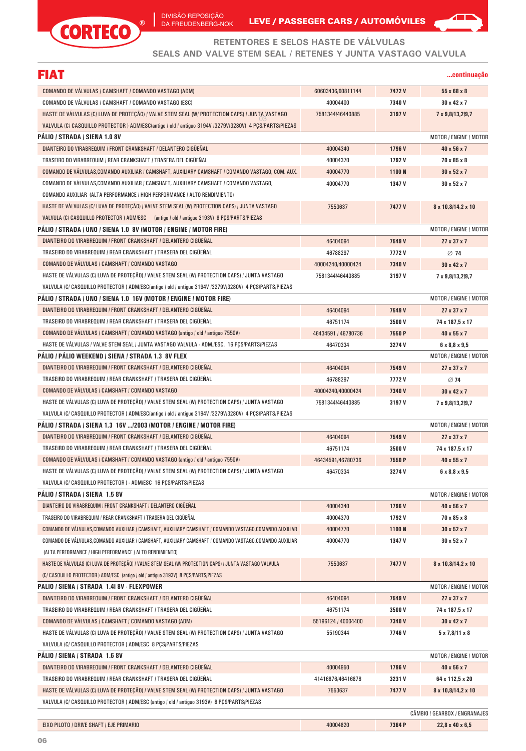# RETENTORES E SELOS HASTE DE VÁLVULAS
## SEALS AND VALVE STEM SEAL / RETENES Y JUNTA VASTAGO VALVULA

## FIAT

...continuação

| | | | |
|---|---|---|---|
| COMANDO DE VÁLVULAS / CAMSHAFT / COMANDO VASTAGO (ADM) | 60603436/60811144 | 7472 V | 55 x 68 x 8 |
| COMANDO DE VÁLVULAS / CAMSHAFT / COMANDO VASTAGO (ESC) | 40004400 | 7340 V | 30 x 42 x 7 |
| HASTE DE VÁLVULAS (C/ LUVA DE PROTEÇÃO) / VALVE STEM SEAL (W/ PROTECTION CAPS) / JUNTA VASTAGO VALVULA (C/ CASQUILLO PROTECTOR ) ADM/ESC(antigo / old / antiguo 3194V /3279V/3280V) 4 PÇS/PARTS/PIEZAS | 7581344/46440885 | 3197 V | 7 x 9,8/13,2/9,7 |
| **PÁLIO / STRADA / SIENA 1.0 8V** | | | MOTOR / ENGINE / MOTOR |
| DIANTEIRO DO VIRABREQUIM / FRONT CRANKSHAFT / DELANTERO CIGÜEÑAL | 40004340 | 1796 V | 40 x 56 x 7 |
| TRASEIRO DO VIRABREQUIM / REAR CRANKSHAFT / TRASERA DEL CIGÜEÑAL | 40004370 | 1792 V | 70 x 85 x 8 |
| COMANDO DE VÁLVULAS,COMANDO AUXILIAR / CAMSHAFT, AUXILIARY CAMSHAFT / COMANDO VASTAGO, COM. AUX. | 40004770 | 1100 N | 30 x 52 x 7 |
| COMANDO DE VÁLVULAS,COMANDO AUXILIAR / CAMSHAFT, AUXILIARY CAMSHAFT / COMANDO VASTAGO, COMANDO AUXILIAR (ALTA PERFORMANCE / HIGH PERFORMANCE / ALTO RENDIMIENTO) | 40004770 | 1347 V | 30 x 52 x 7 |
| HASTE DE VÁLVULAS (C/ LUVA DE PROTEÇÃO) / VALVE STEM SEAL (W/ PROTECTION CAPS) / JUNTA VASTAGO VALVULA (C/ CASQUILLO PROTECTOR ) ADM/ESC (antigo / old / antiguo 3193V) 8 PÇS/PARTS/PIEZAS | 7553637 | 7477 V | 8 x 10,8/14,2 x 10 |
| **PÁLIO / STRADA / UNO / SIENA 1.0 8V (MOTOR / ENGINE / MOTOR FIRE)** | | | MOTOR / ENGINE / MOTOR |
| DIANTEIRO DO VIRABREQUIM / FRONT CRANKSHAFT / DELANTERO CIGÜEÑAL | 46404094 | 7549 V | 27 x 37 x 7 |
| TRASEIRO DO VIRABREQUIM / REAR CRANKSHAFT / TRASERA DEL CIGÜEÑAL | 46788297 | 7772 V | ∅ 74 |
| COMANDO DE VÁLVULAS / CAMSHAFT / COMANDO VASTAGO | 40004240/40000424 | 7340 V | 30 x 42 x 7 |
| HASTE DE VÁLVULAS (C/ LUVA DE PROTEÇÃO) / VALVE STEM SEAL (W/ PROTECTION CAPS) / JUNTA VASTAGO VALVULA (C/ CASQUILLO PROTECTOR ) ADM/ESC(antigo / old / antiguo 3194V /3279V/3280V) 4 PÇS/PARTS/PIEZAS | 7581344/46440885 | 3197 V | 7 x 9,8/13,2/9,7 |
| **PÁLIO / STRADA / UNO / SIENA 1.0 16V (MOTOR / ENGINE / MOTOR FIRE)** | | | MOTOR / ENGINE / MOTOR |
| DIANTEIRO DO VIRABREQUIM / FRONT CRANKSHAFT / DELANTERO CIGÜEÑAL | 46404094 | 7549 V | 27 x 37 x 7 |
| TRASEIRO DO VIRABREQUIM / REAR CRANKSHAFT / TRASERA DEL CIGÜEÑAL | 46751174 | 3500 V | 74 x 187,5 x 17 |
| COMANDO DE VÁLVULAS / CAMSHAFT / COMANDO VASTAGO (antigo / old / antiguo 7550V) | 46434591 / 46780736 | 7550 P | 40 x 55 x 7 |
| HASTE DE VÁLVULAS / VALVE STEM SEAL / JUNTA VASTAGO VALVULA - ADM./ESC. 16 PÇS/PARTS/PIEZAS | 46470334 | 3274 V | 6 x 8,8 x 9,5 |
| **PÁLIO / PÁLIO WEEKEND / SIENA / STRADA 1.3 8V FLEX** | | | MOTOR / ENGINE / MOTOR |
| DIANTEIRO DO VIRABREQUIM / FRONT CRANKSHAFT / DELANTERO CIGÜEÑAL | 46404094 | 7549 V | 27 x 37 x 7 |
| TRASEIRO DO VIRABREQUIM / REAR CRANKSHAFT / TRASERA DEL CIGÜEÑAL | 46788297 | 7772 V | ∅ 74 |
| COMANDO DE VÁLVULAS / CAMSHAFT / COMANDO VASTAGO | 40004240/40000424 | 7340 V | 30 x 42 x 7 |
| HASTE DE VÁLVULAS (C/ LUVA DE PROTEÇÃO) / VALVE STEM SEAL (W/ PROTECTION CAPS) / JUNTA VASTAGO VALVULA (C/ CASQUILLO PROTECTOR ) ADM/ESC(antigo / old / antiguo 3194V /3279V/3280V) 4 PÇS/PARTS/PIEZAS | 7581344/46440885 | 3197 V | 7 x 9,8/13,2/9,7 |
| **PÁLIO / STRADA / SIENA 1.3 16V .../2003 (MOTOR / ENGINE / MOTOR FIRE)** | | | MOTOR / ENGINE / MOTOR |
| DIANTEIRO DO VIRABREQUIM / FRONT CRANKSHAFT / DELANTERO CIGÜEÑAL | 46404094 | 7549 V | 27 x 37 x 7 |
| TRASEIRO DO VIRABREQUIM / REAR CRANKSHAFT / TRASERA DEL CIGÜEÑAL | 46751174 | 3500 V | 74 x 187,5 x 17 |
| COMANDO DE VÁLVULAS / CAMSHAFT / COMANDO VASTAGO (antigo / old / antiguo 7550V) | 46434591/46780736 | 7550 P | 40 x 55 x 7 |
| HASTE DE VÁLVULAS (C/ LUVA DE PROTEÇÃO) / VALVE STEM SEAL (W/ PROTECTION CAPS) / JUNTA VASTAGO VALVULA (C/ CASQUILLO PROTECTOR ) - ADM/ESC 16 PÇS/PARTS/PIEZAS | 46470334 | 3274 V | 6 x 8,8 x 9,5 |
| **PÁLIO / STRADA / SIENA 1.5 8V** | | | MOTOR / ENGINE / MOTOR |
| DIANTEIRO DO VIRABREQUIM / FRONT CRANKSHAFT / DELANTERO CIGÜEÑAL | 40004340 | 1796 V | 40 x 56 x 7 |
| TRASEIRO DO VIRABREQUIM / REAR CRANKSHAFT / TRASERA DEL CIGÜEÑAL | 40004370 | 1792 V | 70 x 85 x 8 |
| COMANDO DE VÁLVULAS,COMANDO AUXILIAR / CAMSHAFT, AUXILIARY CAMSHAFT / COMANDO VASTAGO,COMANDO AUXILIAR | 40004770 | 1100 N | 30 x 52 x 7 |
| COMANDO DE VÁLVULAS,COMANDO AUXILIAR / CAMSHAFT, AUXILIARY CAMSHAFT / COMANDO VASTAGO,COMANDO AUXILIAR (ALTA PERFORMANCE / HIGH PERFORMANCE / ALTO RENDIMIENTO) | 40004770 | 1347 V | 30 x 52 x 7 |
| HASTE DE VÁLVULAS (C/ LUVA DE PROTEÇÃO) / VALVE STEM SEAL (W/ PROTECTION CAPS) / JUNTA VASTAGO VALVULA (C/ CASQUILLO PROTECTOR ) ADM/ESC (antigo / old / antiguo 3193V) 8 PÇS/PARTS/PIEZAS | 7553637 | 7477 V | 8 x 10,8/14,2 x 10 |
| **PALIO / SIENA / STRADA 1.4I 8V - FLEXPOWER** | | | MOTOR / ENGINE / MOTOR |
| DIANTEIRO DO VIRABREQUIM / FRONT CRANKSHAFT / DELANTERO CIGÜEÑAL | 46404094 | 7549 V | 27 x 37 x 7 |
| TRASEIRO DO VIRABREQUIM / REAR CRANKSHAFT / TRASERA DEL CIGÜEÑAL | 46751174 | 3500 V | 74 x 187,5 x 17 |
| COMANDO DE VÁLVULAS / CAMSHAFT / COMANDO VASTAGO (ADM) | 55196124 / 40004400 | 7340 V | 30 x 42 x 7 |
| HASTE DE VÁLVULAS (C/ LUVA DE PROTEÇÃO) / VALVE STEM SEAL (W/ PROTECTION CAPS) / JUNTA VASTAGO VALVULA (C/ CASQUILLO PROTECTOR ) ADM/ESC 8 PÇS/PARTS/PIEZAS | 55190344 | 7746 V | 5 x 7,8/11 x 8 |
| **PÁLIO / SIENA / STRADA 1.6 8V** | | | MOTOR / ENGINE / MOTOR |
| DIANTEIRO DO VIRABREQUIM / FRONT CRANKSHAFT / DELANTERO CIGÜEÑAL | 40004950 | 1796 V | 40 x 56 x 7 |
| TRASEIRO DO VIRABREQUIM / REAR CRANKSHAFT / TRASERA DEL CIGÜEÑAL | 41416876/46416876 | 3231 V | 64 x 112,5 x 20 |
| HASTE DE VÁLVULAS (C/ LUVA DE PROTEÇÃO) / VALVE STEM SEAL (W/ PROTECTION CAPS) / JUNTA VASTAGO VALVULA (C/ CASQUILLO PROTECTOR ) ADM/ESC (antigo / old / antiguo 3193V) 8 PÇS/PARTS/PIEZAS | 7553637 | 7477 V | 8 x 10,8/14,2 x 10 |
| | | | CÂMBIO / GEARBOX / ENGRANAJES |
| EIXO PILOTO / DRIVE SHAFT / EJE PRIMARIO | 40004820 | 7364 P | 22,8 x 40 x 6,5 |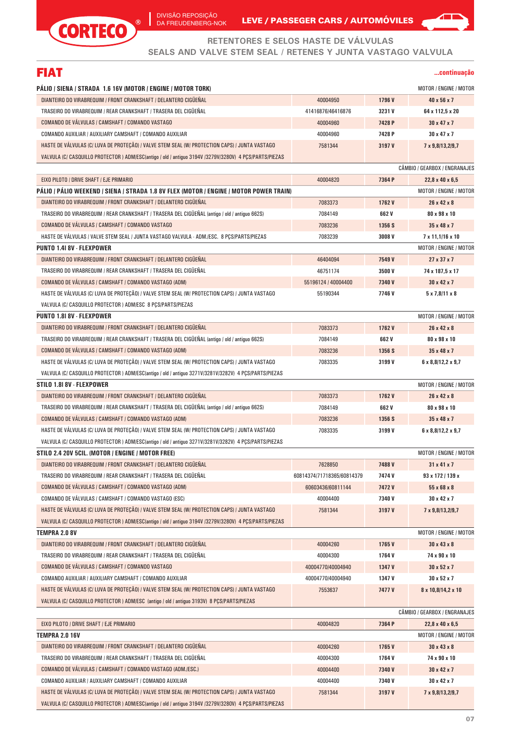# RETENTORES E SELOS HASTE DE VÁLVULAS
## SEALS AND VALVE STEM SEAL / RETENES Y JUNTA VASTAGO VALVULA

## FIAT

**...continuação**

| | | | |
|---|---|---|---|
| **PÁLIO / SIENA / STRADA 1.6 16V (MOTOR / ENGINE / MOTOR TORK)** | | | MOTOR / ENGINE / MOTOR |
| DIANTEIRO DO VIRABREQUIM / FRONT CRANKSHAFT / DELANTERO CIGÜEÑAL | 40004950 | **1796 V** | **40 x 56 x 7** |
| TRASEIRO DO VIRABREQUIM / REAR CRANKSHAFT / TRASERA DEL CIGÜEÑAL | 41416876/46416876 | **3231 V** | **64 x 112,5 x 20** |
| COMANDO DE VÁLVULAS / CAMSHAFT / COMANDO VASTAGO | 40004960 | **7428 P** | **30 x 47 x 7** |
| COMANDO AUXILIAR / AUXILIARY CAMSHAFT / COMANDO AUXILIAR | 40004960 | **7428 P** | **30 x 47 x 7** |
| HASTE DE VÁLVULAS (C/ LUVA DE PROTEÇÃO) / VALVE STEM SEAL (W/ PROTECTION CAPS) / JUNTA VASTAGO VALVULA (C/ CASQUILLO PROTECTOR ) ADM/ESC(antigo / old / antiguo 3194V /3279V/3280V) 4 PÇS/PARTS/PIEZAS | 7581344 | **3197 V** | **7 x 9,8/13,2/9,7** |
| | | | CÂMBIO / GEARBOX / ENGRANAJES |
| EIXO PILOTO / DRIVE SHAFT / EJE PRIMARIO | 40004820 | **7364 P** | **22,8 x 40 x 6,5** |
| **PÁLIO / PÁLIO WEEKEND / SIENA / STRADA 1.8 8V FLEX (MOTOR / ENGINE / MOTOR POWER TRAIN)** | | | MOTOR / ENGINE / MOTOR |
| DIANTEIRO DO VIRABREQUIM / FRONT CRANKSHAFT / DELANTERO CIGÜEÑAL | 7083373 | **1762 V** | **26 x 42 x 8** |
| TRASEIRO DO VIRABREQUIM / REAR CRANKSHAFT / TRASERA DEL CIGÜEÑAL (antigo / old / antiguo 662S) | 7084149 | **662 V** | **80 x 98 x 10** |
| COMANDO DE VÁLVULAS / CAMSHAFT / COMANDO VASTAGO | 7083236 | **1356 S** | **35 x 48 x 7** |
| HASTE DE VÁLVULAS / VALVE STEM SEAL / JUNTA VASTAGO VALVULA - ADM./ESC. 8 PÇS/PARTS/PIEZAS | 7083239 | **3008 V** | **7 x 11,1/16 x 10** |
| **PUNTO 1.4I 8V - FLEXPOWER** | | | MOTOR / ENGINE / MOTOR |
| DIANTEIRO DO VIRABREQUIM / FRONT CRANKSHAFT / DELANTERO CIGÜEÑAL | 46404094 | **7549 V** | **27 x 37 x 7** |
| TRASEIRO DO VIRABREQUIM / REAR CRANKSHAFT / TRASERA DEL CIGÜEÑAL | 46751174 | **3500 V** | **74 x 187,5 x 17** |
| COMANDO DE VÁLVULAS / CAMSHAFT / COMANDO VASTAGO (ADM) | 55196124 / 40004400 | **7340 V** | **30 x 42 x 7** |
| HASTE DE VÁLVULAS (C/ LUVA DE PROTEÇÃO) / VALVE STEM SEAL (W/ PROTECTION CAPS) / JUNTA VASTAGO VALVULA (C/ CASQUILLO PROTECTOR ) ADM/ESC 8 PÇS/PARTS/PIEZAS | 55190344 | **7746 V** | **5 x 7,8/11 x 8** |
| **PUNTO 1.8I 8V - FLEXPOWER** | | | MOTOR / ENGINE / MOTOR |
| DIANTEIRO DO VIRABREQUIM / FRONT CRANKSHAFT / DELANTERO CIGÜEÑAL | 7083373 | **1762 V** | **26 x 42 x 8** |
| TRASEIRO DO VIRABREQUIM / REAR CRANKSHAFT / TRASERA DEL CIGÜEÑAL (antigo / old / antiguo 662S) | 7084149 | **662 V** | **80 x 98 x 10** |
| COMANDO DE VÁLVULAS / CAMSHAFT / COMANDO VASTAGO (ADM) | 7083236 | **1356 S** | **35 x 48 x 7** |
| HASTE DE VÁLVULAS (C/ LUVA DE PROTEÇÃO) / VALVE STEM SEAL (W/ PROTECTION CAPS) / JUNTA VASTAGO VALVULA (C/ CASQUILLO PROTECTOR ) ADM/ESC(antigo / old / antiguo 3271V/3281V/3282V) 4 PÇS/PARTS/PIEZAS | 7083335 | **3199 V** | **6 x 8,8/12,2 x 9,7** |
| **STILO 1.8I 8V - FLEXPOWER** | | | MOTOR / ENGINE / MOTOR |
| DIANTEIRO DO VIRABREQUIM / FRONT CRANKSHAFT / DELANTERO CIGÜEÑAL | 7083373 | **1762 V** | **26 x 42 x 8** |
| TRASEIRO DO VIRABREQUIM / REAR CRANKSHAFT / TRASERA DEL CIGÜEÑAL (antigo / old / antiguo 662S) | 7084149 | **662 V** | **80 x 98 x 10** |
| COMANDO DE VÁLVULAS / CAMSHAFT / COMANDO VASTAGO (ADM) | 7083236 | **1356 S** | **35 x 48 x 7** |
| HASTE DE VÁLVULAS (C/ LUVA DE PROTEÇÃO) / VALVE STEM SEAL (W/ PROTECTION CAPS) / JUNTA VASTAGO VALVULA (C/ CASQUILLO PROTECTOR ) ADM/ESC(antigo / old / antiguo 3271V/3281V/3282V) 4 PÇS/PARTS/PIEZAS | 7083335 | **3199 V** | **6 x 8,8/12,2 x 9,7** |
| **STILO 2.4 20V 5CIL. (MOTOR / ENGINE / MOTOR FREE)** | | | MOTOR / ENGINE / MOTOR |
| DIANTEIRO DO VIRABREQUIM / FRONT CRANKSHAFT / DELANTERO CIGÜEÑAL | 7628850 | **7488 V** | **31 x 41 x 7** |
| TRASEIRO DO VIRABREQUIM / REAR CRANKSHAFT / TRASERA DEL CIGÜEÑAL | 60814374/71718365/60814379 | **7474 V** | **93 x 172 / 139 x** |
| COMANDO DE VÁLVULAS / CAMSHAFT / COMANDO VASTAGO (ADM) | 60603436/60811144 | **7472 V** | **55 x 68 x 8** |
| COMANDO DE VÁLVULAS / CAMSHAFT / COMANDO VASTAGO (ESC) | 40004400 | **7340 V** | **30 x 42 x 7** |
| HASTE DE VÁLVULAS (C/ LUVA DE PROTEÇÃO) / VALVE STEM SEAL (W/ PROTECTION CAPS) / JUNTA VASTAGO VALVULA (C/ CASQUILLO PROTECTOR ) ADM/ESC(antigo / old / antiguo 3194V /3279V/3280V) 4 PÇS/PARTS/PIEZAS | 7581344 | **3197 V** | **7 x 9,8/13,2/9,7** |
| **TEMPRA 2.0 8V** | | | MOTOR / ENGINE / MOTOR |
| DIANTEIRO DO VIRABREQUIM / FRONT CRANKSHAFT / DELANTERO CIGÜEÑAL | 40004260 | **1765 V** | **30 x 43 x 8** |
| TRASEIRO DO VIRABREQUIM / REAR CRANKSHAFT / TRASERA DEL CIGÜEÑAL | 40004300 | **1764 V** | **74 x 90 x 10** |
| COMANDO DE VÁLVULAS / CAMSHAFT / COMANDO VASTAGO | 40004770/40004940 | **1347 V** | **30 x 52 x 7** |
| COMANDO AUXILIAR / AUXILIARY CAMSHAFT / COMANDO AUXILIAR | 40004770/40004940 | **1347 V** | **30 x 52 x 7** |
| HASTE DE VÁLVULAS (C/ LUVA DE PROTEÇÃO) / VALVE STEM SEAL (W/ PROTECTION CAPS) / JUNTA VASTAGO VALVULA (C/ CASQUILLO PROTECTOR ) ADM/ESC (antigo / old / antiguo 3193V) 8 PÇS/PARTS/PIEZAS | 7553637 | **7477 V** | **8 x 10,8/14,2 x 10** |
| | | | CÂMBIO / GEARBOX / ENGRANAJES |
| EIXO PILOTO / DRIVE SHAFT / EJE PRIMARIO | 40004820 | **7364 P** | **22,8 x 40 x 6,5** |
| **TEMPRA 2.0 16V** | | | MOTOR / ENGINE / MOTOR |
| DIANTEIRO DO VIRABREQUIM / FRONT CRANKSHAFT / DELANTERO CIGÜEÑAL | 40004260 | **1765 V** | **30 x 43 x 8** |
| TRASEIRO DO VIRABREQUIM / REAR CRANKSHAFT / TRASERA DEL CIGÜEÑAL | 40004300 | **1764 V** | **74 x 90 x 10** |
| COMANDO DE VÁLVULAS / CAMSHAFT / COMANDO VASTAGO (ADM./ESC.) | 40004400 | **7340 V** | **30 x 42 x 7** |
| COMANDO AUXILIAR / AUXILIARY CAMSHAFT / COMANDO AUXILIAR | 40004400 | **7340 V** | **30 x 42 x 7** |
| HASTE DE VÁLVULAS (C/ LUVA DE PROTEÇÃO) / VALVE STEM SEAL (W/ PROTECTION CAPS) / JUNTA VASTAGO VALVULA (C/ CASQUILLO PROTECTOR ) ADM/ESC(antigo / old / antiguo 3194V /3279V/3280V) 4 PÇS/PARTS/PIEZAS | 7581344 | **3197 V** | **7 x 9,8/13,2/9,7** |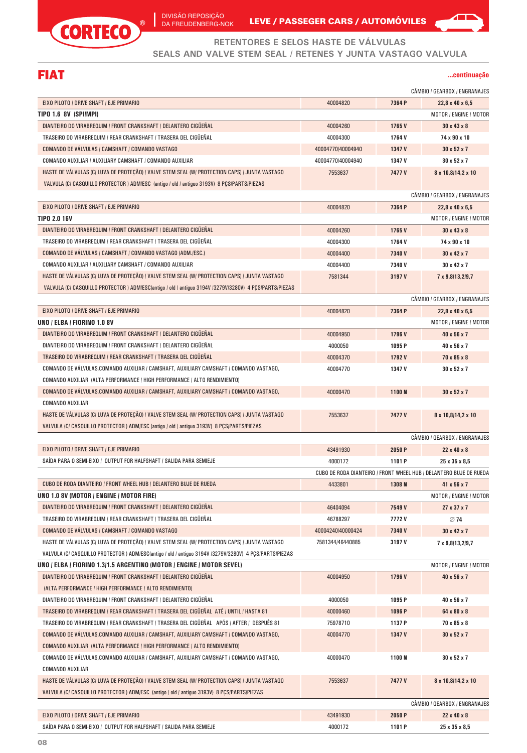# CORTECO

DIVISÃO REPOSIÇÃO DA FREUDENBERG-NOK

**LEVE / PASSEGER CARS / AUTOMÓVILES**

## RETENTORES E SELOS HASTE DE VÁLVULAS
## SEALS AND VALVE STEM SEAL / RETENES Y JUNTA VASTAGO VALVULA

# FIAT

**...continuação**

| | | | |
|---|---|---|---|
| | | | CÂMBIO / GEARBOX / ENGRANAJES |
| EIXO PILOTO / DRIVE SHAFT / EJE PRIMARIO | 40004820 | 7364 P | 22,8 x 40 x 6,5 |
| **TIPO 1.6 8V (SPI/MPI)** | | | MOTOR / ENGINE / MOTOR |
| DIANTEIRO DO VIRABREQUIM / FRONT CRANKSHAFT / DELANTERO CIGÜEÑAL | 40004260 | 1765 V | 30 x 43 x 8 |
| TRASEIRO DO VIRABREQUIM / REAR CRANKSHAFT / TRASERA DEL CIGÜEÑAL | 40004300 | 1764 V | 74 x 90 x 10 |
| COMANDO DE VÁLVULAS / CAMSHAFT / COMANDO VASTAGO | 40004770/40004940 | 1347 V | 30 x 52 x 7 |
| COMANDO AUXILIAR / AUXILIARY CAMSHAFT / COMANDO AUXILIAR | 40004770/40004940 | 1347 V | 30 x 52 x 7 |
| HASTE DE VÁLVULAS (C/ LUVA DE PROTEÇÃO) / VALVE STEM SEAL (W/ PROTECTION CAPS) / JUNTA VASTAGO VALVULA (C/ CASQUILLO PROTECTOR ) ADM/ESC (antigo / old / antiguo 3193V) 8 PÇS/PARTS/PIEZAS | 7553637 | 7477 V | 8 x 10,8/14,2 x 10 |
| | | | CÂMBIO / GEARBOX / ENGRANAJES |
| EIXO PILOTO / DRIVE SHAFT / EJE PRIMARIO | 40004820 | 7364 P | 22,8 x 40 x 6,5 |
| **TIPO 2.0 16V** | | | MOTOR / ENGINE / MOTOR |
| DIANTEIRO DO VIRABREQUIM / FRONT CRANKSHAFT / DELANTERO CIGÜEÑAL | 40004260 | 1765 V | 30 x 43 x 8 |
| TRASEIRO DO VIRABREQUIM / REAR CRANKSHAFT / TRASERA DEL CIGÜEÑAL | 40004300 | 1764 V | 74 x 90 x 10 |
| COMANDO DE VÁLVULAS / CAMSHAFT / COMANDO VASTAGO (ADM./ESC.) | 40004400 | 7340 V | 30 x 42 x 7 |
| COMANDO AUXILIAR / AUXILIARY CAMSHAFT / COMANDO AUXILIAR | 40004400 | 7340 V | 30 x 42 x 7 |
| HASTE DE VÁLVULAS (C/ LUVA DE PROTEÇÃO) / VALVE STEM SEAL (W/ PROTECTION CAPS) / JUNTA VASTAGO VALVULA (C/ CASQUILLO PROTECTOR ) ADM/ESC(antigo / old / antiguo 3194V /3279V/3280V) 4 PÇS/PARTS/PIEZAS | 7581344 | 3197 V | 7 x 9,8/13,2/9,7 |
| | | | CÂMBIO / GEARBOX / ENGRANAJES |
| EIXO PILOTO / DRIVE SHAFT / EJE PRIMARIO | 40004820 | 7364 P | 22,8 x 40 x 6,5 |
| **UNO / ELBA / FIORINO 1.0 8V** | | | MOTOR / ENGINE / MOTOR |
| DIANTEIRO DO VIRABREQUIM / FRONT CRANKSHAFT / DELANTERO CIGÜEÑAL | 40004950 | 1796 V | 40 x 56 x 7 |
| DIANTEIRO DO VIRABREQUIM / FRONT CRANKSHAFT / DELANTERO CIGÜEÑAL | 4000050 | 1095 P | 40 x 56 x 7 |
| TRASEIRO DO VIRABREQUIM / REAR CRANKSHAFT / TRASERA DEL CIGÜEÑAL | 40004370 | 1792 V | 70 x 85 x 8 |
| COMANDO DE VÁLVULAS,COMANDO AUXILIAR / CAMSHAFT, AUXILIARY CAMSHAFT / COMANDO VASTAGO, COMANDO AUXILIAR (ALTA PERFORMANCE / HIGH PERFORMANCE / ALTO RENDIMIENTO) | 40004770 | 1347 V | 30 x 52 x 7 |
| COMANDO DE VÁLVULAS,COMANDO AUXILIAR / CAMSHAFT, AUXILIARY CAMSHAFT / COMANDO VASTAGO, COMANDO AUXILIAR | 40000470 | 1100 N | 30 x 52 x 7 |
| HASTE DE VÁLVULAS (C/ LUVA DE PROTEÇÃO) / VALVE STEM SEAL (W/ PROTECTION CAPS) / JUNTA VASTAGO VALVULA (C/ CASQUILLO PROTECTOR ) ADM/ESC (antigo / old / antiguo 3193V) 8 PÇS/PARTS/PIEZAS | 7553637 | 7477 V | 8 x 10,8/14,2 x 10 |
| | | | CÂMBIO / GEARBOX / ENGRANAJES |
| EIXO PILOTO / DRIVE SHAFT / EJE PRIMARIO | 43491930 | 2050 P | 22 x 40 x 8 |
| SAÍDA PARA O SEMI-EIXO / OUTPUT FOR HALFSHAFT / SALIDA PARA SEMIEJE | 4000172 | 1101 P | 25 x 35 x 8,5 |
| | | | CUBO DE RODA DIANTEIRO / FRONT WHEEL HUB / DELANTERO BUJE DE RUEDA |
| CUBO DE RODA DIANTEIRO / FRONT WHEEL HUB / DELANTERO BUJE DE RUEDA | 4433801 | 1308 N | 41 x 56 x 7 |
| **UNO 1.0 8V (MOTOR / ENGINE / MOTOR FIRE)** | | | MOTOR / ENGINE / MOTOR |
| DIANTEIRO DO VIRABREQUIM / FRONT CRANKSHAFT / DELANTERO CIGÜEÑAL | 46404094 | 7549 V | 27 x 37 x 7 |
| TRASEIRO DO VIRABREQUIM / REAR CRANKSHAFT / TRASERA DEL CIGÜEÑAL | 46788297 | 7772 V | ∅ 74 |
| COMANDO DE VÁLVULAS / CAMSHAFT / COMANDO VASTAGO | 40004240/40000424 | 7340 V | 30 x 42 x 7 |
| HASTE DE VÁLVULAS (C/ LUVA DE PROTEÇÃO) / VALVE STEM SEAL (W/ PROTECTION CAPS) / JUNTA VASTAGO VALVULA (C/ CASQUILLO PROTECTOR ) ADM/ESC(antigo / old / antiguo 3194V /3279V/3280V) 4 PÇS/PARTS/PIEZAS | 7581344/46440885 | 3197 V | 7 x 9,8/13,2/9,7 |
| **UNO / ELBA / FIORINO 1.3/1.5 ARGENTINO (MOTOR / ENGINE / MOTOR SEVEL)** | | | MOTOR / ENGINE / MOTOR |
| DIANTEIRO DO VIRABREQUIM / FRONT CRANKSHAFT / DELANTERO CIGÜEÑAL (ALTA PERFORMANCE / HIGH PERFORMANCE / ALTO RENDIMIENTO) | 40004950 | 1796 V | 40 x 56 x 7 |
| DIANTEIRO DO VIRABREQUIM / FRONT CRANKSHAFT / DELANTERO CIGÜEÑAL | 4000050 | 1095 P | 40 x 56 x 7 |
| TRASEIRO DO VIRABREQUIM / REAR CRANKSHAFT / TRASERA DEL CIGÜEÑAL ATÉ / UNTIL / HASTA 81 | 40000460 | 1096 P | 64 x 80 x 8 |
| TRASEIRO DO VIRABREQUIM / REAR CRANKSHAFT / TRASERA DEL CIGÜEÑAL APÓS / AFTER / DESPUÉS 81 | 75978710 | 1137 P | 70 x 85 x 8 |
| COMANDO DE VÁLVULAS,COMANDO AUXILIAR / CAMSHAFT, AUXILIARY CAMSHAFT / COMANDO VASTAGO, COMANDO AUXILIAR (ALTA PERFORMANCE / HIGH PERFORMANCE / ALTO RENDIMIENTO) | 40004770 | 1347 V | 30 x 52 x 7 |
| COMANDO DE VÁLVULAS,COMANDO AUXILIAR / CAMSHAFT, AUXILIARY CAMSHAFT / COMANDO VASTAGO, COMANDO AUXILIAR | 40000470 | 1100 N | 30 x 52 x 7 |
| HASTE DE VÁLVULAS (C/ LUVA DE PROTEÇÃO) / VALVE STEM SEAL (W/ PROTECTION CAPS) / JUNTA VASTAGO VALVULA (C/ CASQUILLO PROTECTOR ) ADM/ESC (antigo / old / antiguo 3193V) 8 PÇS/PARTS/PIEZAS | 7553637 | 7477 V | 8 x 10,8/14,2 x 10 |
| | | | CÂMBIO / GEARBOX / ENGRANAJES |
| EIXO PILOTO / DRIVE SHAFT / EJE PRIMARIO | 43491930 | 2050 P | 22 x 40 x 8 |
| SAÍDA PARA O SEMI-EIXO / OUTPUT FOR HALFSHAFT / SALIDA PARA SEMIEJE | 4000172 | 1101 P | 25 x 35 x 8,5 |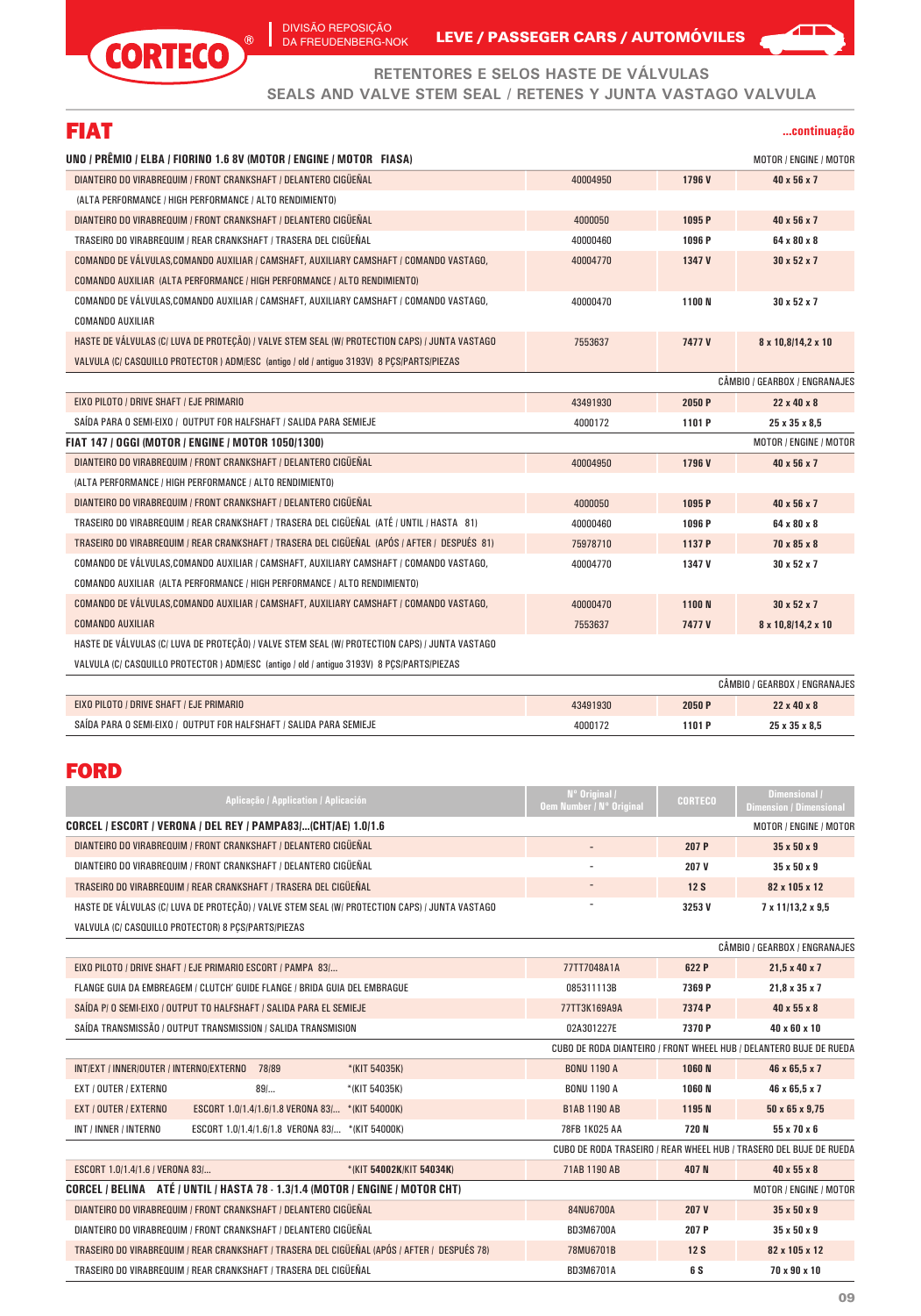## RETENTORES E SELOS HASTE DE VÁLVULAS
## SEALS AND VALVE STEM SEAL / RETENES Y JUNTA VASTAGO VALVULA

# FIAT

**...continuação**

| Aplicação / Application / Aplicación | Nº Original / Oem Number / Nº Original | CORTECO | Dimensional / Dimension / Dimensional |
|---|---|---|---|
| **UNO / PRÊMIO / ELBA / FIORINO 1.6 8V (MOTOR / ENGINE / MOTOR FIASA)** | | | MOTOR / ENGINE / MOTOR |
| DIANTEIRO DO VIRABREQUIM / FRONT CRANKSHAFT / DELANTERO CIGÜEÑAL | 40004950 | 1796 V | 40 x 56 x 7 |
| (ALTA PERFORMANCE / HIGH PERFORMANCE / ALTO RENDIMIENTO) | | | |
| DIANTEIRO DO VIRABREQUIM / FRONT CRANKSHAFT / DELANTERO CIGÜEÑAL | 4000050 | 1095 P | 40 x 56 x 7 |
| TRASEIRO DO VIRABREQUIM / REAR CRANKSHAFT / TRASERA DEL CIGÜEÑAL | 40000460 | 1096 P | 64 x 80 x 8 |
| COMANDO DE VÁLVULAS,COMANDO AUXILIAR / CAMSHAFT, AUXILIARY CAMSHAFT / COMANDO VASTAGO, COMANDO AUXILIAR (ALTA PERFORMANCE / HIGH PERFORMANCE / ALTO RENDIMIENTO) | 40004770 | 1347 V | 30 x 52 x 7 |
| COMANDO DE VÁLVULAS,COMANDO AUXILIAR / CAMSHAFT, AUXILIARY CAMSHAFT / COMANDO VASTAGO, COMANDO AUXILIAR | 40000470 | 1100 N | 30 x 52 x 7 |
| HASTE DE VÁLVULAS (C/ LUVA DE PROTEÇÃO) / VALVE STEM SEAL (W/ PROTECTION CAPS) / JUNTA VASTAGO VALVULA (C/ CASQUILLO PROTECTOR ) ADM/ESC (antigo / old / antiguo 3193V) 8 PÇS/PARTS/PIEZAS | 7553637 | 7477 V | 8 x 10,8/14,2 x 10 |
| | | | CÂMBIO / GEARBOX / ENGRANAJES |
| EIXO PILOTO / DRIVE SHAFT / EJE PRIMARIO | 43491930 | 2050 P | 22 x 40 x 8 |
| SAÍDA PARA O SEMI-EIXO / OUTPUT FOR HALFSHAFT / SALIDA PARA SEMIEJE | 4000172 | 1101 P | 25 x 35 x 8,5 |
| **FIAT 147 / OGGI (MOTOR / ENGINE / MOTOR 1050/1300)** | | | MOTOR / ENGINE / MOTOR |
| DIANTEIRO DO VIRABREQUIM / FRONT CRANKSHAFT / DELANTERO CIGÜEÑAL | 40004950 | 1796 V | 40 x 56 x 7 |
| (ALTA PERFORMANCE / HIGH PERFORMANCE / ALTO RENDIMIENTO) | | | |
| DIANTEIRO DO VIRABREQUIM / FRONT CRANKSHAFT / DELANTERO CIGÜEÑAL | 4000050 | 1095 P | 40 x 56 x 7 |
| TRASEIRO DO VIRABREQUIM / REAR CRANKSHAFT / TRASERA DEL CIGÜEÑAL (ATÉ / UNTIL / HASTA 81) | 40000460 | 1096 P | 64 x 80 x 8 |
| TRASEIRO DO VIRABREQUIM / REAR CRANKSHAFT / TRASERA DEL CIGÜEÑAL (APÓS / AFTER / DESPUÉS 81) | 75978710 | 1137 P | 70 x 85 x 8 |
| COMANDO DE VÁLVULAS,COMANDO AUXILIAR / CAMSHAFT, AUXILIARY CAMSHAFT / COMANDO VASTAGO, COMANDO AUXILIAR (ALTA PERFORMANCE / HIGH PERFORMANCE / ALTO RENDIMIENTO) | 40004770 | 1347 V | 30 x 52 x 7 |
| COMANDO DE VÁLVULAS,COMANDO AUXILIAR / CAMSHAFT, AUXILIARY CAMSHAFT / COMANDO VASTAGO, | 40000470 | 1100 N | 30 x 52 x 7 |
| COMANDO AUXILIAR | 7553637 | 7477 V | 8 x 10,8/14,2 x 10 |
| HASTE DE VÁLVULAS (C/ LUVA DE PROTEÇÃO) / VALVE STEM SEAL (W/ PROTECTION CAPS) / JUNTA VASTAGO VALVULA (C/ CASQUILLO PROTECTOR ) ADM/ESC (antigo / old / antiguo 3193V) 8 PÇS/PARTS/PIEZAS | | | |
| | | | CÂMBIO / GEARBOX / ENGRANAJES |
| EIXO PILOTO / DRIVE SHAFT / EJE PRIMARIO | 43491930 | 2050 P | 22 x 40 x 8 |
| SAÍDA PARA O SEMI-EIXO / OUTPUT FOR HALFSHAFT / SALIDA PARA SEMIEJE | 4000172 | 1101 P | 25 x 35 x 8,5 |

# FORD

| Aplicação / Application / Aplicación | Nº Original / Oem Number / Nº Original | CORTECO | Dimensional / Dimension / Dimensional |
|---|---|---|---|
| **CORCEL / ESCORT / VERONA / DEL REY / PAMPA83/...(CHT/AE) 1.0/1.6** | | | MOTOR / ENGINE / MOTOR |
| DIANTEIRO DO VIRABREQUIM / FRONT CRANKSHAFT / DELANTERO CIGÜEÑAL | - | 207 P | 35 x 50 x 9 |
| DIANTEIRO DO VIRABREQUIM / FRONT CRANKSHAFT / DELANTERO CIGÜEÑAL | - | 207 V | 35 x 50 x 9 |
| TRASEIRO DO VIRABREQUIM / REAR CRANKSHAFT / TRASERA DEL CIGÜEÑAL | - | 12 S | 82 x 105 x 12 |
| HASTE DE VÁLVULAS (C/ LUVA DE PROTEÇÃO) / VALVE STEM SEAL (W/ PROTECTION CAPS) / JUNTA VASTAGO VALVULA (C/ CASQUILLO PROTECTOR) 8 PÇS/PARTS/PIEZAS | - | 3253 V | 7 x 11/13,2 x 9,5 |
| | | | CÂMBIO / GEARBOX / ENGRANAJES |
| EIXO PILOTO / DRIVE SHAFT / EJE PRIMARIO ESCORT / PAMPA 83/... | 77TT7048A1A | 622 P | 21,5 x 40 x 7 |
| FLANGE GUIA DA EMBREAGEM / CLUTCH' GUIDE FLANGE / BRIDA GUIA DEL EMBRAGUE | 085311113B | 7369 P | 21,8 x 35 x 7 |
| SAÍDA P/ O SEMI-EIXO / OUTPUT TO HALFSHAFT / SALIDA PARA EL SEMIEJE | 77TT3K169A9A | 7374 P | 40 x 55 x 8 |
| SAÍDA TRANSMISSÃO / OUTPUT TRANSMISSION / SALIDA TRANSMISION | 02A301227E | 7370 P | 40 x 60 x 10 |
| | | | CUBO DE RODA DIANTEIRO / FRONT WHEEL HUB / DELANTERO BUJE DE RUEDA |
| INT/EXT / INNER/OUTER / INTERNO/EXTERNO 78/89 *(KIT 54035K) | BONU 1190 A | 1060 N | 46 x 65,5 x 7 |
| EXT / OUTER / EXTERNO 89/... *(KIT 54035K) | BONU 1190 A | 1060 N | 46 x 65,5 x 7 |
| EXT / OUTER / EXTERNO ESCORT 1.0/1.4/1.6/1.8 VERONA 83/... *(KIT 54000K) | B1AB 1190 AB | 1195 N | 50 x 65 x 9,75 |
| INT / INNER / INTERNO ESCORT 1.0/1.4/1.6/1.8 VERONA 83/... *(KIT 54000K) | 78FB 1K025 AA | 720 N | 55 x 70 x 6 |
| | | | CUBO DE RODA TRASEIRO / REAR WHEEL HUB / TRASERO DEL BUJE DE RUEDA |
| ESCORT 1.0/1.4/1.6 / VERONA 83/... *(KIT **54002K/KIT 54034K**) | 71AB 1190 AB | 407 N | 40 x 55 x 8 |
| **CORCEL / BELINA ATÉ / UNTIL / HASTA 78 - 1.3/1.4 (MOTOR / ENGINE / MOTOR CHT)** | | | MOTOR / ENGINE / MOTOR |
| DIANTEIRO DO VIRABREQUIM / FRONT CRANKSHAFT / DELANTERO CIGÜEÑAL | 84NU6700A | 207 V | 35 x 50 x 9 |
| DIANTEIRO DO VIRABREQUIM / FRONT CRANKSHAFT / DELANTERO CIGÜEÑAL | BD3M6700A | 207 P | 35 x 50 x 9 |
| TRASEIRO DO VIRABREQUIM / REAR CRANKSHAFT / TRASERA DEL CIGÜEÑAL (APÓS / AFTER / DESPUÉS 78) | 78MU6701B | 12 S | 82 x 105 x 12 |
| TRASEIRO DO VIRABREQUIM / REAR CRANKSHAFT / TRASERA DEL CIGÜEÑAL | BD3M6701A | 6 S | 70 x 90 x 10 |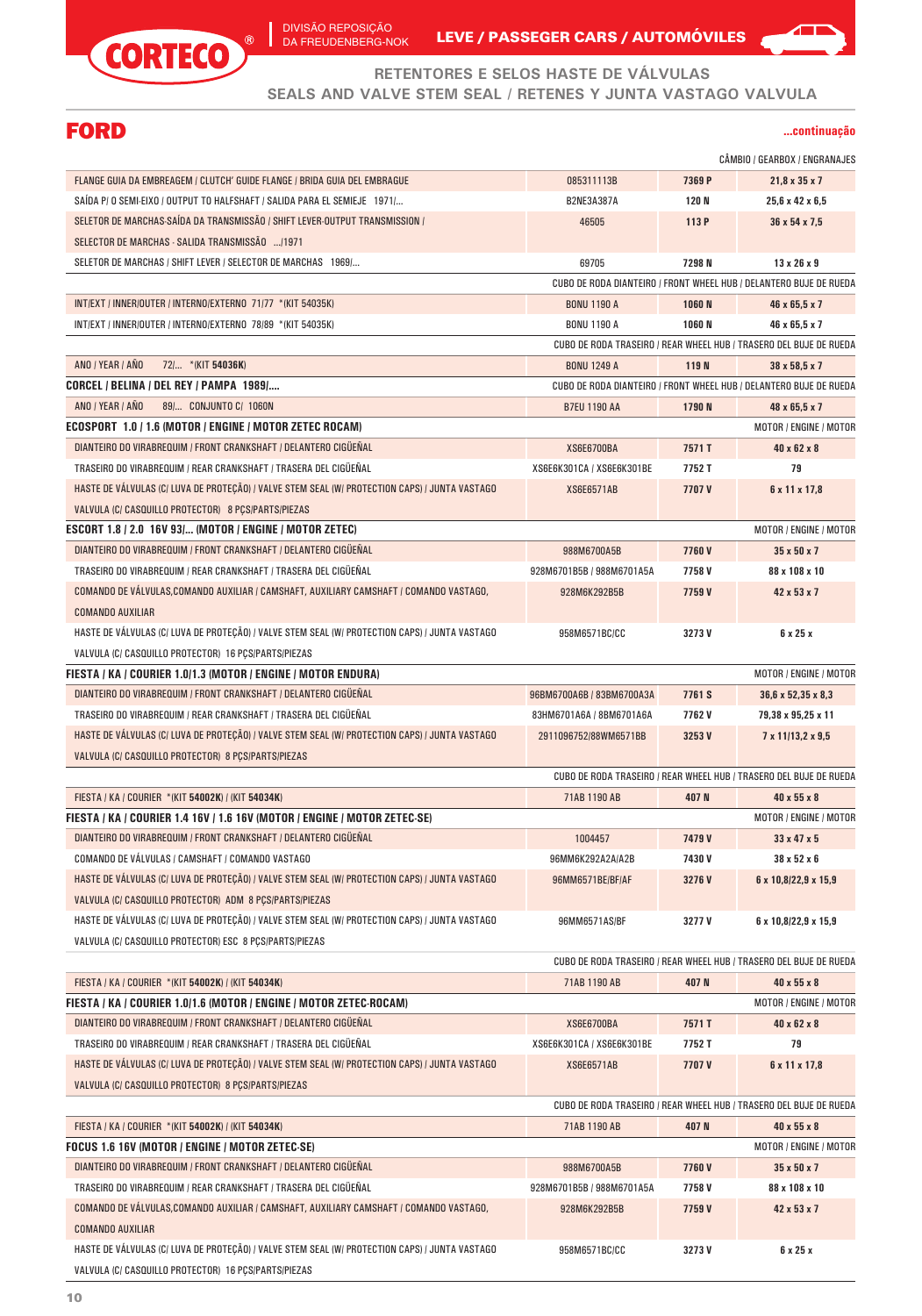# FORD

**...continuação**

| | | | CÂMBIO / GEARBOX / ENGRANAJES |
|---|---|---|---|
| FLANGE GUIA DA EMBREAGEM / CLUTCH' GUIDE FLANGE / BRIDA GUIA DEL EMBRAGUE | 085311113B | 7369 P | 21,8 x 35 x 7 |
| SAÍDA P/ O SEMI-EIXO / OUTPUT TO HALFSHAFT / SALIDA PARA EL SEMIEJE 1971/... | B2NE3A387A | 120 N | 25,6 x 42 x 6,5 |
| SELETOR DE MARCHAS-SAÍDA DA TRANSMISSÃO / SHIFT LEVER-OUTPUT TRANSMISSION / SELECTOR DE MARCHAS - SALIDA TRANSMISSÃO .../1971 | 46505 | 113 P | 36 x 54 x 7,5 |
| SELETOR DE MARCHAS / SHIFT LEVER / SELECTOR DE MARCHAS 1969/... | 69705 | 7298 N | 13 x 26 x 9 |
| | | | CUBO DE RODA DIANTEIRO / FRONT WHEEL HUB / DELANTERO BUJE DE RUEDA |
| INT/EXT / INNER/OUTER / INTERNO/EXTERNO 71/77 *(KIT 54035K) | BONU 1190 A | 1060 N | 46 x 65,5 x 7 |
| INT/EXT / INNER/OUTER / INTERNO/EXTERNO 78/89 *(KIT 54035K) | BONU 1190 A | 1060 N | 46 x 65,5 x 7 |
| | | | CUBO DE RODA TRASEIRO / REAR WHEEL HUB / TRASERO DEL BUJE DE RUEDA |
| ANO / YEAR / AÑO 72/... *(KIT **54036K**) | BONU 1249 A | 119 N | 38 x 58,5 x 7 |
| **CORCEL / BELINA / DEL REY / PAMPA 1989/....** | | | CUBO DE RODA DIANTEIRO / FRONT WHEEL HUB / DELANTERO BUJE DE RUEDA |
| ANO / YEAR / AÑO 89/... CONJUNTO C/ 1060N | B7EU 1190 AA | 1790 N | 48 x 65,5 x 7 |
| **ECOSPORT 1.0 / 1.6 (MOTOR / ENGINE / MOTOR ZETEC ROCAM)** | | | MOTOR / ENGINE / MOTOR |
| DIANTEIRO DO VIRABREQUIM / FRONT CRANKSHAFT / DELANTERO CIGÜEÑAL | XS6E6700BA | 7571 T | 40 x 62 x 8 |
| TRASEIRO DO VIRABREQUIM / REAR CRANKSHAFT / TRASERA DEL CIGÜEÑAL | XS6E6K301CA / XS6E6K301BE | 7752 T | 79 |
| HASTE DE VÁLVULAS (C/ LUVA DE PROTEÇÃO) / VALVE STEM SEAL (W/ PROTECTION CAPS) / JUNTA VASTAGO VALVULA (C/ CASQUILLO PROTECTOR) 8 PÇS/PARTS/PIEZAS | XS6E6571AB | 7707 V | 6 x 11 x 17,8 |
| **ESCORT 1.8 / 2.0 16V 93/... (MOTOR / ENGINE / MOTOR ZETEC)** | | | MOTOR / ENGINE / MOTOR |
| DIANTEIRO DO VIRABREQUIM / FRONT CRANKSHAFT / DELANTERO CIGÜEÑAL | 988M6700A5B | 7760 V | 35 x 50 x 7 |
| TRASEIRO DO VIRABREQUIM / REAR CRANKSHAFT / TRASERA DEL CIGÜEÑAL | 928M6701B5B / 988M6701A5A | 7758 V | 88 x 108 x 10 |
| COMANDO DE VÁLVULAS,COMANDO AUXILIAR / CAMSHAFT, AUXILIARY CAMSHAFT / COMANDO VASTAGO, COMANDO AUXILIAR | 928M6K292B5B | 7759 V | 42 x 53 x 7 |
| HASTE DE VÁLVULAS (C/ LUVA DE PROTEÇÃO) / VALVE STEM SEAL (W/ PROTECTION CAPS) / JUNTA VASTAGO VALVULA (C/ CASQUILLO PROTECTOR) 16 PÇS/PARTS/PIEZAS | 958M6571BC/CC | 3273 V | 6 x 25 x |
| **FIESTA / KA / COURIER 1.0/1.3 (MOTOR / ENGINE / MOTOR ENDURA)** | | | MOTOR / ENGINE / MOTOR |
| DIANTEIRO DO VIRABREQUIM / FRONT CRANKSHAFT / DELANTERO CIGÜEÑAL | 96BM6700A6B / 83BM6700A3A | 7761 S | 36,6 x 52,35 x 8,3 |
| TRASEIRO DO VIRABREQUIM / REAR CRANKSHAFT / TRASERA DEL CIGÜEÑAL | 83HM6701A6A / 8BM6701A6A | 7762 V | 79,38 x 95,25 x 11 |
| HASTE DE VÁLVULAS (C/ LUVA DE PROTEÇÃO) / VALVE STEM SEAL (W/ PROTECTION CAPS) / JUNTA VASTAGO VALVULA (C/ CASQUILLO PROTECTOR) 8 PÇS/PARTS/PIEZAS | 2911096752/88WM6571BB | 3253 V | 7 x 11/13,2 x 9,5 |
| | | | CUBO DE RODA TRASEIRO / REAR WHEEL HUB / TRASERO DEL BUJE DE RUEDA |
| FIESTA / KA / COURIER *(KIT **54002K**) / (KIT **54034K**) | 71AB 1190 AB | 407 N | 40 x 55 x 8 |
| **FIESTA / KA / COURIER 1.4 16V / 1.6 16V (MOTOR / ENGINE / MOTOR ZETEC-SE)** | | | MOTOR / ENGINE / MOTOR |
| DIANTEIRO DO VIRABREQUIM / FRONT CRANKSHAFT / DELANTERO CIGÜEÑAL | 1004457 | 7479 V | 33 x 47 x 5 |
| COMANDO DE VÁLVULAS / CAMSHAFT / COMANDO VASTAGO | 96MM6K292A2A/A2B | 7430 V | 38 x 52 x 6 |
| HASTE DE VÁLVULAS (C/ LUVA DE PROTEÇÃO) / VALVE STEM SEAL (W/ PROTECTION CAPS) / JUNTA VASTAGO VALVULA (C/ CASQUILLO PROTECTOR) ADM 8 PÇS/PARTS/PIEZAS | 96MM6571BE/BF/AF | 3276 V | 6 x 10,8/22,9 x 15,9 |
| HASTE DE VÁLVULAS (C/ LUVA DE PROTEÇÃO) / VALVE STEM SEAL (W/ PROTECTION CAPS) / JUNTA VASTAGO VALVULA (C/ CASQUILLO PROTECTOR) ESC 8 PÇS/PARTS/PIEZAS | 96MM6571AS/BF | 3277 V | 6 x 10,8/22,9 x 15,9 |
| | | | CUBO DE RODA TRASEIRO / REAR WHEEL HUB / TRASERO DEL BUJE DE RUEDA |
| FIESTA / KA / COURIER *(KIT **54002K**) / (KIT **54034K**) | 71AB 1190 AB | 407 N | 40 x 55 x 8 |
| **FIESTA / KA / COURIER 1.0/1.6 (MOTOR / ENGINE / MOTOR ZETEC-ROCAM)** | | | MOTOR / ENGINE / MOTOR |
| DIANTEIRO DO VIRABREQUIM / FRONT CRANKSHAFT / DELANTERO CIGÜEÑAL | XS6E6700BA | 7571 T | 40 x 62 x 8 |
| TRASEIRO DO VIRABREQUIM / REAR CRANKSHAFT / TRASERA DEL CIGÜEÑAL | XS6E6K301CA / XS6E6K301BE | 7752 T | 79 |
| HASTE DE VÁLVULAS (C/ LUVA DE PROTEÇÃO) / VALVE STEM SEAL (W/ PROTECTION CAPS) / JUNTA VASTAGO VALVULA (C/ CASQUILLO PROTECTOR) 8 PÇS/PARTS/PIEZAS | XS6E6571AB | 7707 V | 6 x 11 x 17,8 |
| | | | CUBO DE RODA TRASEIRO / REAR WHEEL HUB / TRASERO DEL BUJE DE RUEDA |
| FIESTA / KA / COURIER *(KIT **54002K**) / (KIT **54034K**) | 71AB 1190 AB | 407 N | 40 x 55 x 8 |
| **FOCUS 1.6 16V (MOTOR / ENGINE / MOTOR ZETEC-SE)** | | | MOTOR / ENGINE / MOTOR |
| DIANTEIRO DO VIRABREQUIM / FRONT CRANKSHAFT / DELANTERO CIGÜEÑAL | 988M6700A5B | 7760 V | 35 x 50 x 7 |
| TRASEIRO DO VIRABREQUIM / REAR CRANKSHAFT / TRASERA DEL CIGÜEÑAL | 928M6701B5B / 988M6701A5A | 7758 V | 88 x 108 x 10 |
| COMANDO DE VÁLVULAS,COMANDO AUXILIAR / CAMSHAFT, AUXILIARY CAMSHAFT / COMANDO VASTAGO, COMANDO AUXILIAR | 928M6K292B5B | 7759 V | 42 x 53 x 7 |
| HASTE DE VÁLVULAS (C/ LUVA DE PROTEÇÃO) / VALVE STEM SEAL (W/ PROTECTION CAPS) / JUNTA VASTAGO VALVULA (C/ CASQUILLO PROTECTOR) 16 PÇS/PARTS/PIEZAS | 958M6571BC/CC | 3273 V | 6 x 25 x |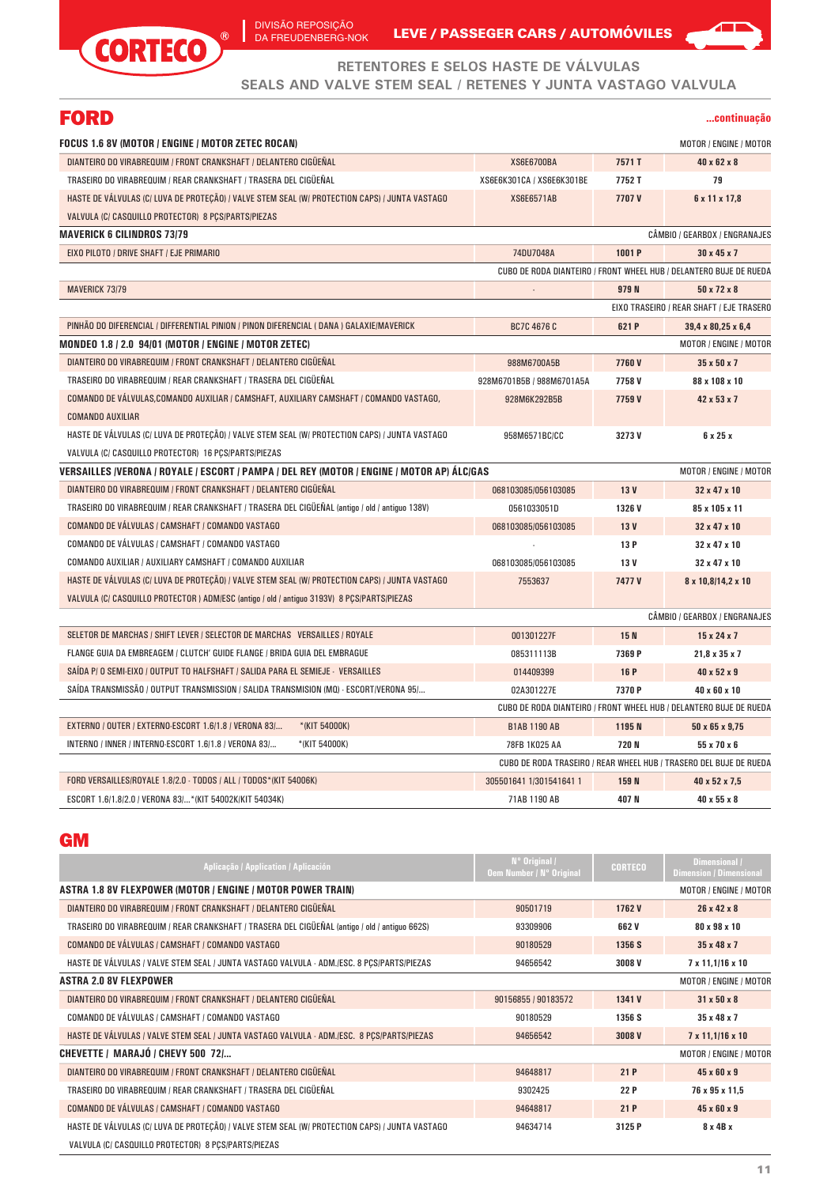## RETENTORES E SELOS HASTE DE VÁLVULAS
## SEALS AND VALVE STEM SEAL / RETENES Y JUNTA VASTAGO VALVULA

# FORD

**...continuação**

| Aplicação / Application / Aplicación | Nº Original / Oem Number / Nº Original | CORTECO | Dimensional / Dimension / Dimensional |
|---|---|---|---|
| **FOCUS 1.6 8V (MOTOR / ENGINE / MOTOR ZETEC ROCAN)** | | | MOTOR / ENGINE / MOTOR |
| DIANTEIRO DO VIRABREQUIM / FRONT CRANKSHAFT / DELANTERO CIGÜEÑAL | XS6E6700BA | 7571 T | 40 x 62 x 8 |
| TRASEIRO DO VIRABREQUIM / REAR CRANKSHAFT / TRASERA DEL CIGÜEÑAL | XS6E6K301CA / XS6E6K301BE | 7752 T | 79 |
| HASTE DE VÁLVULAS (C/ LUVA DE PROTEÇÃO) / VALVE STEM SEAL (W/ PROTECTION CAPS) / JUNTA VASTAGO VALVULA (C/ CASQUILLO PROTECTOR) 8 PÇS/PARTS/PIEZAS | XS6E6571AB | 7707 V | 6 x 11 x 17,8 |
| **MAVERICK 6 CILINDROS 73/79** | | | CÂMBIO / GEARBOX / ENGRANAJES |
| EIXO PILOTO / DRIVE SHAFT / EJE PRIMARIO | 74DU7048A | 1001 P | 30 x 45 x 7 |
| | CUBO DE RODA DIANTEIRO / FRONT WHEEL HUB / DELANTERO BUJE DE RUEDA | | |
| MAVERICK 73/79 | - | 979 N | 50 x 72 x 8 |
| | | | EIXO TRASEIRO / REAR SHAFT / EJE TRASERO |
| PINHÃO DO DIFERENCIAL / DIFFERENTIAL PINION / PINON DIFERENCIAL ( DANA ) GALAXIE/MAVERICK | BC7C 4676 C | 621 P | 39,4 x 80,25 x 6,4 |
| **MONDEO 1.8 / 2.0 94/01 (MOTOR / ENGINE / MOTOR ZETEC)** | | | MOTOR / ENGINE / MOTOR |
| DIANTEIRO DO VIRABREQUIM / FRONT CRANKSHAFT / DELANTERO CIGÜEÑAL | 988M6700A5B | 7760 V | 35 x 50 x 7 |
| TRASEIRO DO VIRABREQUIM / REAR CRANKSHAFT / TRASERA DEL CIGÜEÑAL | 928M6701B5B / 988M6701A5A | 7758 V | 88 x 108 x 10 |
| COMANDO DE VÁLVULAS,COMANDO AUXILIAR / CAMSHAFT, AUXILIARY CAMSHAFT / COMANDO VASTAGO, COMANDO AUXILIAR | 928M6K292B5B | 7759 V | 42 x 53 x 7 |
| HASTE DE VÁLVULAS (C/ LUVA DE PROTEÇÃO) / VALVE STEM SEAL (W/ PROTECTION CAPS) / JUNTA VASTAGO VALVULA (C/ CASQUILLO PROTECTOR) 16 PÇS/PARTS/PIEZAS | 958M6571BC/CC | 3273 V | 6 x 25 x |
| **VERSAILLES /VERONA / ROYALE / ESCORT / PAMPA / DEL REY (MOTOR / ENGINE / MOTOR AP) ÁLC/GAS** | | | MOTOR / ENGINE / MOTOR |
| DIANTEIRO DO VIRABREQUIM / FRONT CRANKSHAFT / DELANTERO CIGÜEÑAL | 068103085/056103085 | 13 V | 32 x 47 x 10 |
| TRASEIRO DO VIRABREQUIM / REAR CRANKSHAFT / TRASERA DEL CIGÜEÑAL (antigo / old / antiguo 138V) | 0561033051D | 1326 V | 85 x 105 x 11 |
| COMANDO DE VÁLVULAS / CAMSHAFT / COMANDO VASTAGO | 068103085/056103085 | 13 V | 32 x 47 x 10 |
| COMANDO DE VÁLVULAS / CAMSHAFT / COMANDO VASTAGO | - | 13 P | 32 x 47 x 10 |
| COMANDO AUXILIAR / AUXILIARY CAMSHAFT / COMANDO AUXILIAR | 068103085/056103085 | 13 V | 32 x 47 x 10 |
| HASTE DE VÁLVULAS (C/ LUVA DE PROTEÇÃO) / VALVE STEM SEAL (W/ PROTECTION CAPS) / JUNTA VASTAGO VALVULA (C/ CASQUILLO PROTECTOR ) ADM/ESC (antigo / old / antiguo 3193V) 8 PÇS/PARTS/PIEZAS | 7553637 | 7477 V | 8 x 10,8/14,2 x 10 |
| | | | CÂMBIO / GEARBOX / ENGRANAJES |
| SELETOR DE MARCHAS / SHIFT LEVER / SELECTOR DE MARCHAS VERSAILLES / ROYALE | 001301227F | 15 N | 15 x 24 x 7 |
| FLANGE GUIA DA EMBREAGEM / CLUTCH' GUIDE FLANGE / BRIDA GUIA DEL EMBRAGUE | 085311113B | 7369 P | 21,8 x 35 x 7 |
| SAÍDA P/ O SEMI-EIXO / OUTPUT TO HALFSHAFT / SALIDA PARA EL SEMIEJE - VERSAILLES | 014409399 | 16 P | 40 x 52 x 9 |
| SAÍDA TRANSMISSÃO / OUTPUT TRANSMISSION / SALIDA TRANSMISION (MQ) - ESCORT/VERONA 95/... | 02A301227E | 7370 P | 40 x 60 x 10 |
| | CUBO DE RODA DIANTEIRO / FRONT WHEEL HUB / DELANTERO BUJE DE RUEDA | | |
| EXTERNO / OUTER / EXTERNO-ESCORT 1.6/1.8 / VERONA 83/... *(KIT 54000K) | B1AB 1190 AB | 1195 N | 50 x 65 x 9,75 |
| INTERNO / INNER / INTERNO-ESCORT 1.6/1.8 / VERONA 83/... *(KIT 54000K) | 78FB 1K025 AA | 720 N | 55 x 70 x 6 |
| | CUBO DE RODA TRASEIRO / REAR WHEEL HUB / TRASERO DEL BUJE DE RUEDA | | |
| FORD VERSAILLES/ROYALE 1.8/2.0 - TODOS / ALL / TODOS*(KIT 54006K) | 305501641 1/301541641 1 | 159 N | 40 x 52 x 7,5 |
| ESCORT 1.6/1.8/2.0 / VERONA 83/...*(KIT 54002K/KIT 54034K) | 71AB 1190 AB | 407 N | 40 x 55 x 8 |

# GM

| Aplicação / Application / Aplicación | Nº Original / Oem Number / Nº Original | CORTECO | Dimensional / Dimension / Dimensional |
|---|---|---|---|
| **ASTRA 1.8 8V FLEXPOWER (MOTOR / ENGINE / MOTOR POWER TRAIN)** | | | MOTOR / ENGINE / MOTOR |
| DIANTEIRO DO VIRABREQUIM / FRONT CRANKSHAFT / DELANTERO CIGÜEÑAL | 90501719 | 1762 V | 26 x 42 x 8 |
| TRASEIRO DO VIRABREQUIM / REAR CRANKSHAFT / TRASERA DEL CIGÜEÑAL (antigo / old / antiguo 662S) | 93309906 | 662 V | 80 x 98 x 10 |
| COMANDO DE VÁLVULAS / CAMSHAFT / COMANDO VASTAGO | 90180529 | 1356 S | 35 x 48 x 7 |
| HASTE DE VÁLVULAS / VALVE STEM SEAL / JUNTA VASTAGO VALVULA - ADM./ESC. 8 PÇS/PARTS/PIEZAS | 94656542 | 3008 V | 7 x 11,1/16 x 10 |
| **ASTRA 2.0 8V FLEXPOWER** | | | MOTOR / ENGINE / MOTOR |
| DIANTEIRO DO VIRABREQUIM / FRONT CRANKSHAFT / DELANTERO CIGÜEÑAL | 90156855 / 90183572 | 1341 V | 31 x 50 x 8 |
| COMANDO DE VÁLVULAS / CAMSHAFT / COMANDO VASTAGO | 90180529 | 1356 S | 35 x 48 x 7 |
| HASTE DE VÁLVULAS / VALVE STEM SEAL / JUNTA VASTAGO VALVULA - ADM./ESC. 8 PÇS/PARTS/PIEZAS | 94656542 | 3008 V | 7 x 11,1/16 x 10 |
| **CHEVETTE / MARAJÓ / CHEVY 500 72/...** | | | MOTOR / ENGINE / MOTOR |
| DIANTEIRO DO VIRABREQUIM / FRONT CRANKSHAFT / DELANTERO CIGÜEÑAL | 94648817 | 21 P | 45 x 60 x 9 |
| TRASEIRO DO VIRABREQUIM / REAR CRANKSHAFT / TRASERA DEL CIGÜEÑAL | 9302425 | 22 P | 76 x 95 x 11,5 |
| COMANDO DE VÁLVULAS / CAMSHAFT / COMANDO VASTAGO | 94648817 | 21 P | 45 x 60 x 9 |
| HASTE DE VÁLVULAS (C/ LUVA DE PROTEÇÃO) / VALVE STEM SEAL (W/ PROTECTION CAPS) / JUNTA VASTAGO VALVULA (C/ CASQUILLO PROTECTOR) 8 PÇS/PARTS/PIEZAS | 94634714 | 3125 P | 8 x 48 x |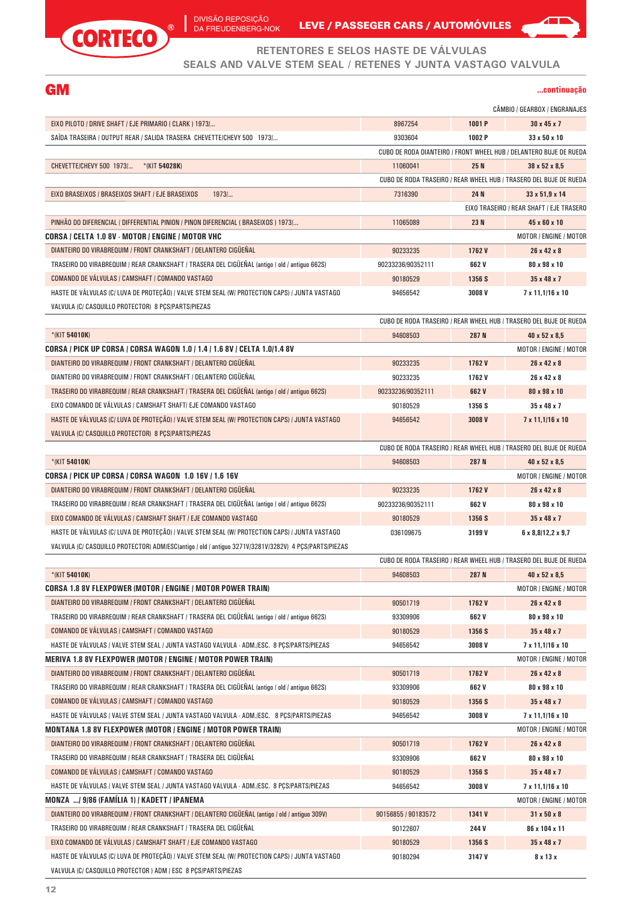# CORTECO®

DIVISÃO REPOSIÇÃO DA FREUDENBERG-NOK

**LEVE / PASSEGER CARS / AUTOMÓVILES**

## RETENTORES E SELOS HASTE DE VÁLVULAS
## SEALS AND VALVE STEM SEAL / RETENES Y JUNTA VASTAGO VALVULA

# GM

**...continuação**

| Aplicação | Nº Original | Corteco | Medidas |
|---|---|---|---|
| | | | CÂMBIO / GEARBOX / ENGRANAJES |
| EIXO PILOTO / DRIVE SHAFT / EJE PRIMARIO ( CLARK ) 1973/... | 8967254 | **1001 P** | **30 x 45 x 7** |
| SAÍDA TRASEIRA / OUTPUT REAR / SALIDA TRASERA CHEVETTE/CHEVY 500 1973/... | 9303604 | **1002 P** | **33 x 50 x 10** |
| | CUBO DE RODA DIANTEIRO / FRONT WHEEL HUB / DELANTERO BUJE DE RUEDA | | |
| CHEVETTE/CHEVY 500 1973/... *(KIT **54028K**) | 11060041 | **25 N** | **38 x 52 x 8,5** |
| | CUBO DE RODA TRASEIRO / REAR WHEEL HUB / TRASERO DEL BUJE DE RUEDA | | |
| EIXO BRASEIXOS / BRASEIXOS SHAFT / EJE BRASEIXOS 1973/... | 7316390 | **24 N** | **33 x 51,9 x 14** |
| | | | EIXO TRASEIRO / REAR SHAFT / EJE TRASERO |
| PINHÃO DO DIFERENCIAL / DIFFERENTIAL PINION / PINON DIFERENCIAL ( BRASEIXOS ) 1973/... | 11065089 | **23 N** | **45 x 60 x 10** |
| **CORSA / CELTA 1.0 8V - MOTOR / ENGINE / MOTOR VHC** | | | MOTOR / ENGINE / MOTOR |
| DIANTEIRO DO VIRABREQUIM / FRONT CRANKSHAFT / DELANTERO CIGÜEÑAL | 90233235 | **1762 V** | **26 x 42 x 8** |
| TRASEIRO DO VIRABREQUIM / REAR CRANKSHAFT / TRASERA DEL CIGÜEÑAL (antigo / old / antiguo 662S) | 90233236/90352111 | **662 V** | **80 x 98 x 10** |
| COMANDO DE VÁLVULAS / CAMSHAFT / COMANDO VASTAGO | 90180529 | **1356 S** | **35 x 48 x 7** |
| HASTE DE VÁLVULAS (C/ LUVA DE PROTEÇÃO) / VALVE STEM SEAL (W/ PROTECTION CAPS) / JUNTA VASTAGO VALVULA (C/ CASQUILLO PROTECTOR) 8 PÇS/PARTS/PIEZAS | 94656542 | **3008 V** | **7 x 11,1/16 x 10** |
| | CUBO DE RODA TRASEIRO / REAR WHEEL HUB / TRASERO DEL BUJE DE RUEDA | | |
| *(KIT **54010K**) | 94608503 | **287 N** | **40 x 52 x 8,5** |
| **CORSA / PICK UP CORSA / CORSA WAGON 1.0 / 1.4 / 1.6 8V / CELTA 1.0/1.4 8V** | | | MOTOR / ENGINE / MOTOR |
| DIANTEIRO DO VIRABREQUIM / FRONT CRANKSHAFT / DELANTERO CIGÜEÑAL | 90233235 | **1762 V** | **26 x 42 x 8** |
| DIANTEIRO DO VIRABREQUIM / FRONT CRANKSHAFT / DELANTERO CIGÜEÑAL | 90233235 | **1762 V** | **26 x 42 x 8** |
| TRASEIRO DO VIRABREQUIM / REAR CRANKSHAFT / TRASERA DEL CIGÜEÑAL (antigo / old / antiguo 662S) | 90233236/90352111 | **662 V** | **80 x 98 x 10** |
| EIXO COMANDO DE VÁLVULAS / CAMSHAFT SHAFT/ EJE COMANDO VASTAGO | 90180529 | **1356 S** | **35 x 48 x 7** |
| HASTE DE VÁLVULAS (C/ LUVA DE PROTEÇÃO) / VALVE STEM SEAL (W/ PROTECTION CAPS) / JUNTA VASTAGO VALVULA (C/ CASQUILLO PROTECTOR) 8 PÇS/PARTS/PIEZAS | 94656542 | **3008 V** | **7 x 11,1/16 x 10** |
| | CUBO DE RODA TRASEIRO / REAR WHEEL HUB / TRASERO DEL BUJE DE RUEDA | | |
| *(KIT **54010K**) | 94608503 | **287 N** | **40 x 52 x 8,5** |
| **CORSA / PICK UP CORSA / CORSA WAGON 1.0 16V / 1.6 16V** | | | MOTOR / ENGINE / MOTOR |
| DIANTEIRO DO VIRABREQUIM / FRONT CRANKSHAFT / DELANTERO CIGÜEÑAL | 90233235 | **1762 V** | **26 x 42 x 8** |
| TRASEIRO DO VIRABREQUIM / REAR CRANKSHAFT / TRASERA DEL CIGÜEÑAL (antigo / old / antiguo 662S) | 90233236/90352111 | **662 V** | **80 x 98 x 10** |
| EIXO COMANDO DE VÁLVULAS / CAMSHAFT SHAFT / EJE COMANDO VASTAGO | 90180529 | **1356 S** | **35 x 48 x 7** |
| HASTE DE VÁLVULAS (C/ LUVA DE PROTEÇÃO) / VALVE STEM SEAL (W/ PROTECTION CAPS) / JUNTA VASTAGO VALVULA (C/ CASQUILLO PROTECTOR) ADM/ESC(antigo / old / antiguo 3271V/3281V/3282V) 4 PÇS/PARTS/PIEZAS | 036109675 | **3199 V** | **6 x 8,8/12,2 x 9,7** |
| | CUBO DE RODA TRASEIRO / REAR WHEEL HUB / TRASERO DEL BUJE DE RUEDA | | |
| *(KIT **54010K**) | 94608503 | **287 N** | **40 x 52 x 8,5** |
| **CORSA 1.8 8V FLEXPOWER (MOTOR / ENGINE / MOTOR POWER TRAIN)** | | | MOTOR / ENGINE / MOTOR |
| DIANTEIRO DO VIRABREQUIM / FRONT CRANKSHAFT / DELANTERO CIGÜEÑAL | 90501719 | **1762 V** | **26 x 42 x 8** |
| TRASEIRO DO VIRABREQUIM / REAR CRANKSHAFT / TRASERA DEL CIGÜEÑAL (antigo / old / antiguo 662S) | 93309906 | **662 V** | **80 x 98 x 10** |
| COMANDO DE VÁLVULAS / CAMSHAFT / COMANDO VASTAGO | 90180529 | **1356 S** | **35 x 48 x 7** |
| HASTE DE VÁLVULAS / VALVE STEM SEAL / JUNTA VASTAGO VALVULA - ADM./ESC. 8 PÇS/PARTS/PIEZAS | 94656542 | **3008 V** | **7 x 11,1/16 x 10** |
| **MERIVA 1.8 8V FLEXPOWER (MOTOR / ENGINE / MOTOR POWER TRAIN)** | | | MOTOR / ENGINE / MOTOR |
| DIANTEIRO DO VIRABREQUIM / FRONT CRANKSHAFT / DELANTERO CIGÜEÑAL | 90501719 | **1762 V** | **26 x 42 x 8** |
| TRASEIRO DO VIRABREQUIM / REAR CRANKSHAFT / TRASERA DEL CIGÜEÑAL (antigo / old / antiguo 662S) | 93309906 | **662 V** | **80 x 98 x 10** |
| COMANDO DE VÁLVULAS / CAMSHAFT / COMANDO VASTAGO | 90180529 | **1356 S** | **35 x 48 x 7** |
| HASTE DE VÁLVULAS / VALVE STEM SEAL / JUNTA VASTAGO VALVULA - ADM./ESC. 8 PÇS/PARTS/PIEZAS | 94656542 | **3008 V** | **7 x 11,1/16 x 10** |
| **MONTANA 1.8 8V FLEXPOWER (MOTOR / ENGINE / MOTOR POWER TRAIN)** | | | MOTOR / ENGINE / MOTOR |
| DIANTEIRO DO VIRABREQUIM / FRONT CRANKSHAFT / DELANTERO CIGÜEÑAL | 90501719 | **1762 V** | **26 x 42 x 8** |
| TRASEIRO DO VIRABREQUIM / REAR CRANKSHAFT / TRASERA DEL CIGÜEÑAL | 93309906 | **662 V** | **80 x 98 x 10** |
| COMANDO DE VÁLVULAS / CAMSHAFT / COMANDO VASTAGO | 90180529 | **1356 S** | **35 x 48 x 7** |
| HASTE DE VÁLVULAS / VALVE STEM SEAL / JUNTA VASTAGO VALVULA - ADM./ESC. 8 PÇS/PARTS/PIEZAS | 94656542 | **3008 V** | **7 x 11,1/16 x 10** |
| **MONZA .../ 9/86 (FAMÍLIA 1) / KADETT / IPANEMA** | | | MOTOR / ENGINE / MOTOR |
| DIANTEIRO DO VIRABREQUIM / FRONT CRANKSHAFT / DELANTERO CIGÜEÑAL (antigo / old / antiguo 309V) | 90156855 / 90183572 | **1341 V** | **31 x 50 x 8** |
| TRASEIRO DO VIRABREQUIM / REAR CRANKSHAFT / TRASERA DEL CIGÜEÑAL | 90122607 | **244 V** | **86 x 104 x 11** |
| EIXO COMANDO DE VÁLVULAS / CAMSHAFT SHAFT / EJE COMANDO VASTAGO | 90180529 | **1356 S** | **35 x 48 x 7** |
| HASTE DE VÁLVULAS (C/ LUVA DE PROTEÇÃO) / VALVE STEM SEAL (W/ PROTECTION CAPS) / JUNTA VASTAGO VALVULA (C/ CASQUILLO PROTECTOR ) ADM / ESC 8 PÇS/PARTS/PIEZAS | 90180294 | **3147 V** | **8 x 13 x** |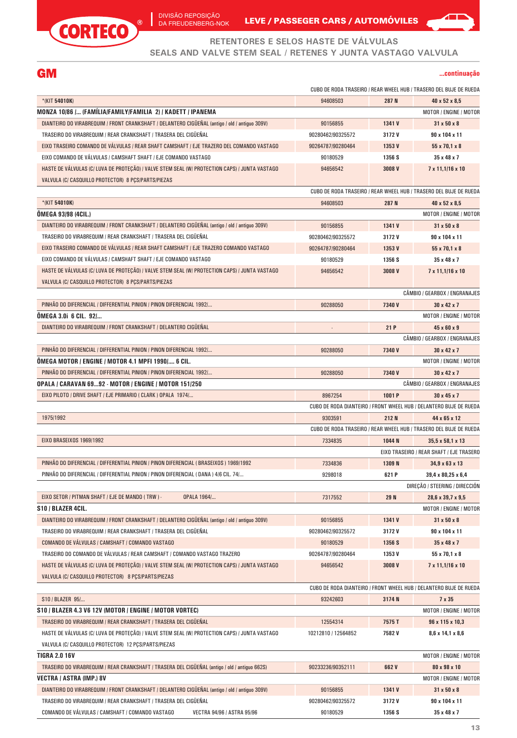# RETENTORES E SELOS HASTE DE VÁLVULAS
## SEALS AND VALVE STEM SEAL / RETENES Y JUNTA VASTAGO VALVULA

## GM

**...continuação**

| Aplicação | Nº Original | Corteco | Dimensões |
|---|---|---|---|
| | CUBO DE RODA TRASEIRO / REAR WHEEL HUB / TRASERO DEL BUJE DE RUEDA | | |
| *(KIT **54010K**) | 94608503 | **287 N** | **40 x 52 x 8,5** |
| **MONZA 10/86 /... (FAMÍLIA/FAMILY/FAMILIA 2) / KADETT / IPANEMA** | | | MOTOR / ENGINE / MOTOR |
| DIANTEIRO DO VIRABREQUIM / FRONT CRANKSHAFT / DELANTERO CIGÜEÑAL (antigo / old / antiguo 309V) | 90156855 | **1341 V** | **31 x 50 x 8** |
| TRASEIRO DO VIRABREQUIM / REAR CRANKSHAFT / TRASERA DEL CIGÜEÑAL | 90280462/90325572 | **3172 V** | **90 x 104 x 11** |
| EIXO TRASEIRO COMANDO DE VÁLVULAS / REAR SHAFT CAMSHAFT / EJE TRAZERO DEL COMANDO VASTAGO | 90264787/90280464 | **1353 V** | **55 x 70,1 x 8** |
| EIXO COMANDO DE VÁLVULAS / CAMSHAFT SHAFT / EJE COMANDO VASTAGO | 90180529 | **1356 S** | **35 x 48 x 7** |
| HASTE DE VÁLVULAS (C/ LUVA DE PROTEÇÃO) / VALVE STEM SEAL (W/ PROTECTION CAPS) / JUNTA VASTAGO VALVULA (C/ CASQUILLO PROTECTOR) 8 PÇS/PARTS/PIEZAS | 94656542 | **3008 V** | **7 x 11,1/16 x 10** |
| | CUBO DE RODA TRASEIRO / REAR WHEEL HUB / TRASERO DEL BUJE DE RUEDA | | |
| *(KIT **54010K**) | 94608503 | **287 N** | **40 x 52 x 8,5** |
| **ÔMEGA 93/98 (4CIL.)** | | | MOTOR / ENGINE / MOTOR |
| DIANTEIRO DO VIRABREQUIM / FRONT CRANKSHAFT / DELANTERO CIGÜEÑAL (antigo / old / antiguo 309V) | 90156855 | **1341 V** | **31 x 50 x 8** |
| TRASEIRO DO VIRABREQUIM / REAR CRANKSHAFT / TRASERA DEL CIGÜEÑAL | 90280462/90325572 | **3172 V** | **90 x 104 x 11** |
| EIXO TRASEIRO COMANDO DE VÁLVULAS / REAR SHAFT CAMSHAFT / EJE TRAZERO COMANDO VASTAGO | 90264787/90280464 | **1353 V** | **55 x 70,1 x 8** |
| EIXO COMANDO DE VÁLVULAS / CAMSHAFT SHAFT / EJE COMANDO VASTAGO | 90180529 | **1356 S** | **35 x 48 x 7** |
| HASTE DE VÁLVULAS (C/ LUVA DE PROTEÇÃO) / VALVE STEM SEAL (W/ PROTECTION CAPS) / JUNTA VASTAGO VALVULA (C/ CASQUILLO PROTECTOR) 8 PÇS/PARTS/PIEZAS | 94656542 | **3008 V** | **7 x 11,1/16 x 10** |
| | | | CÂMBIO / GEARBOX / ENGRANAJES |
| PINHÃO DO DIFERENCIAL / DIFFERENTIAL PINION / PINON DIFERENCIAL 1992/... | 90288050 | **7340 V** | **30 x 42 x 7** |
| **ÔMEGA 3.0i 6 CIL. 92/...** | | | MOTOR / ENGINE / MOTOR |
| DIANTEIRO DO VIRABREQUIM / FRONT CRANKSHAFT / DELANTERO CIGÜEÑAL | - | **21 P** | **45 x 60 x 9** |
| | | | CÂMBIO / GEARBOX / ENGRANAJES |
| PINHÃO DO DIFERENCIAL / DIFFERENTIAL PINION / PINON DIFERENCIAL 1992/... | 90288050 | **7340 V** | **30 x 42 x 7** |
| **ÔMEGA MOTOR / ENGINE / MOTOR 4.1 MPFI 1990/.... 6 CIL.** | | | MOTOR / ENGINE / MOTOR |
| PINHÃO DO DIFERENCIAL / DIFFERENTIAL PINION / PINON DIFERENCIAL 1992/... | 90288050 | **7340 V** | **30 x 42 x 7** |
| **OPALA / CARAVAN 69...92 - MOTOR / ENGINE / MOTOR 151/250** | | | CÂMBIO / GEARBOX / ENGRANAJES |
| EIXO PILOTO / DRIVE SHAFT / EJE PRIMARIO ( CLARK ) OPALA 1974/... | 8967254 | **1001 P** | **30 x 45 x 7** |
| | CUBO DE RODA DIANTEIRO / FRONT WHEEL HUB / DELANTERO BUJE DE RUEDA | | |
| 1975/1992 | 9303591 | **212 N** | **44 x 65 x 12** |
| | CUBO DE RODA TRASEIRO / REAR WHEEL HUB / TRASERO DEL BUJE DE RUEDA | | |
| EIXO BRASEIXOS 1969/1992 | 7334835 | **1044 N** | **35,5 x 58,1 x 13** |
| | | | EIXO TRASEIRO / REAR SHAFT / EJE TRASERO |
| PINHÃO DO DIFERENCIAL / DIFFERENTIAL PINION / PINON DIFERENCIAL ( BRASEIXOS ) 1969/1992 | 7334836 | **1309 N** | **34,9 x 63 x 13** |
| PINHÃO DO DIFERENCIAL / DIFFERENTIAL PINION / PINON DIFERENCIAL ( DANA ) 4/6 CIL. 74/... | 9298018 | **621 P** | **39,4 x 80,25 x 6,4** |
| | | | DIREÇÃO / STEERING / DIRECCIÓN |
| EIXO SETOR / PITMAN SHAFT / EJE DE MANDO ( TRW ) - OPALA 1964/... | 7317552 | **29 N** | **28,6 x 39,7 x 9,5** |
| **S10 / BLAZER 4CIL.** | | | MOTOR / ENGINE / MOTOR |
| DIANTEIRO DO VIRABREQUIM / FRONT CRANKSHAFT / DELANTERO CIGÜEÑAL (antigo / old / antiguo 309V) | 90156855 | **1341 V** | **31 x 50 x 8** |
| TRASEIRO DO VIRABREQUIM / REAR CRANKSHAFT / TRASERA DEL CIGÜEÑAL | 90280462/90325572 | **3172 V** | **90 x 104 x 11** |
| COMANDO DE VÁLVULAS / CAMSHAFT / COMANDO VASTAGO | 90180529 | **1356 S** | **35 x 48 x 7** |
| TRASEIRO DO COMANDO DE VÁLVULAS / REAR CAMSHAFT / COMANDO VASTAGO TRAZERO | 90264787/90280464 | **1353 V** | **55 x 70,1 x 8** |
| HASTE DE VÁLVULAS (C/ LUVA DE PROTEÇÃO) / VALVE STEM SEAL (W/ PROTECTION CAPS) / JUNTA VASTAGO VALVULA (C/ CASQUILLO PROTECTOR) 8 PÇS/PARTS/PIEZAS | 94656542 | **3008 V** | **7 x 11,1/16 x 10** |
| | CUBO DE RODA DIANTEIRO / FRONT WHEEL HUB / DELANTERO BUJE DE RUEDA | | |
| S10 / BLAZER 95/... | 93242603 | **3174 N** | **7 x 35** |
| **S10 / BLAZER 4.3 V6 12V (MOTOR / ENGINE / MOTOR VORTEC)** | | | MOTOR / ENGINE / MOTOR |
| TRASEIRO DO VIRABREQUIM / REAR CRANKSHAFT / TRASERA DEL CIGÜEÑAL | 12554314 | **7575 T** | **96 x 115 x 10,3** |
| HASTE DE VÁLVULAS (C/ LUVA DE PROTEÇÃO) / VALVE STEM SEAL (W/ PROTECTION CAPS) / JUNTA VASTAGO VALVULA (C/ CASQUILLO PROTECTOR) 12 PÇS/PARTS/PIEZAS | 10212810 / 12564852 | **7582 V** | **8,6 x 14,1 x 8,6** |
| **TIGRA 2.0 16V** | | | MOTOR / ENGINE / MOTOR |
| TRASEIRO DO VIRABREQUIM / REAR CRANKSHAFT / TRASERA DEL CIGÜEÑAL (antigo / old / antiguo 662S) | 90233236/90352111 | **662 V** | **80 x 98 x 10** |
| **VECTRA / ASTRA (IMP.) 8V** | | | MOTOR / ENGINE / MOTOR |
| DIANTEIRO DO VIRABREQUIM / FRONT CRANKSHAFT / DELANTERO CIGÜEÑAL (antigo / old / antiguo 309V) | 90156855 | **1341 V** | **31 x 50 x 8** |
| TRASEIRO DO VIRABREQUIM / REAR CRANKSHAFT / TRASERA DEL CIGÜEÑAL | 90280462/90325572 | **3172 V** | **90 x 104 x 11** |
| COMANDO DE VÁLVULAS / CAMSHAFT / COMANDO VASTAGO VECTRA 94/96 / ASTRA 95/96 | 90180529 | **1356 S** | **35 x 48 x 7** |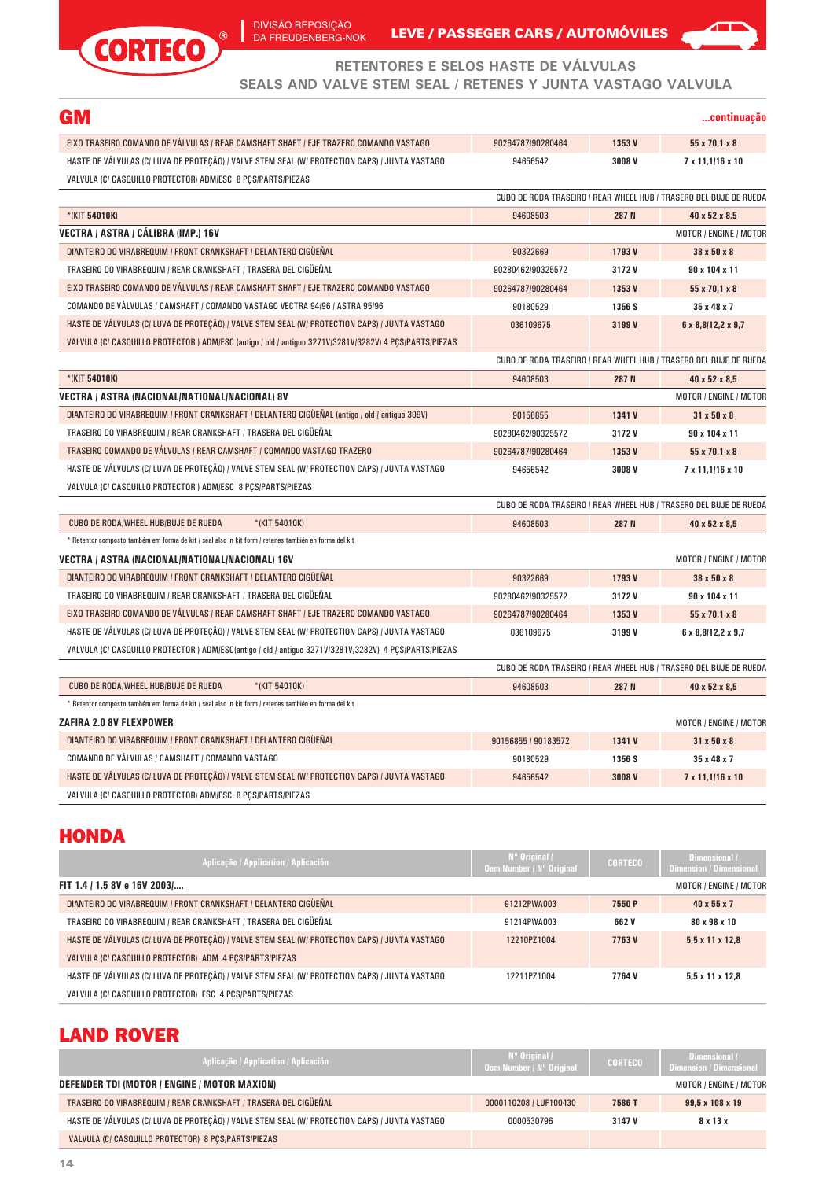# CORTECO®

DIVISÃO REPOSIÇÃO DA FREUDENBERG-NOK

**LEVE / PASSEGER CARS / AUTOMÓVILES**

**RETENTORES E SELOS HASTE DE VÁLVULAS**
**SEALS AND VALVE STEM SEAL / RETENES Y JUNTA VASTAGO VALVULA**

## GM

**...continuação**

| Aplicação / Application / Aplicación | Nº Original / Oem Number / Nº Original | CORTECO | Dimensional / Dimension / Dimensional |
|---|---|---|---|
| EIXO TRASEIRO COMANDO DE VÁLVULAS / REAR CAMSHAFT SHAFT / EJE TRAZERO COMANDO VASTAGO | 90264787/90280464 | 1353 V | 55 x 70,1 x 8 |
| HASTE DE VÁLVULAS (C/ LUVA DE PROTEÇÃO) / VALVE STEM SEAL (W/ PROTECTION CAPS) / JUNTA VASTAGO VALVULA (C/ CASQUILLO PROTECTOR) ADM/ESC 8 PÇS/PARTS/PIEZAS | 94656542 | 3008 V | 7 x 11,1/16 x 10 |
| | CUBO DE RODA TRASEIRO / REAR WHEEL HUB / TRASERO DEL BUJE DE RUEDA | | |
| *(KIT **54010K**) | 94608503 | 287 N | 40 x 52 x 8,5 |
| **VECTRA / ASTRA / CÁLIBRA (IMP.) 16V** | | | MOTOR / ENGINE / MOTOR |
| DIANTEIRO DO VIRABREQUIM / FRONT CRANKSHAFT / DELANTERO CIGÜEÑAL | 90322669 | 1793 V | 38 x 50 x 8 |
| TRASEIRO DO VIRABREQUIM / REAR CRANKSHAFT / TRASERA DEL CIGÜEÑAL | 90280462/90325572 | 3172 V | 90 x 104 x 11 |
| EIXO TRASEIRO COMANDO DE VÁLVULAS / REAR CAMSHAFT SHAFT / EJE TRAZERO COMANDO VASTAGO | 90264787/90280464 | 1353 V | 55 x 70,1 x 8 |
| COMANDO DE VÁLVULAS / CAMSHAFT / COMANDO VASTAGO VECTRA 94/96 / ASTRA 95/96 | 90180529 | 1356 S | 35 x 48 x 7 |
| HASTE DE VÁLVULAS (C/ LUVA DE PROTEÇÃO) / VALVE STEM SEAL (W/ PROTECTION CAPS) / JUNTA VASTAGO VALVULA (C/ CASQUILLO PROTECTOR ) ADM/ESC (antigo / old / antiguo 3271V/3281V/3282V) 4 PÇS/PARTS/PIEZAS | 036109675 | 3199 V | 6 x 8,8/12,2 x 9,7 |
| | CUBO DE RODA TRASEIRO / REAR WHEEL HUB / TRASERO DEL BUJE DE RUEDA | | |
| *(KIT **54010K**) | 94608503 | 287 N | 40 x 52 x 8,5 |
| **VECTRA / ASTRA (NACIONAL/NATIONAL/NACIONAL) 8V** | | | MOTOR / ENGINE / MOTOR |
| DIANTEIRO DO VIRABREQUIM / FRONT CRANKSHAFT / DELANTERO CIGÜEÑAL (antigo / old / antiguo 309V) | 90156855 | 1341 V | 31 x 50 x 8 |
| TRASEIRO DO VIRABREQUIM / REAR CRANKSHAFT / TRASERA DEL CIGÜEÑAL | 90280462/90325572 | 3172 V | 90 x 104 x 11 |
| TRASEIRO COMANDO DE VÁLVULAS / REAR CAMSHAFT / COMANDO VASTAGO TRAZERO | 90264787/90280464 | 1353 V | 55 x 70,1 x 8 |
| HASTE DE VÁLVULAS (C/ LUVA DE PROTEÇÃO) / VALVE STEM SEAL (W/ PROTECTION CAPS) / JUNTA VASTAGO VALVULA (C/ CASQUILLO PROTECTOR ) ADM/ESC 8 PÇS/PARTS/PIEZAS | 94656542 | 3008 V | 7 x 11,1/16 x 10 |
| | CUBO DE RODA TRASEIRO / REAR WHEEL HUB / TRASERO DEL BUJE DE RUEDA | | |
| CUBO DE RODA/WHEEL HUB/BUJE DE RUEDA *(KIT 54010K) | 94608503 | 287 N | 40 x 52 x 8,5 |
| * Retentor composto também em forma de kit / seal also in kit form / retenes también en forma del kit | | | |
| **VECTRA / ASTRA (NACIONAL/NATIONAL/NACIONAL) 16V** | | | MOTOR / ENGINE / MOTOR |
| DIANTEIRO DO VIRABREQUIM / FRONT CRANKSHAFT / DELANTERO CIGÜEÑAL | 90322669 | 1793 V | 38 x 50 x 8 |
| TRASEIRO DO VIRABREQUIM / REAR CRANKSHAFT / TRASERA DEL CIGÜEÑAL | 90280462/90325572 | 3172 V | 90 x 104 x 11 |
| EIXO TRASEIRO COMANDO DE VÁLVULAS / REAR CAMSHAFT SHAFT / EJE TRAZERO COMANDO VASTAGO | 90264787/90280464 | 1353 V | 55 x 70,1 x 8 |
| HASTE DE VÁLVULAS (C/ LUVA DE PROTEÇÃO) / VALVE STEM SEAL (W/ PROTECTION CAPS) / JUNTA VASTAGO VALVULA (C/ CASQUILLO PROTECTOR ) ADM/ESC(antigo / old / antiguo 3271V/3281V/3282V) 4 PÇS/PARTS/PIEZAS | 036109675 | 3199 V | 6 x 8,8/12,2 x 9,7 |
| | CUBO DE RODA TRASEIRO / REAR WHEEL HUB / TRASERO DEL BUJE DE RUEDA | | |
| CUBO DE RODA/WHEEL HUB/BUJE DE RUEDA *(KIT 54010K) | 94608503 | 287 N | 40 x 52 x 8,5 |
| * Retentor composto também em forma de kit / seal also in kit form / retenes también en forma del kit | | | |
| **ZAFIRA 2.0 8V FLEXPOWER** | | | MOTOR / ENGINE / MOTOR |
| DIANTEIRO DO VIRABREQUIM / FRONT CRANKSHAFT / DELANTERO CIGÜEÑAL | 90156855 / 90183572 | 1341 V | 31 x 50 x 8 |
| COMANDO DE VÁLVULAS / CAMSHAFT / COMANDO VASTAGO | 90180529 | 1356 S | 35 x 48 x 7 |
| HASTE DE VÁLVULAS (C/ LUVA DE PROTEÇÃO) / VALVE STEM SEAL (W/ PROTECTION CAPS) / JUNTA VASTAGO VALVULA (C/ CASQUILLO PROTECTOR) ADM/ESC 8 PÇS/PARTS/PIEZAS | 94656542 | 3008 V | 7 x 11,1/16 x 10 |

## HONDA

| Aplicação / Application / Aplicación | Nº Original / Oem Number / Nº Original | CORTECO | Dimensional / Dimension / Dimensional |
|---|---|---|---|
| **FIT 1.4 / 1.5 8V e 16V 2003/....** | | | MOTOR / ENGINE / MOTOR |
| DIANTEIRO DO VIRABREQUIM / FRONT CRANKSHAFT / DELANTERO CIGÜEÑAL | 91212PWA003 | 7550 P | 40 x 55 x 7 |
| TRASEIRO DO VIRABREQUIM / REAR CRANKSHAFT / TRASERA DEL CIGÜEÑAL | 91214PWA003 | 662 V | 80 x 98 x 10 |
| HASTE DE VÁLVULAS (C/ LUVA DE PROTEÇÃO) / VALVE STEM SEAL (W/ PROTECTION CAPS) / JUNTA VASTAGO VALVULA (C/ CASQUILLO PROTECTOR) ADM 4 PÇS/PARTS/PIEZAS | 12210PZ1004 | 7763 V | 5,5 x 11 x 12,8 |
| HASTE DE VÁLVULAS (C/ LUVA DE PROTEÇÃO) / VALVE STEM SEAL (W/ PROTECTION CAPS) / JUNTA VASTAGO VALVULA (C/ CASQUILLO PROTECTOR) ESC 4 PÇS/PARTS/PIEZAS | 12211PZ1004 | 7764 V | 5,5 x 11 x 12,8 |

## LAND ROVER

| Aplicação / Application / Aplicación | Nº Original / Oem Number / Nº Original | CORTECO | Dimensional / Dimension / Dimensional |
|---|---|---|---|
| **DEFENDER TDI (MOTOR / ENGINE / MOTOR MAXION)** | | | MOTOR / ENGINE / MOTOR |
| TRASEIRO DO VIRABREQUIM / REAR CRANKSHAFT / TRASERA DEL CIGÜEÑAL | 0000110208 / LUF100430 | 7586 T | 99,5 x 108 x 19 |
| HASTE DE VÁLVULAS (C/ LUVA DE PROTEÇÃO) / VALVE STEM SEAL (W/ PROTECTION CAPS) / JUNTA VASTAGO VALVULA (C/ CASQUILLO PROTECTOR) 8 PÇS/PARTS/PIEZAS | 0000530796 | 3147 V | 8 x 13 x |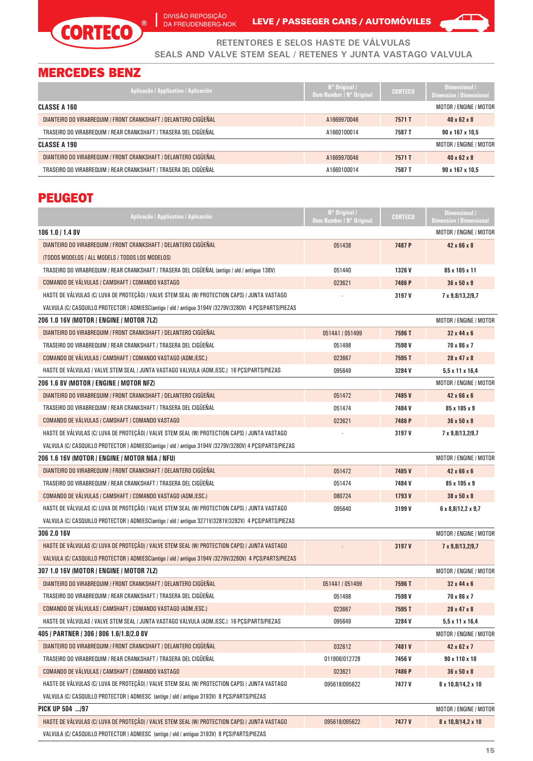# CORTECO

DIVISÃO REPOSIÇÃO DA FREUDENBERG-NOK

LEVE / PASSEGER CARS / AUTOMÓVILES

RETENTORES E SELOS HASTE DE VÁLVULAS
SEALS AND VALVE STEM SEAL / RETENES Y JUNTA VASTAGO VALVULA

## MERCEDES BENZ

| Aplicação / Application / Aplicación | Nº Original / Oem Number / Nº Original | CORTECO | Dimensional / Dimension / Dimensional |
|---|---|---|---|
| **CLASSE A 160** | | | MOTOR / ENGINE / MOTOR |
| DIANTEIRO DO VIRABREQUIM / FRONT CRANKSHAFT / DELANTERO CIGÜEÑAL | A1669970046 | 7571 T | 40 x 62 x 8 |
| TRASEIRO DO VIRABREQUIM / REAR CRANKSHAFT / TRASERA DEL CIGÜEÑAL | A1660100014 | 7587 T | 90 x 167 x 10,5 |
| **CLASSE A 190** | | | MOTOR / ENGINE / MOTOR |
| DIANTEIRO DO VIRABREQUIM / FRONT CRANKSHAFT / DELANTERO CIGÜEÑAL | A1669970046 | 7571 T | 40 x 62 x 8 |
| TRASEIRO DO VIRABREQUIM / REAR CRANKSHAFT / TRASERA DEL CIGÜEÑAL | A1660100014 | 7587 T | 90 x 167 x 10,5 |

## PEUGEOT

| Aplicação / Application / Aplicación | Nº Original / Oem Number / Nº Original | CORTECO | Dimensional / Dimension / Dimensional |
|---|---|---|---|
| **106 1.0 / 1.4 8V** | | | MOTOR / ENGINE / MOTOR |
| DIANTEIRO DO VIRABREQUIM / FRONT CRANKSHAFT / DELANTERO CIGÜEÑAL (TODOS MODELOS / ALL MODELS / TODOS LOS MODELOS) | 051438 | 7487 P | 42 x 66 x 8 |
| TRASEIRO DO VIRABREQUIM / REAR CRANKSHAFT / TRASERA DEL CIGÜEÑAL (antigo / old / antiguo 138V) | 051440 | 1326 V | 85 x 105 x 11 |
| COMANDO DE VÁLVULAS / CAMSHAFT / COMANDO VASTAGO | 023621 | 7486 P | 36 x 50 x 8 |
| HASTE DE VÁLVULAS (C/ LUVA DE PROTEÇÃO) / VALVE STEM SEAL (W/ PROTECTION CAPS) / JUNTA VASTAGO VALVULA (C/ CASQUILLO PROTECTOR ) ADM/ESC(antigo / old / antiguo 3194V /3279V/3280V) 4 PÇS/PARTS/PIEZAS | - | 3197 V | 7 x 9,8/13,2/9,7 |
| **206 1.0 16V (MOTOR / ENGINE / MOTOR 7LZ)** | | | MOTOR / ENGINE / MOTOR |
| DIANTEIRO DO VIRABREQUIM / FRONT CRANKSHAFT / DELANTERO CIGÜEÑAL | 0514A1 / 051499 | 7596 T | 32 x 44 x 6 |
| TRASEIRO DO VIRABREQUIM / REAR CRANKSHAFT / TRASERA DEL CIGÜEÑAL | 051498 | 7598 V | 70 x 86 x 7 |
| COMANDO DE VÁLVULAS / CAMSHAFT / COMANDO VASTAGO (ADM./ESC.) | 023667 | 7595 T | 28 x 47 x 8 |
| HASTE DE VÁLVULAS / VALVE STEM SEAL / JUNTA VASTAGO VALVULA (ADM./ESC.) 16 PÇS/PARTS/PIEZAS | 095649 | 3284 V | 5,5 x 11 x 16,4 |
| **206 1.6 8V (MOTOR / ENGINE / MOTOR NFZ)** | | | MOTOR / ENGINE / MOTOR |
| DIANTEIRO DO VIRABREQUIM / FRONT CRANKSHAFT / DELANTERO CIGÜEÑAL | 051472 | 7485 V | 42 x 66 x 6 |
| TRASEIRO DO VIRABREQUIM / REAR CRANKSHAFT / TRASERA DEL CIGÜEÑAL | 051474 | 7484 V | 85 x 105 x 9 |
| COMANDO DE VÁLVULAS / CAMSHAFT / COMANDO VASTAGO | 023621 | 7486 P | 36 x 50 x 8 |
| HASTE DE VÁLVULAS (C/ LUVA DE PROTEÇÃO) / VALVE STEM SEAL (W/ PROTECTION CAPS) / JUNTA VASTAGO VALVULA (C/ CASQUILLO PROTECTOR ) ADM/ESC(antigo / old / antiguo 3194V /3279V/3280V) 4 PÇS/PARTS/PIEZAS | - | 3197 V | 7 x 9,8/13,2/9,7 |
| **206 1.6 16V (MOTOR / ENGINE / MOTOR N6A / NFU)** | | | MOTOR / ENGINE / MOTOR |
| DIANTEIRO DO VIRABREQUIM / FRONT CRANKSHAFT / DELANTERO CIGÜEÑAL | 051472 | 7485 V | 42 x 66 x 6 |
| TRASEIRO DO VIRABREQUIM / REAR CRANKSHAFT / TRASERA DEL CIGÜEÑAL | 051474 | 7484 V | 85 x 105 x 9 |
| COMANDO DE VÁLVULAS / CAMSHAFT / COMANDO VASTAGO (ADM./ESC.) | 080724 | 1793 V | 38 x 50 x 8 |
| HASTE DE VÁLVULAS (C/ LUVA DE PROTEÇÃO) / VALVE STEM SEAL (W/ PROTECTION CAPS) / JUNTA VASTAGO VALVULA (C/ CASQUILLO PROTECTOR ) ADM/ESC(antigo / old / antiguo 3271V/3281V/3282V) 4 PÇS/PARTS/PIEZAS | 095640 | 3199 V | 6 x 8,8/12,2 x 9,7 |
| **306 2.0 16V** | | | MOTOR / ENGINE / MOTOR |
| HASTE DE VÁLVULAS (C/ LUVA DE PROTEÇÃO) / VALVE STEM SEAL (W/ PROTECTION CAPS) / JUNTA VASTAGO VALVULA (C/ CASQUILLO PROTECTOR ) ADM/ESC(antigo / old / antiguo 3194V /3279V/3280V) 4 PÇS/PARTS/PIEZAS | - | 3197 V | 7 x 9,8/13,2/9,7 |
| **307 1.0 16V (MOTOR / ENGINE / MOTOR 7LZ)** | | | MOTOR / ENGINE / MOTOR |
| DIANTEIRO DO VIRABREQUIM / FRONT CRANKSHAFT / DELANTERO CIGÜEÑAL | 0514A1 / 051499 | 7596 T | 32 x 44 x 6 |
| TRASEIRO DO VIRABREQUIM / REAR CRANKSHAFT / TRASERA DEL CIGÜEÑAL | 051498 | 7598 V | 70 x 86 x 7 |
| COMANDO DE VÁLVULAS / CAMSHAFT / COMANDO VASTAGO (ADM./ESC.) | 023667 | 7595 T | 28 x 47 x 8 |
| HASTE DE VÁLVULAS / VALVE STEM SEAL / JUNTA VASTAGO VALVULA (ADM./ESC.) 16 PÇS/PARTS/PIEZAS | 095649 | 3284 V | 5,5 x 11 x 16,4 |
| **405 / PARTNER / 306 / 806 1.6/1.8/2.0 8V** | | | MOTOR / ENGINE / MOTOR |
| DIANTEIRO DO VIRABREQUIM / FRONT CRANKSHAFT / DELANTERO CIGÜEÑAL | 032612 | 7481 V | 42 x 62 x 7 |
| TRASEIRO DO VIRABREQUIM / REAR CRANKSHAFT / TRASERA DEL CIGÜEÑAL | 011906/012728 | 7456 V | 90 x 110 x 10 |
| COMANDO DE VÁLVULAS / CAMSHAFT / COMANDO VASTAGO | 023621 | 7486 P | 36 x 50 x 8 |
| HASTE DE VÁLVULAS (C/ LUVA DE PROTEÇÃO) / VALVE STEM SEAL (W/ PROTECTION CAPS) / JUNTA VASTAGO VALVULA (C/ CASQUILLO PROTECTOR ) ADM/ESC (antigo / old / antiguo 3193V) 8 PÇS/PARTS/PIEZAS | 095618/095622 | 7477 V | 8 x 10,8/14,2 x 10 |
| **PICK UP 504 .../97** | | | MOTOR / ENGINE / MOTOR |
| HASTE DE VÁLVULAS (C/ LUVA DE PROTEÇÃO) / VALVE STEM SEAL (W/ PROTECTION CAPS) / JUNTA VASTAGO VALVULA (C/ CASQUILLO PROTECTOR ) ADM/ESC (antigo / old / antiguo 3193V) 8 PÇS/PARTS/PIEZAS | 095618/095622 | 7477 V | 8 x 10,8/14,2 x 10 |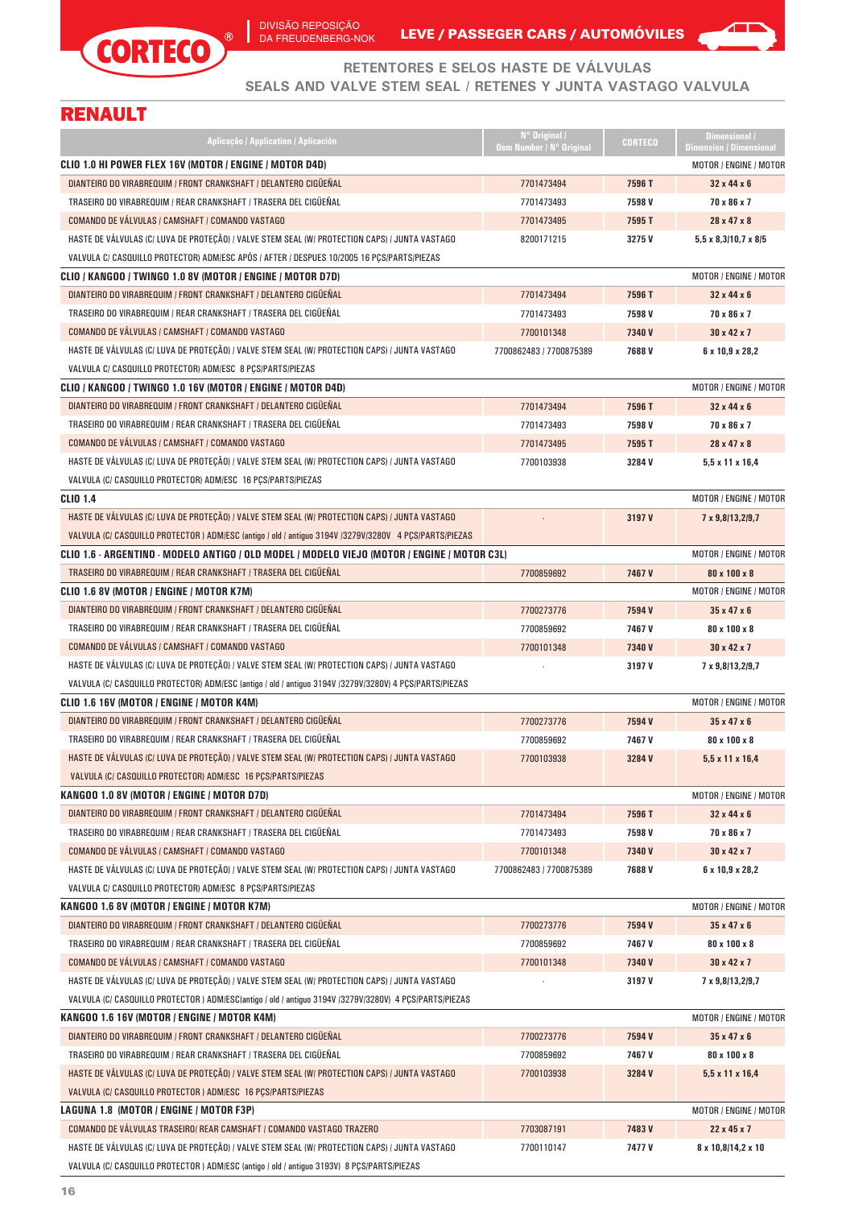## RETENTORES E SELOS HASTE DE VÁLVULAS
## SEALS AND VALVE STEM SEAL / RETENES Y JUNTA VASTAGO VALVULA

# RENAULT

| Aplicação / Application / Aplicación | Nº Original / Oem Number / Nº Original | CORTECO | Dimensional / Dimension / Dimensional |
|---|---|---|---|
| **CLIO 1.0 HI POWER FLEX 16V (MOTOR / ENGINE / MOTOR D4D)** | | | MOTOR / ENGINE / MOTOR |
| DIANTEIRO DO VIRABREQUIM / FRONT CRANKSHAFT / DELANTERO CIGÜEÑAL | 7701473494 | 7596 T | 32 x 44 x 6 |
| TRASEIRO DO VIRABREQUIM / REAR CRANKSHAFT / TRASERA DEL CIGÜEÑAL | 7701473493 | 7598 V | 70 x 86 x 7 |
| COMANDO DE VÁLVULAS / CAMSHAFT / COMANDO VASTAGO | 7701473495 | 7595 T | 28 x 47 x 8 |
| HASTE DE VÁLVULAS (C/ LUVA DE PROTEÇÃO) / VALVE STEM SEAL (W/ PROTECTION CAPS) / JUNTA VASTAGO VALVULA C/ CASQUILLO PROTECTOR) ADM/ESC APÓS / AFTER / DESPUES 10/2005 16 PÇS/PARTS/PIEZAS | 8200171215 | 3275 V | 5,5 x 8,3/10,7 x 8/5 |
| **CLIO / KANGOO / TWINGO 1.0 8V (MOTOR / ENGINE / MOTOR D7D)** | | | MOTOR / ENGINE / MOTOR |
| DIANTEIRO DO VIRABREQUIM / FRONT CRANKSHAFT / DELANTERO CIGÜEÑAL | 7701473494 | 7596 T | 32 x 44 x 6 |
| TRASEIRO DO VIRABREQUIM / REAR CRANKSHAFT / TRASERA DEL CIGÜEÑAL | 7701473493 | 7598 V | 70 x 86 x 7 |
| COMANDO DE VÁLVULAS / CAMSHAFT / COMANDO VASTAGO | 7700101348 | 7340 V | 30 x 42 x 7 |
| HASTE DE VÁLVULAS (C/ LUVA DE PROTEÇÃO) / VALVE STEM SEAL (W/ PROTECTION CAPS) / JUNTA VASTAGO VALVULA C/ CASQUILLO PROTECTOR) ADM/ESC 8 PÇS/PARTS/PIEZAS | 7700862483 / 7700875389 | 7688 V | 6 x 10,9 x 28,2 |
| **CLIO / KANGOO / TWINGO 1.0 16V (MOTOR / ENGINE / MOTOR D4D)** | | | MOTOR / ENGINE / MOTOR |
| DIANTEIRO DO VIRABREQUIM / FRONT CRANKSHAFT / DELANTERO CIGÜEÑAL | 7701473494 | 7596 T | 32 x 44 x 6 |
| TRASEIRO DO VIRABREQUIM / REAR CRANKSHAFT / TRASERA DEL CIGÜEÑAL | 7701473493 | 7598 V | 70 x 86 x 7 |
| COMANDO DE VÁLVULAS / CAMSHAFT / COMANDO VASTAGO | 7701473495 | 7595 T | 28 x 47 x 8 |
| HASTE DE VÁLVULAS (C/ LUVA DE PROTEÇÃO) / VALVE STEM SEAL (W/ PROTECTION CAPS) / JUNTA VASTAGO VALVULA (C/ CASQUILLO PROTECTOR) ADM/ESC 16 PÇS/PARTS/PIEZAS | 7700103938 | 3284 V | 5,5 x 11 x 16,4 |
| **CLIO 1.4** | | | MOTOR / ENGINE / MOTOR |
| HASTE DE VÁLVULAS (C/ LUVA DE PROTEÇÃO) / VALVE STEM SEAL (W/ PROTECTION CAPS) / JUNTA VASTAGO VALVULA (C/ CASQUILLO PROTECTOR ) ADM/ESC (antigo / old / antiguo 3194V /3279V/3280V 4 PÇS/PARTS/PIEZAS | - | 3197 V | 7 x 9,8/13,2/9,7 |
| **CLIO 1.6 - ARGENTINO - MODELO ANTIGO / OLD MODEL / MODELO VIEJO (MOTOR / ENGINE / MOTOR C3L)** | | | MOTOR / ENGINE / MOTOR |
| TRASEIRO DO VIRABREQUIM / REAR CRANKSHAFT / TRASERA DEL CIGÜEÑAL | 7700859692 | 7467 V | 80 x 100 x 8 |
| **CLIO 1.6 8V (MOTOR / ENGINE / MOTOR K7M)** | | | MOTOR / ENGINE / MOTOR |
| DIANTEIRO DO VIRABREQUIM / FRONT CRANKSHAFT / DELANTERO CIGÜEÑAL | 7700273776 | 7594 V | 35 x 47 x 6 |
| TRASEIRO DO VIRABREQUIM / REAR CRANKSHAFT / TRASERA DEL CIGÜEÑAL | 7700859692 | 7467 V | 80 x 100 x 8 |
| COMANDO DE VÁLVULAS / CAMSHAFT / COMANDO VASTAGO | 7700101348 | 7340 V | 30 x 42 x 7 |
| HASTE DE VÁLVULAS (C/ LUVA DE PROTEÇÃO) / VALVE STEM SEAL (W/ PROTECTION CAPS) / JUNTA VASTAGO VALVULA (C/ CASQUILLO PROTECTOR) ADM/ESC (antigo / old / antiguo 3194V /3279V/3280V) 4 PÇS/PARTS/PIEZAS | - | 3197 V | 7 x 9,8/13,2/9,7 |
| **CLIO 1.6 16V (MOTOR / ENGINE / MOTOR K4M)** | | | MOTOR / ENGINE / MOTOR |
| DIANTEIRO DO VIRABREQUIM / FRONT CRANKSHAFT / DELANTERO CIGÜEÑAL | 7700273776 | 7594 V | 35 x 47 x 6 |
| TRASEIRO DO VIRABREQUIM / REAR CRANKSHAFT / TRASERA DEL CIGÜEÑAL | 7700859692 | 7467 V | 80 x 100 x 8 |
| HASTE DE VÁLVULAS (C/ LUVA DE PROTEÇÃO) / VALVE STEM SEAL (W/ PROTECTION CAPS) / JUNTA VASTAGO VALVULA (C/ CASQUILLO PROTECTOR) ADM/ESC 16 PÇS/PARTS/PIEZAS | 7700103938 | 3284 V | 5,5 x 11 x 16,4 |
| **KANGOO 1.0 8V (MOTOR / ENGINE / MOTOR D7D)** | | | MOTOR / ENGINE / MOTOR |
| DIANTEIRO DO VIRABREQUIM / FRONT CRANKSHAFT / DELANTERO CIGÜEÑAL | 7701473494 | 7596 T | 32 x 44 x 6 |
| TRASEIRO DO VIRABREQUIM / REAR CRANKSHAFT / TRASERA DEL CIGÜEÑAL | 7701473493 | 7598 V | 70 x 86 x 7 |
| COMANDO DE VÁLVULAS / CAMSHAFT / COMANDO VASTAGO | 7700101348 | 7340 V | 30 x 42 x 7 |
| HASTE DE VÁLVULAS (C/ LUVA DE PROTEÇÃO) / VALVE STEM SEAL (W/ PROTECTION CAPS) / JUNTA VASTAGO VALVULA C/ CASQUILLO PROTECTOR) ADM/ESC 8 PÇS/PARTS/PIEZAS | 7700862483 / 7700875389 | 7688 V | 6 x 10,9 x 28,2 |
| **KANGOO 1.6 8V (MOTOR / ENGINE / MOTOR K7M)** | | | MOTOR / ENGINE / MOTOR |
| DIANTEIRO DO VIRABREQUIM / FRONT CRANKSHAFT / DELANTERO CIGÜEÑAL | 7700273776 | 7594 V | 35 x 47 x 6 |
| TRASEIRO DO VIRABREQUIM / REAR CRANKSHAFT / TRASERA DEL CIGÜEÑAL | 7700859692 | 7467 V | 80 x 100 x 8 |
| COMANDO DE VÁLVULAS / CAMSHAFT / COMANDO VASTAGO | 7700101348 | 7340 V | 30 x 42 x 7 |
| HASTE DE VÁLVULAS (C/ LUVA DE PROTEÇÃO) / VALVE STEM SEAL (W/ PROTECTION CAPS) / JUNTA VASTAGO VALVULA (C/ CASQUILLO PROTECTOR ) ADM/ESC(antigo / old / antiguo 3194V /3279V/3280V) 4 PÇS/PARTS/PIEZAS | - | 3197 V | 7 x 9,8/13,2/9,7 |
| **KANGOO 1.6 16V (MOTOR / ENGINE / MOTOR K4M)** | | | MOTOR / ENGINE / MOTOR |
| DIANTEIRO DO VIRABREQUIM / FRONT CRANKSHAFT / DELANTERO CIGÜEÑAL | 7700273776 | 7594 V | 35 x 47 x 6 |
| TRASEIRO DO VIRABREQUIM / REAR CRANKSHAFT / TRASERA DEL CIGÜEÑAL | 7700859692 | 7467 V | 80 x 100 x 8 |
| HASTE DE VÁLVULAS (C/ LUVA DE PROTEÇÃO) / VALVE STEM SEAL (W/ PROTECTION CAPS) / JUNTA VASTAGO VALVULA (C/ CASQUILLO PROTECTOR ) ADM/ESC 16 PÇS/PARTS/PIEZAS | 7700103938 | 3284 V | 5,5 x 11 x 16,4 |
| **LAGUNA 1.8 (MOTOR / ENGINE / MOTOR F3P)** | | | MOTOR / ENGINE / MOTOR |
| COMANDO DE VÁLVULAS TRASEIRO/ REAR CAMSHAFT / COMANDO VASTAGO TRAZERO | 7703087191 | 7483 V | 22 x 45 x 7 |
| HASTE DE VÁLVULAS (C/ LUVA DE PROTEÇÃO) / VALVE STEM SEAL (W/ PROTECTION CAPS) / JUNTA VASTAGO VALVULA (C/ CASQUILLO PROTECTOR ) ADM/ESC (antigo / old / antiguo 3193V) 8 PÇS/PARTS/PIEZAS | 7700110147 | 7477 V | 8 x 10,8/14,2 x 10 |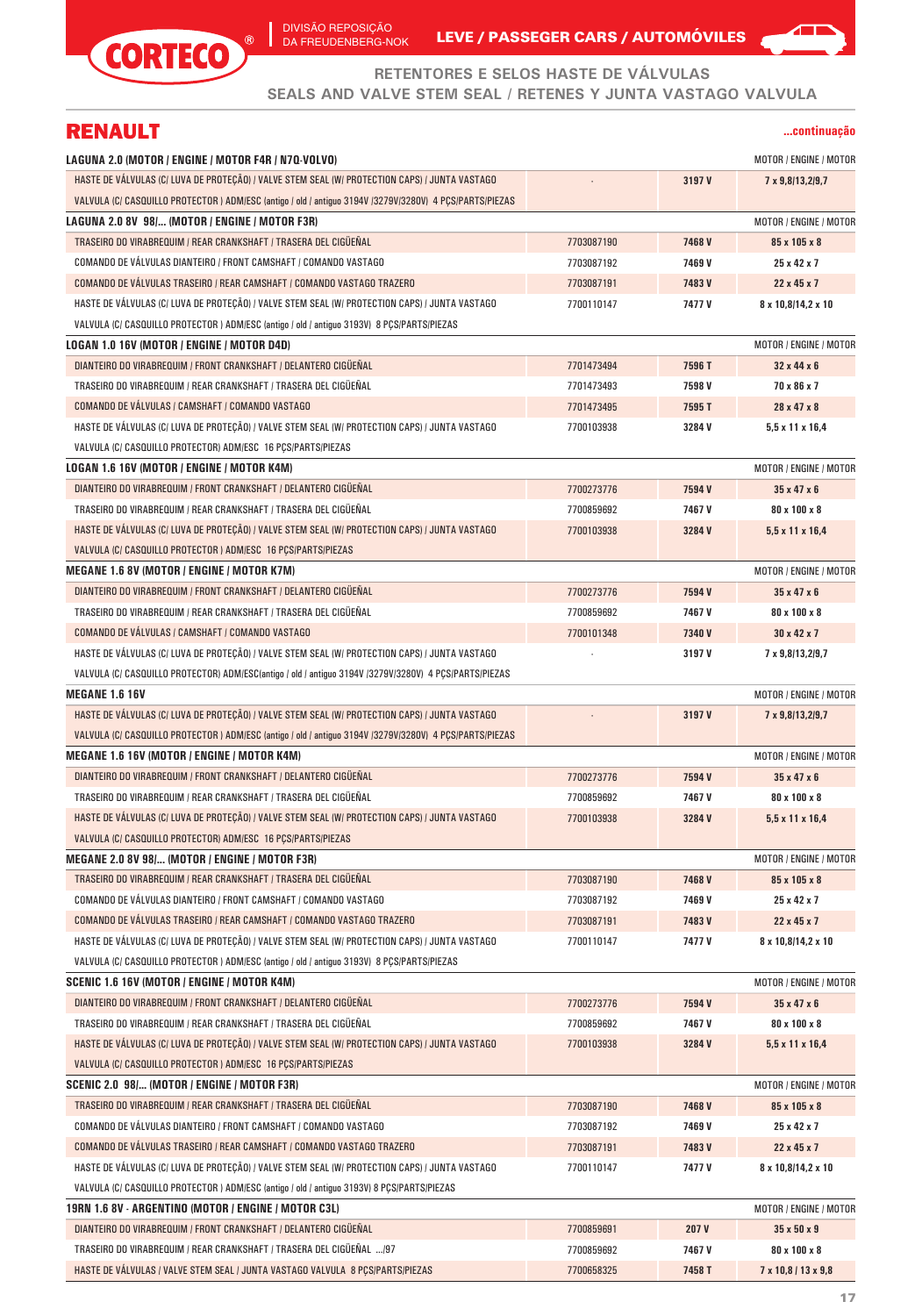**RETENTORES E SELOS HASTE DE VÁLVULAS**
**SEALS AND VALVE STEM SEAL / RETENES Y JUNTA VASTAGO VALVULA**

## RENAULT

**...continuação**

| | | | |
|---|---|---|---|
| **LAGUNA 2.0 (MOTOR / ENGINE / MOTOR F4R / N7Q-VOLVO)** | | | MOTOR / ENGINE / MOTOR |
| HASTE DE VÁLVULAS (C/ LUVA DE PROTEÇÃO) / VALVE STEM SEAL (W/ PROTECTION CAPS) / JUNTA VASTAGO VALVULA (C/ CASQUILLO PROTECTOR ) ADM/ESC (antigo / old / antiguo 3194V /3279V/3280V) 4 PÇS/PARTS/PIEZAS | - | 3197 V | 7 x 9,8/13,2/9,7 |
| **LAGUNA 2.0 8V 98/... (MOTOR / ENGINE / MOTOR F3R)** | | | MOTOR / ENGINE / MOTOR |
| TRASEIRO DO VIRABREQUIM / REAR CRANKSHAFT / TRASERA DEL CIGÜEÑAL | 7703087190 | 7468 V | 85 x 105 x 8 |
| COMANDO DE VÁLVULAS DIANTEIRO / FRONT CAMSHAFT / COMANDO VASTAGO | 7703087192 | 7469 V | 25 x 42 x 7 |
| COMANDO DE VÁLVULAS TRASEIRO / REAR CAMSHAFT / COMANDO VASTAGO TRAZERO | 7703087191 | 7483 V | 22 x 45 x 7 |
| HASTE DE VÁLVULAS (C/ LUVA DE PROTEÇÃO) / VALVE STEM SEAL (W/ PROTECTION CAPS) / JUNTA VASTAGO VALVULA (C/ CASQUILLO PROTECTOR ) ADM/ESC (antigo / old / antiguo 3193V) 8 PÇS/PARTS/PIEZAS | 7700110147 | 7477 V | 8 x 10,8/14,2 x 10 |
| **LOGAN 1.0 16V (MOTOR / ENGINE / MOTOR D4D)** | | | MOTOR / ENGINE / MOTOR |
| DIANTEIRO DO VIRABREQUIM / FRONT CRANKSHAFT / DELANTERO CIGÜEÑAL | 7701473494 | 7596 T | 32 x 44 x 6 |
| TRASEIRO DO VIRABREQUIM / REAR CRANKSHAFT / TRASERA DEL CIGÜEÑAL | 7701473493 | 7598 V | 70 x 86 x 7 |
| COMANDO DE VÁLVULAS / CAMSHAFT / COMANDO VASTAGO | 7701473495 | 7595 T | 28 x 47 x 8 |
| HASTE DE VÁLVULAS (C/ LUVA DE PROTEÇÃO) / VALVE STEM SEAL (W/ PROTECTION CAPS) / JUNTA VASTAGO VALVULA (C/ CASQUILLO PROTECTOR) ADM/ESC 16 PÇS/PARTS/PIEZAS | 7700103938 | 3284 V | 5,5 x 11 x 16,4 |
| **LOGAN 1.6 16V (MOTOR / ENGINE / MOTOR K4M)** | | | MOTOR / ENGINE / MOTOR |
| DIANTEIRO DO VIRABREQUIM / FRONT CRANKSHAFT / DELANTERO CIGÜEÑAL | 7700273776 | 7594 V | 35 x 47 x 6 |
| TRASEIRO DO VIRABREQUIM / REAR CRANKSHAFT / TRASERA DEL CIGÜEÑAL | 7700859692 | 7467 V | 80 x 100 x 8 |
| HASTE DE VÁLVULAS (C/ LUVA DE PROTEÇÃO) / VALVE STEM SEAL (W/ PROTECTION CAPS) / JUNTA VASTAGO VALVULA (C/ CASQUILLO PROTECTOR ) ADM/ESC 16 PÇS/PARTS/PIEZAS | 7700103938 | 3284 V | 5,5 x 11 x 16,4 |
| **MEGANE 1.6 8V (MOTOR / ENGINE / MOTOR K7M)** | | | MOTOR / ENGINE / MOTOR |
| DIANTEIRO DO VIRABREQUIM / FRONT CRANKSHAFT / DELANTERO CIGÜEÑAL | 7700273776 | 7594 V | 35 x 47 x 6 |
| TRASEIRO DO VIRABREQUIM / REAR CRANKSHAFT / TRASERA DEL CIGÜEÑAL | 7700859692 | 7467 V | 80 x 100 x 8 |
| COMANDO DE VÁLVULAS / CAMSHAFT / COMANDO VASTAGO | 7700101348 | 7340 V | 30 x 42 x 7 |
| HASTE DE VÁLVULAS (C/ LUVA DE PROTEÇÃO) / VALVE STEM SEAL (W/ PROTECTION CAPS) / JUNTA VASTAGO VALVULA (C/ CASQUILLO PROTECTOR) ADM/ESC(antigo / old / antiguo 3194V /3279V/3280V) 4 PÇS/PARTS/PIEZAS | - | 3197 V | 7 x 9,8/13,2/9,7 |
| **MEGANE 1.6 16V** | | | MOTOR / ENGINE / MOTOR |
| HASTE DE VÁLVULAS (C/ LUVA DE PROTEÇÃO) / VALVE STEM SEAL (W/ PROTECTION CAPS) / JUNTA VASTAGO VALVULA (C/ CASQUILLO PROTECTOR ) ADM/ESC (antigo / old / antiguo 3194V /3279V/3280V) 4 PÇS/PARTS/PIEZAS | - | 3197 V | 7 x 9,8/13,2/9,7 |
| **MEGANE 1.6 16V (MOTOR / ENGINE / MOTOR K4M)** | | | MOTOR / ENGINE / MOTOR |
| DIANTEIRO DO VIRABREQUIM / FRONT CRANKSHAFT / DELANTERO CIGÜEÑAL | 7700273776 | 7594 V | 35 x 47 x 6 |
| TRASEIRO DO VIRABREQUIM / REAR CRANKSHAFT / TRASERA DEL CIGÜEÑAL | 7700859692 | 7467 V | 80 x 100 x 8 |
| HASTE DE VÁLVULAS (C/ LUVA DE PROTEÇÃO) / VALVE STEM SEAL (W/ PROTECTION CAPS) / JUNTA VASTAGO VALVULA (C/ CASQUILLO PROTECTOR) ADM/ESC 16 PÇS/PARTS/PIEZAS | 7700103938 | 3284 V | 5,5 x 11 x 16,4 |
| **MEGANE 2.0 8V 98/... (MOTOR / ENGINE / MOTOR F3R)** | | | MOTOR / ENGINE / MOTOR |
| TRASEIRO DO VIRABREQUIM / REAR CRANKSHAFT / TRASERA DEL CIGÜEÑAL | 7703087190 | 7468 V | 85 x 105 x 8 |
| COMANDO DE VÁLVULAS DIANTEIRO / FRONT CAMSHAFT / COMANDO VASTAGO | 7703087192 | 7469 V | 25 x 42 x 7 |
| COMANDO DE VÁLVULAS TRASEIRO / REAR CAMSHAFT / COMANDO VASTAGO TRAZERO | 7703087191 | 7483 V | 22 x 45 x 7 |
| HASTE DE VÁLVULAS (C/ LUVA DE PROTEÇÃO) / VALVE STEM SEAL (W/ PROTECTION CAPS) / JUNTA VASTAGO VALVULA (C/ CASQUILLO PROTECTOR ) ADM/ESC (antigo / old / antiguo 3193V) 8 PÇS/PARTS/PIEZAS | 7700110147 | 7477 V | 8 x 10,8/14,2 x 10 |
| **SCENIC 1.6 16V (MOTOR / ENGINE / MOTOR K4M)** | | | MOTOR / ENGINE / MOTOR |
| DIANTEIRO DO VIRABREQUIM / FRONT CRANKSHAFT / DELANTERO CIGÜEÑAL | 7700273776 | 7594 V | 35 x 47 x 6 |
| TRASEIRO DO VIRABREQUIM / REAR CRANKSHAFT / TRASERA DEL CIGÜEÑAL | 7700859692 | 7467 V | 80 x 100 x 8 |
| HASTE DE VÁLVULAS (C/ LUVA DE PROTEÇÃO) / VALVE STEM SEAL (W/ PROTECTION CAPS) / JUNTA VASTAGO VALVULA (C/ CASQUILLO PROTECTOR ) ADM/ESC 16 PÇS/PARTS/PIEZAS | 7700103938 | 3284 V | 5,5 x 11 x 16,4 |
| **SCENIC 2.0 98/... (MOTOR / ENGINE / MOTOR F3R)** | | | MOTOR / ENGINE / MOTOR |
| TRASEIRO DO VIRABREQUIM / REAR CRANKSHAFT / TRASERA DEL CIGÜEÑAL | 7703087190 | 7468 V | 85 x 105 x 8 |
| COMANDO DE VÁLVULAS DIANTEIRO / FRONT CAMSHAFT / COMANDO VASTAGO | 7703087192 | 7469 V | 25 x 42 x 7 |
| COMANDO DE VÁLVULAS TRASEIRO / REAR CAMSHAFT / COMANDO VASTAGO TRAZERO | 7703087191 | 7483 V | 22 x 45 x 7 |
| HASTE DE VÁLVULAS (C/ LUVA DE PROTEÇÃO) / VALVE STEM SEAL (W/ PROTECTION CAPS) / JUNTA VASTAGO VALVULA (C/ CASQUILLO PROTECTOR ) ADM/ESC (antigo / old / antiguo 3193V) 8 PÇS/PARTS/PIEZAS | 7700110147 | 7477 V | 8 x 10,8/14,2 x 10 |
| **19RN 1.6 8V - ARGENTINO (MOTOR / ENGINE / MOTOR C3L)** | | | MOTOR / ENGINE / MOTOR |
| DIANTEIRO DO VIRABREQUIM / FRONT CRANKSHAFT / DELANTERO CIGÜEÑAL | 7700859691 | 207 V | 35 x 50 x 9 |
| TRASEIRO DO VIRABREQUIM / REAR CRANKSHAFT / TRASERA DEL CIGÜEÑAL .../97 | 7700859692 | 7467 V | 80 x 100 x 8 |
| HASTE DE VÁLVULAS / VALVE STEM SEAL / JUNTA VASTAGO VALVULA 8 PÇS/PARTS/PIEZAS | 7700658325 | 7458 T | 7 x 10,8 / 13 x 9,8 |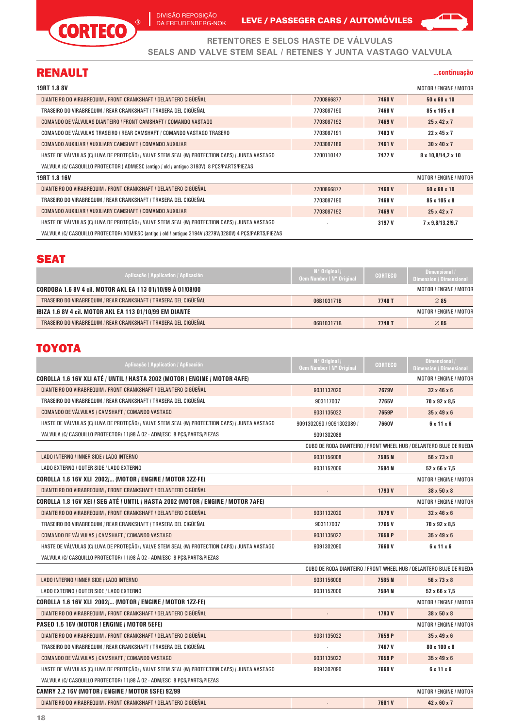# RETENTORES E SELOS HASTE DE VÁLVULAS
## SEALS AND VALVE STEM SEAL / RETENES Y JUNTA VASTAGO VALVULA

## RENAULT

...continuação

| 19RT 1.8 8V | | | MOTOR / ENGINE / MOTOR |
|---|---|---|---|
| DIANTEIRO DO VIRABREQUIM / FRONT CRANKSHAFT / DELANTERO CIGÜEÑAL | 7700866877 | 7460 V | 50 x 68 x 10 |
| TRASEIRO DO VIRABREQUIM / REAR CRANKSHAFT / TRASERA DEL CIGÜEÑAL | 7703087190 | 7468 V | 85 x 105 x 8 |
| COMANDO DE VÁLVULAS DIANTEIRO / FRONT CAMSHAFT / COMANDO VASTAGO | 7703087192 | 7469 V | 25 x 42 x 7 |
| COMANDO DE VÁLVULAS TRASEIRO / REAR CAMSHAFT / COMANDO VASTAGO TRASERO | 7703087191 | 7483 V | 22 x 45 x 7 |
| COMANDO AUXILIAR / AUXILIARY CAMSHAFT / COMANDO AUXILIAR | 7703087189 | 7461 V | 30 x 40 x 7 |
| HASTE DE VÁLVULAS (C/ LUVA DE PROTEÇÃO) / VALVE STEM SEAL (W/ PROTECTION CAPS) / JUNTA VASTAGO VALVULA (C/ CASQUILLO PROTECTOR ) ADM/ESC (antigo / old / antiguo 3193V) 8 PÇS/PARTS/PIEZAS | 7700110147 | 7477 V | 8 x 10,8/14,2 x 10 |
| **19RT 1.8 16V** | | | MOTOR / ENGINE / MOTOR |
| DIANTEIRO DO VIRABREQUIM / FRONT CRANKSHAFT / DELANTERO CIGÜEÑAL | 7700866877 | 7460 V | 50 x 68 x 10 |
| TRASEIRO DO VIRABREQUIM / REAR CRANKSHAFT / TRASERA DEL CIGÜEÑAL | 7703087190 | 7468 V | 85 x 105 x 8 |
| COMANDO AUXILIAR / AUXILIARY CAMSHAFT / COMANDO AUXILIAR | 7703087192 | 7469 V | 25 x 42 x 7 |
| HASTE DE VÁLVULAS (C/ LUVA DE PROTEÇÃO) / VALVE STEM SEAL (W/ PROTECTION CAPS) / JUNTA VASTAGO VALVULA (C/ CASQUILLO PROTECTOR) ADM/ESC (antigo / old / antiguo 3194V /3279V/3280V) 4 PÇS/PARTS/PIEZAS | - | 3197 V | 7 x 9,8/13,2/9,7 |

## SEAT

| Aplicação / Application / Aplicación | Nº Original / Oem Number / Nº Original | CORTECO | Dimensional / Dimension / Dimensional |
|---|---|---|---|
| **CORDOBA 1.6 8V 4 cil. MOTOR AKL EA 113 01/10/99 À 01/08/00** | | | MOTOR / ENGINE / MOTOR |
| TRASEIRO DO VIRABREQUIM / REAR CRANKSHAFT / TRASERA DEL CIGÜEÑAL | 06B103171B | 7748 T | ∅ 85 |
| **IBIZA 1.6 8V 4 cil. MOTOR AKL EA 113 01/10/99 EM DIANTE** | | | MOTOR / ENGINE / MOTOR |
| TRASEIRO DO VIRABREQUIM / REAR CRANKSHAFT / TRASERA DEL CIGÜEÑAL | 06B103171B | 7748 T | ∅ 85 |

## TOYOTA

| Aplicação / Application / Aplicación | Nº Original / Oem Number / Nº Original | CORTECO | Dimensional / Dimension / Dimensional |
|---|---|---|---|
| **COROLLA 1.6 16V XLI ATÉ / UNTIL / HASTA 2002 (MOTOR / ENGINE / MOTOR 4AFE)** | | | MOTOR / ENGINE / MOTOR |
| DIANTEIRO DO VIRABREQUIM / FRONT CRANKSHAFT / DELANTERO CIGÜEÑAL | 9031132020 | 7679V | 32 x 46 x 6 |
| TRASEIRO DO VIRABREQUIM / REAR CRANKSHAFT / TRASERA DEL CIGÜEÑAL | 903117007 | 7765V | 70 x 92 x 8,5 |
| COMANDO DE VÁLVULAS / CAMSHAFT / COMANDO VASTAGO | 9031135022 | 7659P | 35 x 49 x 6 |
| HASTE DE VÁLVULAS (C/ LUVA DE PROTEÇÃO) / VALVE STEM SEAL (W/ PROTECTION CAPS) / JUNTA VASTAGO VALVULA (C/ CASQUILLO PROTECTOR) 11/98 À 02 - ADM/ESC 8 PÇS/PARTS/PIEZAS | 9091302090 / 9091302089 / 9091302088 | 7660V | 6 x 11 x 6 |
| | | | CUBO DE RODA DIANTEIRO / FRONT WHEEL HUB / DELANTERO BUJE DE RUEDA |
| LADO INTERNO / INNER SIDE / LADO INTERNO | 9031156008 | 7585 N | 56 x 73 x 8 |
| LADO EXTERNO / OUTER SIDE / LADO EXTERNO | 9031152006 | 7584 N | 52 x 66 x 7,5 |
| **COROLLA 1.6 16V XLI 2002/... (MOTOR / ENGINE / MOTOR 3ZZ-FE)** | | | MOTOR / ENGINE / MOTOR |
| DIANTEIRO DO VIRABREQUIM / FRONT CRANKSHAFT / DELANTERO CIGÜEÑAL | - | 1793 V | 38 x 50 x 8 |
| **COROLLA 1.8 16V XEI / SEG ATÉ / UNTIL / HASTA 2002 (MOTOR / ENGINE / MOTOR 7AFE)** | | | MOTOR / ENGINE / MOTOR |
| DIANTEIRO DO VIRABREQUIM / FRONT CRANKSHAFT / DELANTERO CIGÜEÑAL | 9031132020 | 7679 V | 32 x 46 x 6 |
| TRASEIRO DO VIRABREQUIM / REAR CRANKSHAFT / TRASERA DEL CIGÜEÑAL | 903117007 | 7765 V | 70 x 92 x 8,5 |
| COMANDO DE VÁLVULAS / CAMSHAFT / COMANDO VASTAGO | 9031135022 | 7659 P | 35 x 49 x 6 |
| HASTE DE VÁLVULAS (C/ LUVA DE PROTEÇÃO) / VALVE STEM SEAL (W/ PROTECTION CAPS) / JUNTA VASTAGO VALVULA (C/ CASQUILLO PROTECTOR) 11/98 À 02 - ADM/ESC 8 PÇS/PARTS/PIEZAS | 9091302090 | 7660 V | 6 x 11 x 6 |
| | | | CUBO DE RODA DIANTEIRO / FRONT WHEEL HUB / DELANTERO BUJE DE RUEDA |
| LADO INTERNO / INNER SIDE / LADO INTERNO | 9031156008 | 7585 N | 56 x 73 x 8 |
| LADO EXTERNO / OUTER SIDE / LADO EXTERNO | 9031152006 | 7584 N | 52 x 66 x 7,5 |
| **COROLLA 1.6 16V XLI 2002/... (MOTOR / ENGINE / MOTOR 1ZZ-FE)** | | | MOTOR / ENGINE / MOTOR |
| DIANTEIRO DO VIRABREQUIM / FRONT CRANKSHAFT / DELANTERO CIGÜEÑAL | - | 1793 V | 38 x 50 x 8 |
| **PASEO 1.5 16V (MOTOR / ENGINE / MOTOR 5EFE)** | | | MOTOR / ENGINE / MOTOR |
| DIANTEIRO DO VIRABREQUIM / FRONT CRANKSHAFT / DELANTERO CIGÜEÑAL | 9031135022 | 7659 P | 35 x 49 x 6 |
| TRASEIRO DO VIRABREQUIM / REAR CRANKSHAFT / TRASERA DEL CIGÜEÑAL | - | 7467 V | 80 x 100 x 8 |
| COMANDO DE VÁLVULAS / CAMSHAFT / COMANDO VASTAGO | 9031135022 | 7659 P | 35 x 49 x 6 |
| HASTE DE VÁLVULAS (C/ LUVA DE PROTEÇÃO) / VALVE STEM SEAL (W/ PROTECTION CAPS) / JUNTA VASTAGO VALVULA (C/ CASQUILLO PROTECTOR) 11/98 À 02 - ADM/ESC 8 PÇS/PARTS/PIEZAS | 9091302090 | 7660 V | 6 x 11 x 6 |
| **CAMRY 2.2 16V (MOTOR / ENGINE / MOTOR 5SFE) 92/99** | | | MOTOR / ENGINE / MOTOR |
| DIANTEIRO DO VIRABREQUIM / FRONT CRANKSHAFT / DELANTERO CIGÜEÑAL | - | 7681 V | 42 x 60 x 7 |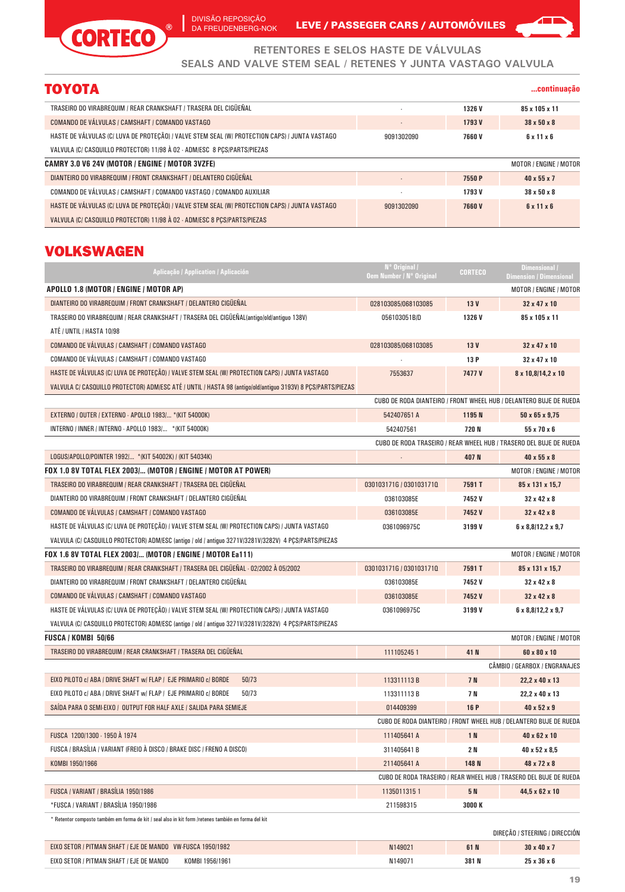## RETENTORES E SELOS HASTE DE VÁLVULAS
## SEALS AND VALVE STEM SEAL / RETENES Y JUNTA VASTAGO VALVULA

## TOYOTA

...continuação

| | | | |
|---|---|---|---|
| TRASEIRO DO VIRABREQUIM / REAR CRANKSHAFT / TRASERA DEL CIGÜEÑAL | - | 1326 V | 85 x 105 x 11 |
| COMANDO DE VÁLVULAS / CAMSHAFT / COMANDO VASTAGO | - | 1793 V | 38 x 50 x 8 |
| HASTE DE VÁLVULAS (C/ LUVA DE PROTEÇÃO) / VALVE STEM SEAL (W/ PROTECTION CAPS) / JUNTA VASTAGO VALVULA (C/ CASQUILLO PROTECTOR) 11/98 À 02 - ADM/ESC 8 PÇS/PARTS/PIEZAS | 9091302090 | 7660 V | 6 x 11 x 6 |
| **CAMRY 3.0 V6 24V (MOTOR / ENGINE / MOTOR 3VZFE)** | | | MOTOR / ENGINE / MOTOR |
| DIANTEIRO DO VIRABREQUIM / FRONT CRANKSHAFT / DELANTERO CIGÜEÑAL | - | 7550 P | 40 x 55 x 7 |
| COMANDO DE VÁLVULAS / CAMSHAFT / COMANDO VASTAGO / COMANDO AUXILIAR | - | 1793 V | 38 x 50 x 8 |
| HASTE DE VÁLVULAS (C/ LUVA DE PROTEÇÃO) / VALVE STEM SEAL (W/ PROTECTION CAPS) / JUNTA VASTAGO VALVULA (C/ CASQUILLO PROTECTOR) 11/98 À 02 - ADM/ESC 8 PÇS/PARTS/PIEZAS | 9091302090 | 7660 V | 6 x 11 x 6 |

## VOLKSWAGEN

| Aplicação / Application / Aplicación | Nº Original / Oem Number / Nº Original | CORTECO | Dimensional / Dimension / Dimensional |
|---|---|---|---|
| **APOLLO 1.8 (MOTOR / ENGINE / MOTOR AP)** | | | MOTOR / ENGINE / MOTOR |
| DIANTEIRO DO VIRABREQUIM / FRONT CRANKSHAFT / DELANTERO CIGÜEÑAL | 028103085/068103085 | 13 V | 32 x 47 x 10 |
| TRASEIRO DO VIRABREQUIM / REAR CRANKSHAFT / TRASERA DEL CIGÜEÑAL(antigo/old/antiguo 138V) ATÉ / UNTIL / HASTA 10/98 | 056103051B/D | 1326 V | 85 x 105 x 11 |
| COMANDO DE VÁLVULAS / CAMSHAFT / COMANDO VASTAGO | 028103085/068103085 | 13 V | 32 x 47 x 10 |
| COMANDO DE VÁLVULAS / CAMSHAFT / COMANDO VASTAGO | - | 13 P | 32 x 47 x 10 |
| HASTE DE VÁLVULAS (C/ LUVA DE PROTEÇÃO) / VALVE STEM SEAL (W/ PROTECTION CAPS) / JUNTA VASTAGO VALVULA C/ CASQUILLO PROTECTOR) ADM/ESC ATÉ / UNTIL / HASTA 98 (antigo/old/antiguo 3193V) 8 PÇS/PARTS/PIEZAS | 7553637 | 7477 V | 8 x 10,8/14,2 x 10 |
| | CUBO DE RODA DIANTEIRO / FRONT WHEEL HUB / DELANTERO BUJE DE RUEDA | | |
| EXTERNO / OUTER / EXTERNO - APOLLO 1983/... *(KIT 54000K) | 542407651 A | 1195 N | 50 x 65 x 9,75 |
| INTERNO / INNER / INTERNO - APOLLO 1983/... *(KIT 54000K) | 542407561 | 720 N | 55 x 70 x 6 |
| | CUBO DE RODA TRASEIRO / REAR WHEEL HUB / TRASERO DEL BUJE DE RUEDA | | |
| LOGUS/APOLLO/POINTER 1992/... *(KIT 54002K) / (KIT 54034K) | - | 407 N | 40 x 55 x 8 |
| **FOX 1.0 8V TOTAL FLEX 2003/... (MOTOR / ENGINE / MOTOR AT POWER)** | | | MOTOR / ENGINE / MOTOR |
| TRASEIRO DO VIRABREQUIM / REAR CRANKSHAFT / TRASERA DEL CIGÜEÑAL | 030103171G / 030103171Q | 7591 T | 85 x 131 x 15,7 |
| DIANTEIRO DO VIRABREQUIM / FRONT CRANKSHAFT / DELANTERO CIGÜEÑAL | 036103085E | 7452 V | 32 x 42 x 8 |
| COMANDO DE VÁLVULAS / CAMSHAFT / COMANDO VASTAGO | 036103085E | 7452 V | 32 x 42 x 8 |
| HASTE DE VÁLVULAS (C/ LUVA DE PROTEÇÃO) / VALVE STEM SEAL (W/ PROTECTION CAPS) / JUNTA VASTAGO VALVULA (C/ CASQUILLO PROTECTOR) ADM/ESC (antigo / old / antiguo 3271V/3281V/3282V) 4 PÇS/PARTS/PIEZAS | 036109675C | 3199 V | 6 x 8,8/12,2 x 9,7 |
| **FOX 1.6 8V TOTAL FLEX 2003/... (MOTOR / ENGINE / MOTOR Ea111)** | | | MOTOR / ENGINE / MOTOR |
| TRASEIRO DO VIRABREQUIM / REAR CRANKSHAFT / TRASERA DEL CIGÜEÑAL - 02/2002 À 05/2002 | 030103171G / 030103171Q | 7591 T | 85 x 131 x 15,7 |
| DIANTEIRO DO VIRABREQUIM / FRONT CRANKSHAFT / DELANTERO CIGÜEÑAL | 036103085E | 7452 V | 32 x 42 x 8 |
| COMANDO DE VÁLVULAS / CAMSHAFT / COMANDO VASTAGO | 036103085E | 7452 V | 32 x 42 x 8 |
| HASTE DE VÁLVULAS (C/ LUVA DE PROTEÇÃO) / VALVE STEM SEAL (W/ PROTECTION CAPS) / JUNTA VASTAGO VALVULA (C/ CASQUILLO PROTECTOR) ADM/ESC (antigo / old / antiguo 3271V/3281V/3282V) 4 PÇS/PARTS/PIEZAS | 036109675C | 3199 V | 6 x 8,8/12,2 x 9,7 |
| **FUSCA / KOMBI 50/66** | | | MOTOR / ENGINE / MOTOR |
| TRASEIRO DO VIRABREQUIM / REAR CRANKSHAFT / TRASERA DEL CIGÜEÑAL | 111105245 1 | 41 N | 60 x 80 x 10 |
| | | | CÂMBIO / GEARBOX / ENGRANAJES |
| EIXO PILOTO c/ ABA / DRIVE SHAFT w/ FLAP / EJE PRIMARIO c/ BORDE 50/73 | 113311113 B | 7 N | 22,2 x 40 x 13 |
| EIXO PILOTO c/ ABA / DRIVE SHAFT w/ FLAP / EJE PRIMARIO c/ BORDE 50/73 | 113311113 B | 7 N | 22,2 x 40 x 13 |
| SAÍDA PARA O SEMI-EIXO / OUTPUT FOR HALF AXLE / SALIDA PARA SEMIEJE | 014409399 | 16 P | 40 x 52 x 9 |
| | CUBO DE RODA DIANTEIRO / FRONT WHEEL HUB / DELANTERO BUJE DE RUEDA | | |
| FUSCA 1200/1300 - 1950 À 1974 | 111405641 A | 1 N | 40 x 62 x 10 |
| FUSCA / BRASÍLIA / VARIANT (FREIO À DISCO / BRAKE DISC / FRENO A DISCO) | 311405641 B | 2 N | 40 x 52 x 8,5 |
| KOMBI 1950/1966 | 211405641 A | 148 N | 48 x 72 x 8 |
| | CUBO DE RODA TRASEIRO / REAR WHEEL HUB / TRASERO DEL BUJE DE RUEDA | | |
| FUSCA / VARIANT / BRASÍLIA 1950/1986 | 1135011315 1 | 5 N | 44,5 x 62 x 10 |
| *FUSCA / VARIANT / BRASÍLIA 1950/1986 | 211598315 | 3000 K | |

\* Retentor composto também em forma de kit / seal also in kit form /retenes también en forma del kit

| | | | |
|---|---|---|---|
| | | | DIREÇÃO / STEERING / DIRECCIÓN |
| EIXO SETOR / PITMAN SHAFT / EJE DE MANDO VW-FUSCA 1950/1982 | N149021 | 61 N | 30 x 40 x 7 |
| EIXO SETOR / PITMAN SHAFT / EJE DE MANDO KOMBI 1956/1961 | N149071 | 381 N | 25 x 36 x 6 |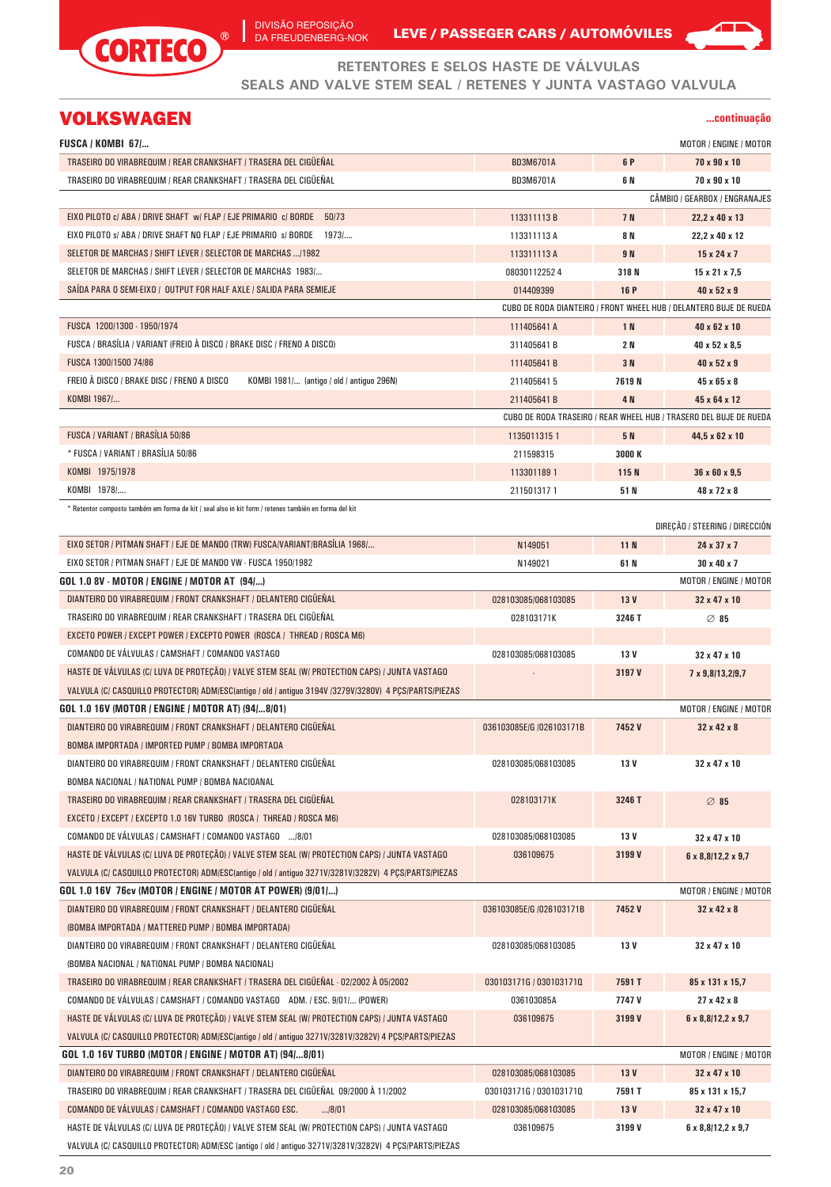CORTECO® | DIVISÃO REPOSIÇÃO DA FREUDENBERG-NOK | LEVE / PASSEGER CARS / AUTOMÓVILES

## RETENTORES E SELOS HASTE DE VÁLVULAS
## SEALS AND VALVE STEM SEAL / RETENES Y JUNTA VASTAGO VALVULA

# VOLKSWAGEN

**...continuação**

| FUSCA / KOMBI 67/... | | | MOTOR / ENGINE / MOTOR |
|---|---|---|---|
| TRASEIRO DO VIRABREQUIM / REAR CRANKSHAFT / TRASERA DEL CIGÜEÑAL | BD3M6701A | 6 P | 70 x 90 x 10 |
| TRASEIRO DO VIRABREQUIM / REAR CRANKSHAFT / TRASERA DEL CIGÜEÑAL | BD3M6701A | 6 N | 70 x 90 x 10 |
| | | | CÂMBIO / GEARBOX / ENGRANAJES |
| EIXO PILOTO c/ ABA / DRIVE SHAFT w/ FLAP / EJE PRIMARIO c/ BORDE 50/73 | 113311113 B | 7 N | 22,2 x 40 x 13 |
| EIXO PILOTO s/ ABA / DRIVE SHAFT NO FLAP / EJE PRIMARIO s/ BORDE 1973/.... | 113311113 A | 8 N | 22,2 x 40 x 12 |
| SELETOR DE MARCHAS / SHIFT LEVER / SELECTOR DE MARCHAS .../1982 | 113311113 A | 9 N | 15 x 24 x 7 |
| SELETOR DE MARCHAS / SHIFT LEVER / SELECTOR DE MARCHAS 1983/... | 08030112252 4 | 318 N | 15 x 21 x 7,5 |
| SAÍDA PARA O SEMI-EIXO / OUTPUT FOR HALF AXLE / SALIDA PARA SEMIEJE | 014409399 | 16 P | 40 x 52 x 9 |
| | | | CUBO DE RODA DIANTEIRO / FRONT WHEEL HUB / DELANTERO BUJE DE RUEDA |
| FUSCA 1200/1300 - 1950/1974 | 111405641 A | 1 N | 40 x 62 x 10 |
| FUSCA / BRASÍLIA / VARIANT (FREIO À DISCO / BRAKE DISC / FRENO A DISCO) | 311405641 B | 2 N | 40 x 52 x 8,5 |
| FUSCA 1300/1500 74/86 | 111405641 B | 3 N | 40 x 52 x 9 |
| FREIO À DISCO / BRAKE DISC / FRENO A DISCO KOMBI 1981/... (antigo / old / antiguo 296N) | 211405641 5 | 7619 N | 45 x 65 x 8 |
| KOMBI 1967/... | 211405641 B | 4 N | 45 x 64 x 12 |
| | | | CUBO DE RODA TRASEIRO / REAR WHEEL HUB / TRASERO DEL BUJE DE RUEDA |
| FUSCA / VARIANT / BRASÍLIA 50/86 | 1135011315 1 | 5 N | 44,5 x 62 x 10 |
| * FUSCA / VARIANT / BRASÍLIA 50/86 | 211598315 | 3000 K | |
| KOMBI 1975/1978 | 113301189 1 | 115 N | 36 x 60 x 9,5 |
| KOMBI 1978/.... | 211501317 1 | 51 N | 48 x 72 x 8 |

\* Retentor composto também em forma de kit / seal also in kit form / retenes también en forma del kit

| | | | DIREÇÃO / STEERING / DIRECCIÓN |
|---|---|---|---|
| EIXO SETOR / PITMAN SHAFT / EJE DE MANDO (TRW) FUSCA/VARIANT/BRASÍLIA 1968/... | N149051 | 11 N | 24 x 37 x 7 |
| EIXO SETOR / PITMAN SHAFT / EJE DE MANDO VW - FUSCA 1950/1982 | N149021 | 61 N | 30 x 40 x 7 |
| **GOL 1.0 8V - MOTOR / ENGINE / MOTOR AT (94/...)** | | | MOTOR / ENGINE / MOTOR |
| DIANTEIRO DO VIRABREQUIM / FRONT CRANKSHAFT / DELANTERO CIGÜEÑAL | 028103085/068103085 | 13 V | 32 x 47 x 10 |
| TRASEIRO DO VIRABREQUIM / REAR CRANKSHAFT / TRASERA DEL CIGÜEÑAL | 028103171K | 3246 T | ∅ 85 |
| EXCETO POWER / EXCEPT POWER / EXCEPTO POWER (ROSCA / THREAD / ROSCA M6) | | | |
| COMANDO DE VÁLVULAS / CAMSHAFT / COMANDO VASTAGO | 028103085/068103085 | 13 V | 32 x 47 x 10 |
| HASTE DE VÁLVULAS (C/ LUVA DE PROTEÇÃO) / VALVE STEM SEAL (W/ PROTECTION CAPS) / JUNTA VASTAGO VALVULA (C/ CASQUILLO PROTECTOR) ADM/ESC(antigo / old / antiguo 3194V /3279V/3280V) 4 PÇS/PARTS/PIEZAS | - | 3197 V | 7 x 9,8/13,2/9,7 |
| **GOL 1.0 16V (MOTOR / ENGINE / MOTOR AT) (94/...8/01)** | | | MOTOR / ENGINE / MOTOR |
| DIANTEIRO DO VIRABREQUIM / FRONT CRANKSHAFT / DELANTERO CIGÜEÑAL BOMBA IMPORTADA / IMPORTED PUMP / BOMBA IMPORTADA | 036103085E/G /026103171B | 7452 V | 32 x 42 x 8 |
| DIANTEIRO DO VIRABREQUIM / FRONT CRANKSHAFT / DELANTERO CIGÜEÑAL BOMBA NACIONAL / NATIONAL PUMP / BOMBA NACIOANAL | 028103085/068103085 | 13 V | 32 x 47 x 10 |
| TRASEIRO DO VIRABREQUIM / REAR CRANKSHAFT / TRASERA DEL CIGÜEÑAL EXCETO / EXCEPT / EXCEPTO 1.0 16V TURBO (ROSCA / THREAD / ROSCA M6) | 028103171K | 3246 T | ∅ 85 |
| COMANDO DE VÁLVULAS / CAMSHAFT / COMANDO VASTAGO .../8/01 | 028103085/068103085 | 13 V | 32 x 47 x 10 |
| HASTE DE VÁLVULAS (C/ LUVA DE PROTEÇÃO) / VALVE STEM SEAL (W/ PROTECTION CAPS) / JUNTA VASTAGO VALVULA (C/ CASQUILLO PROTECTOR) ADM/ESC(antigo / old / antiguo 3271V/3281V/3282V) 4 PÇS/PARTS/PIEZAS | 036109675 | 3199 V | 6 x 8,8/12,2 x 9,7 |
| **GOL 1.0 16V 76cv (MOTOR / ENGINE / MOTOR AT POWER) (9/01/...)** | | | MOTOR / ENGINE / MOTOR |
| DIANTEIRO DO VIRABREQUIM / FRONT CRANKSHAFT / DELANTERO CIGÜEÑAL (BOMBA IMPORTADA / MATTERED PUMP / BOMBA IMPORTADA) | 036103085E/G /026103171B | 7452 V | 32 x 42 x 8 |
| DIANTEIRO DO VIRABREQUIM / FRONT CRANKSHAFT / DELANTERO CIGÜEÑAL (BOMBA NACIONAL / NATIONAL PUMP / BOMBA NACIONAL) | 028103085/068103085 | 13 V | 32 x 47 x 10 |
| TRASEIRO DO VIRABREQUIM / REAR CRANKSHAFT / TRASERA DEL CIGÜEÑAL - 02/2002 À 05/2002 | 030103171G / 030103171Q | 7591 T | 85 x 131 x 15,7 |
| COMANDO DE VÁLVULAS / CAMSHAFT / COMANDO VASTAGO ADM. / ESC. 9/01/... (POWER) | 036103085A | 7747 V | 27 x 42 x 8 |
| HASTE DE VÁLVULAS (C/ LUVA DE PROTEÇÃO) / VALVE STEM SEAL (W/ PROTECTION CAPS) / JUNTA VASTAGO VALVULA (C/ CASQUILLO PROTECTOR) ADM/ESC(antigo / old / antiguo 3271V/3281V/3282V) 4 PÇS/PARTS/PIEZAS | 036109675 | 3199 V | 6 x 8,8/12,2 x 9,7 |
| **GOL 1.0 16V TURBO (MOTOR / ENGINE / MOTOR AT) (94/...8/01)** | | | MOTOR / ENGINE / MOTOR |
| DIANTEIRO DO VIRABREQUIM / FRONT CRANKSHAFT / DELANTERO CIGÜEÑAL | 028103085/068103085 | 13 V | 32 x 47 x 10 |
| TRASEIRO DO VIRABREQUIM / REAR CRANKSHAFT / TRASERA DEL CIGÜEÑAL 09/2000 À 11/2002 | 030103171G / 030103171Q | 7591 T | 85 x 131 x 15,7 |
| COMANDO DE VÁLVULAS / CAMSHAFT / COMANDO VASTAGO ESC. .../8/01 | 028103085/068103085 | 13 V | 32 x 47 x 10 |
| HASTE DE VÁLVULAS (C/ LUVA DE PROTEÇÃO) / VALVE STEM SEAL (W/ PROTECTION CAPS) / JUNTA VASTAGO VALVULA (C/ CASQUILLO PROTECTOR) ADM/ESC (antigo / old / antiguo 3271V/3281V/3282V) 4 PÇS/PARTS/PIEZAS | 036109675 | 3199 V | 6 x 8,8/12,2 x 9,7 |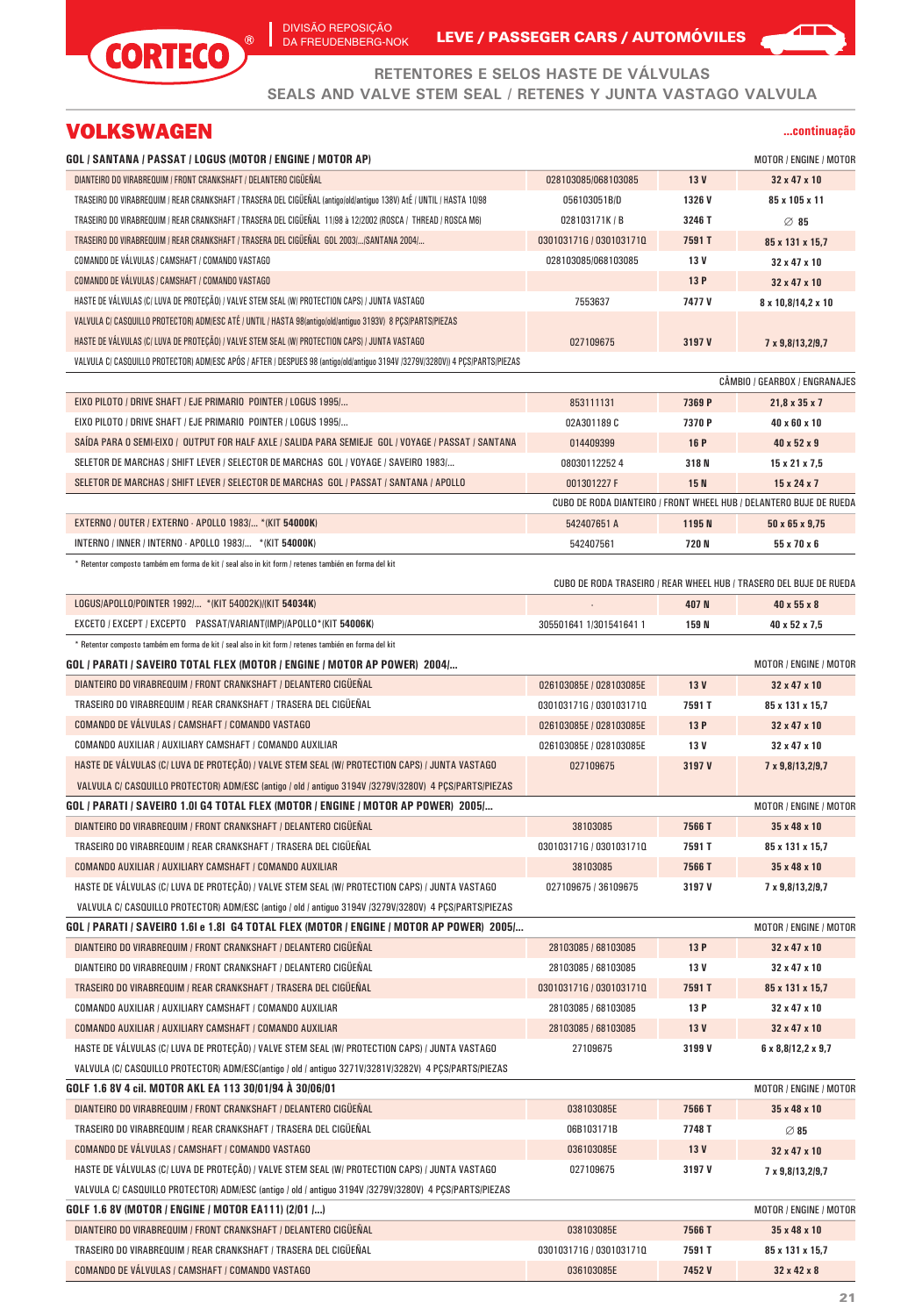# RETENTORES E SELOS HASTE DE VÁLVULAS
## SEALS AND VALVE STEM SEAL / RETENES Y JUNTA VASTAGO VALVULA

## VOLKSWAGEN

**...continuação**

| GOL / SANTANA / PASSAT / LOGUS (MOTOR / ENGINE / MOTOR AP) | | | MOTOR / ENGINE / MOTOR |
|---|---|---|---|
| DIANTEIRO DO VIRABREQUIM / FRONT CRANKSHAFT / DELANTERO CIGÜEÑAL | 028103085/068103085 | 13 V | 32 x 47 x 10 |
| TRASEIRO DO VIRABREQUIM / REAR CRANKSHAFT / TRASERA DEL CIGÜEÑAL (antigo/old/antiguo 138V) ATÉ / UNTIL / HASTA 10/98 | 056103051B/D | 1326 V | 85 x 105 x 11 |
| TRASEIRO DO VIRABREQUIM / REAR CRANKSHAFT / TRASERA DEL CIGÜEÑAL 11/98 à 12/2002 (ROSCA / THREAD / ROSCA M6) | 028103171K / B | 3246 T | ∅ 85 |
| TRASEIRO DO VIRABREQUIM / REAR CRANKSHAFT / TRASERA DEL CIGÜEÑAL GOL 2003/.../SANTANA 2004/... | 030103171G / 030103171Q | 7591 T | 85 x 131 x 15,7 |
| COMANDO DE VÁLVULAS / CAMSHAFT / COMANDO VASTAGO | 028103085/068103085 | 13 V | 32 x 47 x 10 |
| COMANDO DE VÁLVULAS / CAMSHAFT / COMANDO VASTAGO | | 13 P | 32 x 47 x 10 |
| HASTE DE VÁLVULAS (C/ LUVA DE PROTEÇÃO) / VALVE STEM SEAL (W/ PROTECTION CAPS) / JUNTA VASTAGO VALVULA C/ CASQUILLO PROTECTOR) ADM/ESC ATÉ / UNTIL / HASTA 98(antigo/old/antiguo 3193V) 8 PÇS/PARTS/PIEZAS | 7553637 | 7477 V | 8 x 10,8/14,2 x 10 |
| HASTE DE VÁLVULAS (C/ LUVA DE PROTEÇÃO) / VALVE STEM SEAL (W/ PROTECTION CAPS) / JUNTA VASTAGO VALVULA C/ CASQUILLO PROTECTOR) ADM/ESC APÓS / AFTER / DESPUES 98 (antigo/old/antiguo 3194V /3279V/3280V)) 4 PÇS/PARTS/PIEZAS | 027109675 | 3197 V | 7 x 9,8/13,2/9,7 |
| | | | CÂMBIO / GEARBOX / ENGRANAJES |
| EIXO PILOTO / DRIVE SHAFT / EJE PRIMARIO POINTER / LOGUS 1995/... | 853111131 | 7369 P | 21,8 x 35 x 7 |
| EIXO PILOTO / DRIVE SHAFT / EJE PRIMARIO POINTER / LOGUS 1995/... | 02A301189 C | 7370 P | 40 x 60 x 10 |
| SAÍDA PARA O SEMI-EIXO / OUTPUT FOR HALF AXLE / SALIDA PARA SEMIEJE GOL / VOYAGE / PASSAT / SANTANA | 014409399 | 16 P | 40 x 52 x 9 |
| SELETOR DE MARCHAS / SHIFT LEVER / SELECTOR DE MARCHAS GOL / VOYAGE / SAVEIRO 1983/... | 08030112252 4 | 318 N | 15 x 21 x 7,5 |
| SELETOR DE MARCHAS / SHIFT LEVER / SELECTOR DE MARCHAS GOL / PASSAT / SANTANA / APOLLO | 001301227 F | 15 N | 15 x 24 x 7 |
| | | | CUBO DE RODA DIANTEIRO / FRONT WHEEL HUB / DELANTERO BUJE DE RUEDA |
| EXTERNO / OUTER / EXTERNO - APOLLO 1983/... *(KIT **54000K**) | 542407651 A | 1195 N | 50 x 65 x 9,75 |
| INTERNO / INNER / INTERNO - APOLLO 1983/... *(KIT **54000K**) | 542407561 | 720 N | 55 x 70 x 6 |

\* Retentor composto também em forma de kit / seal also in kit form / retenes también en forma del kit

| | | | CUBO DE RODA TRASEIRO / REAR WHEEL HUB / TRASERO DEL BUJE DE RUEDA |
|---|---|---|---|
| LOGUS/APOLLO/POINTER 1992/... *(KIT 54002K)/(KIT **54034K**) | - | 407 N | 40 x 55 x 8 |
| EXCETO / EXCEPT / EXCEPTO PASSAT/VARIANT(IMP)/APOLLO*(KIT **54006K**) | 305501641 1/305541641 1 | 159 N | 40 x 52 x 7,5 |

\* Retentor composto também em forma de kit / seal also in kit form / retenes también en forma del kit

| GOL / PARATI / SAVEIRO TOTAL FLEX (MOTOR / ENGINE / MOTOR AP POWER) 2004/... | | | MOTOR / ENGINE / MOTOR |
|---|---|---|---|
| DIANTEIRO DO VIRABREQUIM / FRONT CRANKSHAFT / DELANTERO CIGÜEÑAL | 026103085E / 028103085E | 13 V | 32 x 47 x 10 |
| TRASEIRO DO VIRABREQUIM / REAR CRANKSHAFT / TRASERA DEL CIGÜEÑAL | 030103171G / 030103171Q | 7591 T | 85 x 131 x 15,7 |
| COMANDO DE VÁLVULAS / CAMSHAFT / COMANDO VASTAGO | 026103085E / 028103085E | 13 P | 32 x 47 x 10 |
| COMANDO AUXILIAR / AUXILIARY CAMSHAFT / COMANDO AUXILIAR | 026103085E / 028103085E | 13 V | 32 x 47 x 10 |
| HASTE DE VÁLVULAS (C/ LUVA DE PROTEÇÃO) / VALVE STEM SEAL (W/ PROTECTION CAPS) / JUNTA VASTAGO VALVULA C/ CASQUILLO PROTECTOR) ADM/ESC (antigo / old / antiguo 3194V /3279V/3280V) 4 PÇS/PARTS/PIEZAS | 027109675 | 3197 V | 7 x 9,8/13,2/9,7 |

| GOL / PARATI / SAVEIRO 1.0l G4 TOTAL FLEX (MOTOR / ENGINE / MOTOR AP POWER) 2005/... | | | MOTOR / ENGINE / MOTOR |
|---|---|---|---|
| DIANTEIRO DO VIRABREQUIM / FRONT CRANKSHAFT / DELANTERO CIGÜEÑAL | 38103085 | 7566 T | 35 x 48 x 10 |
| TRASEIRO DO VIRABREQUIM / REAR CRANKSHAFT / TRASERA DEL CIGÜEÑAL | 030103171G / 030103171Q | 7591 T | 85 x 131 x 15,7 |
| COMANDO AUXILIAR / AUXILIARY CAMSHAFT / COMANDO AUXILIAR | 38103085 | 7566 T | 35 x 48 x 10 |
| HASTE DE VÁLVULAS (C/ LUVA DE PROTEÇÃO) / VALVE STEM SEAL (W/ PROTECTION CAPS) / JUNTA VASTAGO VALVULA C/ CASQUILLO PROTECTOR) ADM/ESC (antigo / old / antiguo 3194V /3279V/3280V) 4 PÇS/PARTS/PIEZAS | 027109675 / 36109675 | 3197 V | 7 x 9,8/13,2/9,7 |

| GOL / PARATI / SAVEIRO 1.6l e 1.8l G4 TOTAL FLEX (MOTOR / ENGINE / MOTOR AP POWER) 2005/... | | | MOTOR / ENGINE / MOTOR |
|---|---|---|---|
| DIANTEIRO DO VIRABREQUIM / FRONT CRANKSHAFT / DELANTERO CIGÜEÑAL | 28103085 / 68103085 | 13 P | 32 x 47 x 10 |
| DIANTEIRO DO VIRABREQUIM / FRONT CRANKSHAFT / DELANTERO CIGÜEÑAL | 28103085 / 68103085 | 13 V | 32 x 47 x 10 |
| TRASEIRO DO VIRABREQUIM / REAR CRANKSHAFT / TRASERA DEL CIGÜEÑAL | 030103171G / 030103171Q | 7591 T | 85 x 131 x 15,7 |
| COMANDO AUXILIAR / AUXILIARY CAMSHAFT / COMANDO AUXILIAR | 28103085 / 68103085 | 13 P | 32 x 47 x 10 |
| COMANDO AUXILIAR / AUXILIARY CAMSHAFT / COMANDO AUXILIAR | 28103085 / 68103085 | 13 V | 32 x 47 x 10 |
| HASTE DE VÁLVULAS (C/ LUVA DE PROTEÇÃO) / VALVE STEM SEAL (W/ PROTECTION CAPS) / JUNTA VASTAGO VALVULA (C/ CASQUILLO PROTECTOR) ADM/ESC(antigo / old / antiguo 3271V/3281V/3282V) 4 PÇS/PARTS/PIEZAS | 27109675 | 3199 V | 6 x 8,8/12,2 x 9,7 |

| GOLF 1.6 8V 4 cil. MOTOR AKL EA 113 30/01/94 À 30/06/01 | | | MOTOR / ENGINE / MOTOR |
|---|---|---|---|
| DIANTEIRO DO VIRABREQUIM / FRONT CRANKSHAFT / DELANTERO CIGÜEÑAL | 038103085E | 7566 T | 35 x 48 x 10 |
| TRASEIRO DO VIRABREQUIM / REAR CRANKSHAFT / TRASERA DEL CIGÜEÑAL | 06B103171B | 7748 T | ∅ 85 |
| COMANDO DE VÁLVULAS / CAMSHAFT / COMANDO VASTAGO | 036103085E | 13 V | 32 x 47 x 10 |
| HASTE DE VÁLVULAS (C/ LUVA DE PROTEÇÃO) / VALVE STEM SEAL (W/ PROTECTION CAPS) / JUNTA VASTAGO VALVULA C/ CASQUILLO PROTECTOR) ADM/ESC (antigo / old / antiguo 3194V /3279V/3280V) 4 PÇS/PARTS/PIEZAS | 027109675 | 3197 V | 7 x 9,8/13,2/9,7 |

| GOLF 1.6 8V (MOTOR / ENGINE / MOTOR EA111) (2/01 /...) | | | MOTOR / ENGINE / MOTOR |
|---|---|---|---|
| DIANTEIRO DO VIRABREQUIM / FRONT CRANKSHAFT / DELANTERO CIGÜEÑAL | 038103085E | 7566 T | 35 x 48 x 10 |
| TRASEIRO DO VIRABREQUIM / REAR CRANKSHAFT / TRASERA DEL CIGÜEÑAL | 030103171G / 030103171Q | 7591 T | 85 x 131 x 15,7 |
| COMANDO DE VÁLVULAS / CAMSHAFT / COMANDO VASTAGO | 036103085E | 7452 V | 32 x 42 x 8 |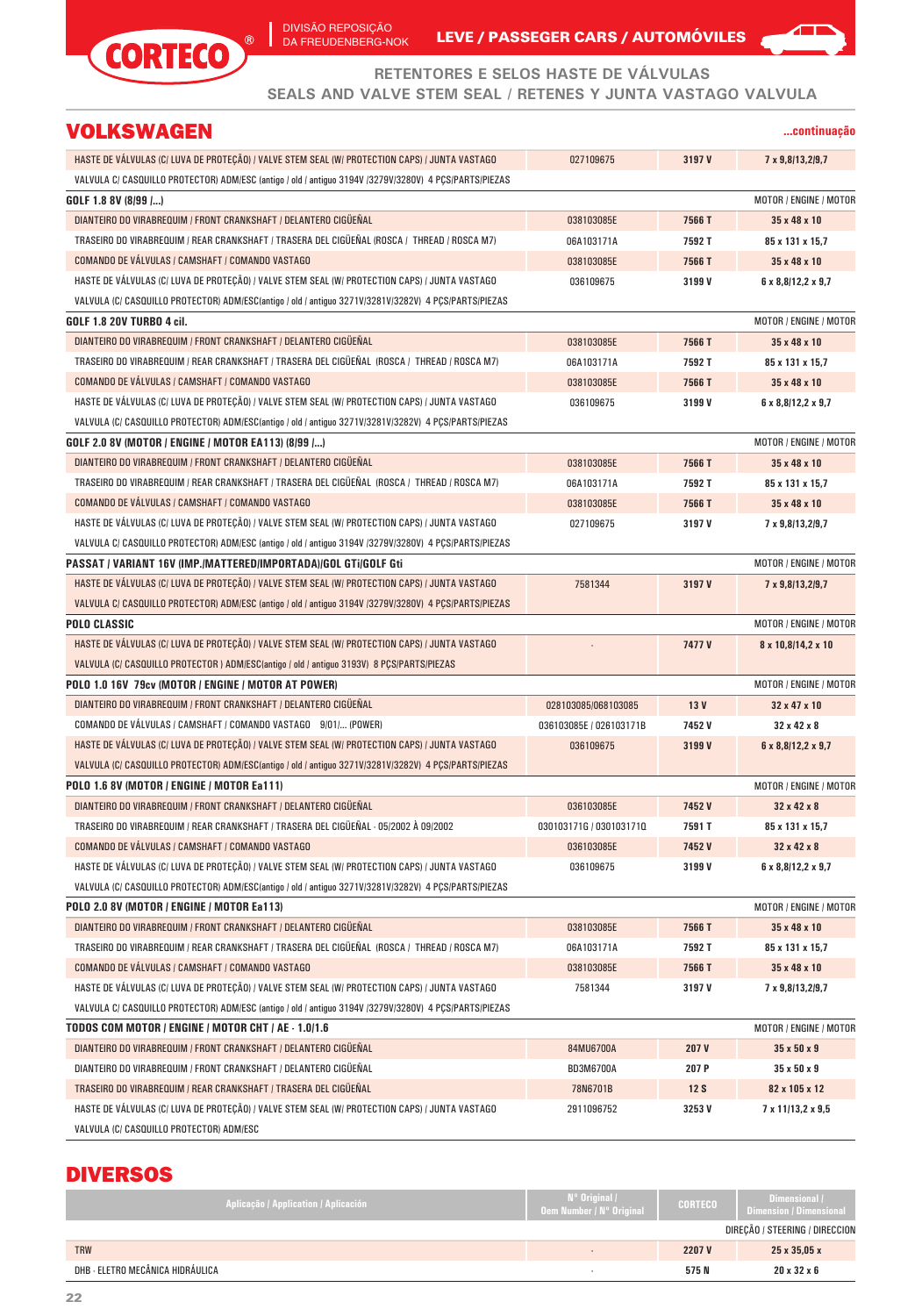CORTECO® DIVISÃO REPOSIÇÃO DA FREUDENBERG-NOK — LEVE / PASSEGER CARS / AUTOMÓVILES

RETENTORES E SELOS HASTE DE VÁLVULAS
SEALS AND VALVE STEM SEAL / RETENES Y JUNTA VASTAGO VALVULA

## VOLKSWAGEN

...continuação

| | | | |
|---|---|---|---|
| HASTE DE VÁLVULAS (C/ LUVA DE PROTEÇÃO) / VALVE STEM SEAL (W/ PROTECTION CAPS) / JUNTA VASTAGO VALVULA C/ CASQUILLO PROTECTOR) ADM/ESC (antigo / old / antiguo 3194V /3279V/3280V) 4 PÇS/PARTS/PIEZAS | 027109675 | 3197 V | 7 x 9,8/13,2/9,7 |
| **GOLF 1.8 8V (8/99 /...)** | | | MOTOR / ENGINE / MOTOR |
| DIANTEIRO DO VIRABREQUIM / FRONT CRANKSHAFT / DELANTERO CIGÜEÑAL | 038103085E | 7566 T | 35 x 48 x 10 |
| TRASEIRO DO VIRABREQUIM / REAR CRANKSHAFT / TRASERA DEL CIGÜEÑAL (ROSCA / THREAD / ROSCA M7) | 06A103171A | 7592 T | 85 x 131 x 15,7 |
| COMANDO DE VÁLVULAS / CAMSHAFT / COMANDO VASTAGO | 038103085E | 7566 T | 35 x 48 x 10 |
| HASTE DE VÁLVULAS (C/ LUVA DE PROTEÇÃO) / VALVE STEM SEAL (W/ PROTECTION CAPS) / JUNTA VASTAGO VALVULA (C/ CASQUILLO PROTECTOR) ADM/ESC(antigo / old / antiguo 3271V/3281V/3282V) 4 PÇS/PARTS/PIEZAS | 036109675 | 3199 V | 6 x 8,8/12,2 x 9,7 |
| **GOLF 1.8 20V TURBO 4 cil.** | | | MOTOR / ENGINE / MOTOR |
| DIANTEIRO DO VIRABREQUIM / FRONT CRANKSHAFT / DELANTERO CIGÜEÑAL | 038103085E | 7566 T | 35 x 48 x 10 |
| TRASEIRO DO VIRABREQUIM / REAR CRANKSHAFT / TRASERA DEL CIGÜEÑAL (ROSCA / THREAD / ROSCA M7) | 06A103171A | 7592 T | 85 x 131 x 15,7 |
| COMANDO DE VÁLVULAS / CAMSHAFT / COMANDO VASTAGO | 038103085E | 7566 T | 35 x 48 x 10 |
| HASTE DE VÁLVULAS (C/ LUVA DE PROTEÇÃO) / VALVE STEM SEAL (W/ PROTECTION CAPS) / JUNTA VASTAGO VALVULA (C/ CASQUILLO PROTECTOR) ADM/ESC(antigo / old / antiguo 3271V/3281V/3282V) 4 PÇS/PARTS/PIEZAS | 036109675 | 3199 V | 6 x 8,8/12,2 x 9,7 |
| **GOLF 2.0 8V (MOTOR / ENGINE / MOTOR EA113) (8/99 /...)** | | | MOTOR / ENGINE / MOTOR |
| DIANTEIRO DO VIRABREQUIM / FRONT CRANKSHAFT / DELANTERO CIGÜEÑAL | 038103085E | 7566 T | 35 x 48 x 10 |
| TRASEIRO DO VIRABREQUIM / REAR CRANKSHAFT / TRASERA DEL CIGÜEÑAL (ROSCA / THREAD / ROSCA M7) | 06A103171A | 7592 T | 85 x 131 x 15,7 |
| COMANDO DE VÁLVULAS / CAMSHAFT / COMANDO VASTAGO | 038103085E | 7566 T | 35 x 48 x 10 |
| HASTE DE VÁLVULAS (C/ LUVA DE PROTEÇÃO) / VALVE STEM SEAL (W/ PROTECTION CAPS) / JUNTA VASTAGO VALVULA C/ CASQUILLO PROTECTOR) ADM/ESC (antigo / old / antiguo 3194V /3279V/3280V) 4 PÇS/PARTS/PIEZAS | 027109675 | 3197 V | 7 x 9,8/13,2/9,7 |
| **PASSAT / VARIANT 16V (IMP./MATTERED/IMPORTADA)/GOL GTi/GOLF Gti** | | | MOTOR / ENGINE / MOTOR |
| HASTE DE VÁLVULAS (C/ LUVA DE PROTEÇÃO) / VALVE STEM SEAL (W/ PROTECTION CAPS) / JUNTA VASTAGO VALVULA C/ CASQUILLO PROTECTOR) ADM/ESC (antigo / old / antiguo 3194V /3279V/3280V) 4 PÇS/PARTS/PIEZAS | 7581344 | 3197 V | 7 x 9,8/13,2/9,7 |
| **POLO CLASSIC** | | | MOTOR / ENGINE / MOTOR |
| HASTE DE VÁLVULAS (C/ LUVA DE PROTEÇÃO) / VALVE STEM SEAL (W/ PROTECTION CAPS) / JUNTA VASTAGO VALVULA (C/ CASQUILLO PROTECTOR ) ADM/ESC(antigo / old / antiguo 3193V) 8 PÇS/PARTS/PIEZAS | - | 7477 V | 8 x 10,8/14,2 x 10 |
| **POLO 1.0 16V 79cv (MOTOR / ENGINE / MOTOR AT POWER)** | | | MOTOR / ENGINE / MOTOR |
| DIANTEIRO DO VIRABREQUIM / FRONT CRANKSHAFT / DELANTERO CIGÜEÑAL | 028103085/068103085 | 13 V | 32 x 47 x 10 |
| COMANDO DE VÁLVULAS / CAMSHAFT / COMANDO VASTAGO 9/01/... (POWER) | 036103085E / 026103171B | 7452 V | 32 x 42 x 8 |
| HASTE DE VÁLVULAS (C/ LUVA DE PROTEÇÃO) / VALVE STEM SEAL (W/ PROTECTION CAPS) / JUNTA VASTAGO VALVULA (C/ CASQUILLO PROTECTOR) ADM/ESC(antigo / old / antiguo 3271V/3281V/3282V) 4 PÇS/PARTS/PIEZAS | 036109675 | 3199 V | 6 x 8,8/12,2 x 9,7 |
| **POLO 1.6 8V (MOTOR / ENGINE / MOTOR Ea111)** | | | MOTOR / ENGINE / MOTOR |
| DIANTEIRO DO VIRABREQUIM / FRONT CRANKSHAFT / DELANTERO CIGÜEÑAL | 036103085E | 7452 V | 32 x 42 x 8 |
| TRASEIRO DO VIRABREQUIM / REAR CRANKSHAFT / TRASERA DEL CIGÜEÑAL - 05/2002 À 09/2002 | 030103171G / 030103171Q | 7591 T | 85 x 131 x 15,7 |
| COMANDO DE VÁLVULAS / CAMSHAFT / COMANDO VASTAGO | 036103085E | 7452 V | 32 x 42 x 8 |
| HASTE DE VÁLVULAS (C/ LUVA DE PROTEÇÃO) / VALVE STEM SEAL (W/ PROTECTION CAPS) / JUNTA VASTAGO VALVULA (C/ CASQUILLO PROTECTOR) ADM/ESC(antigo / old / antiguo 3271V/3281V/3282V) 4 PÇS/PARTS/PIEZAS | 036109675 | 3199 V | 6 x 8,8/12,2 x 9,7 |
| **POLO 2.0 8V (MOTOR / ENGINE / MOTOR Ea113)** | | | MOTOR / ENGINE / MOTOR |
| DIANTEIRO DO VIRABREQUIM / FRONT CRANKSHAFT / DELANTERO CIGÜEÑAL | 038103085E | 7566 T | 35 x 48 x 10 |
| TRASEIRO DO VIRABREQUIM / REAR CRANKSHAFT / TRASERA DEL CIGÜEÑAL (ROSCA / THREAD / ROSCA M7) | 06A103171A | 7592 T | 85 x 131 x 15,7 |
| COMANDO DE VÁLVULAS / CAMSHAFT / COMANDO VASTAGO | 038103085E | 7566 T | 35 x 48 x 10 |
| HASTE DE VÁLVULAS (C/ LUVA DE PROTEÇÃO) / VALVE STEM SEAL (W/ PROTECTION CAPS) / JUNTA VASTAGO VALVULA C/ CASQUILLO PROTECTOR) ADM/ESC (antigo / old / antiguo 3194V /3279V/3280V) 4 PÇS/PARTS/PIEZAS | 7581344 | 3197 V | 7 x 9,8/13,2/9,7 |
| **TODOS COM MOTOR / ENGINE / MOTOR CHT / AE - 1.0/1.6** | | | MOTOR / ENGINE / MOTOR |
| DIANTEIRO DO VIRABREQUIM / FRONT CRANKSHAFT / DELANTERO CIGÜEÑAL | 84MU6700A | 207 V | 35 x 50 x 9 |
| DIANTEIRO DO VIRABREQUIM / FRONT CRANKSHAFT / DELANTERO CIGÜEÑAL | BD3M6700A | 207 P | 35 x 50 x 9 |
| TRASEIRO DO VIRABREQUIM / REAR CRANKSHAFT / TRASERA DEL CIGÜEÑAL | 78N6701B | 12 S | 82 x 105 x 12 |
| HASTE DE VÁLVULAS (C/ LUVA DE PROTEÇÃO) / VALVE STEM SEAL (W/ PROTECTION CAPS) / JUNTA VASTAGO VALVULA (C/ CASQUILLO PROTECTOR) ADM/ESC | 2911096752 | 3253 V | 7 x 11/13,2 x 9,5 |

## DIVERSOS

| Aplicação / Application / Aplicación | Nº Original / Oem Number / Nº Original | CORTECO | Dimensional / Dimension / Dimensional |
|---|---|---|---|
| | | | DIREÇÃO / STEERING / DIRECCION |
| TRW | - | 2207 V | 25 x 35,05 x |
| DHB - ELETRO MECÂNICA HIDRÁULICA | - | 575 N | 20 x 32 x 6 |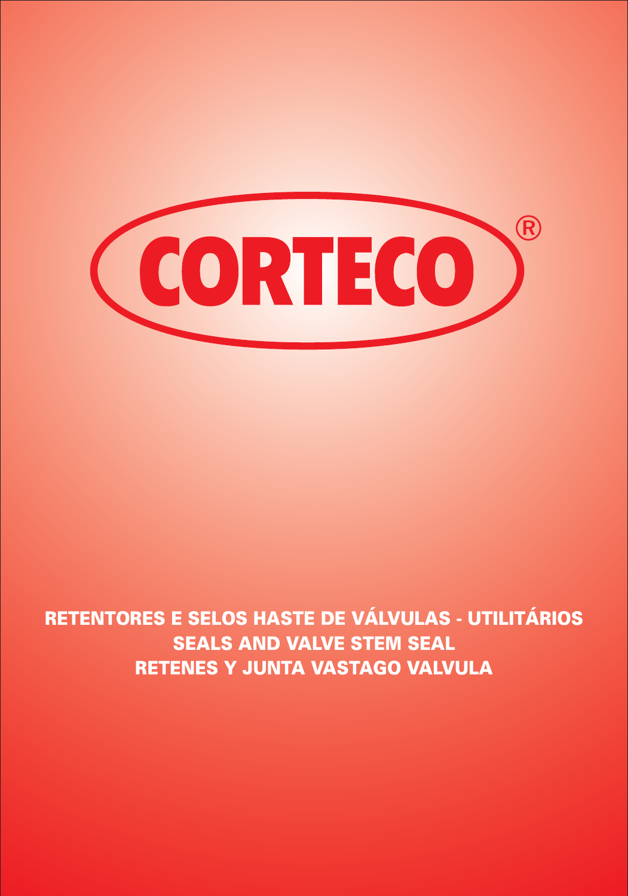# CORTECO®

**RETENTORES E SELOS HASTE DE VÁLVULAS - UTILITÁRIOS**

**SEALS AND VALVE STEM SEAL**

**RETENES Y JUNTA VASTAGO VALVULA**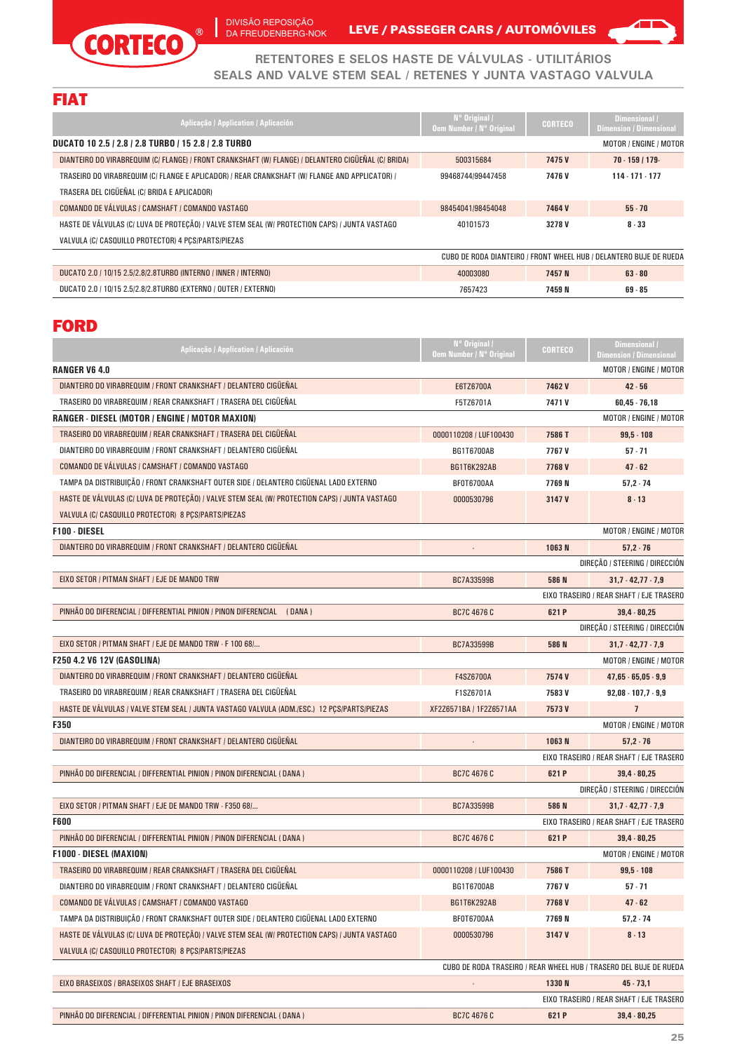RETENTORES E SELOS HASTE DE VÁLVULAS - UTILITÁRIOS
SEALS AND VALVE STEM SEAL / RETENES Y JUNTA VASTAGO VALVULA

## FIAT

| Aplicação / Application / Aplicación | Nº Original / Oem Number / Nº Original | CORTECO | Dimensional / Dimension / Dimensional |
|---|---|---|---|
| **DUCATO 10 2.5 / 2.8 / 2.8 TURBO / 15 2.8 / 2.8 TURBO** | | | MOTOR / ENGINE / MOTOR |
| DIANTEIRO DO VIRABREQUIM (C/ FLANGE) / FRONT CRANKSHAFT (W/ FLANGE) / DELANTERO CIGÜEÑAL (C/ BRIDA) | 500315684 | 7475 V | 70 - 159 / 179- |
| TRASEIRO DO VIRABREQUIM (C/ FLANGE E APLICADOR) / REAR CRANKSHAFT (W/ FLANGE AND APPLICATOR) / TRASERA DEL CIGÜEÑAL (C/ BRIDA E APLICADOR) | 99468744/99447458 | 7476 V | 114 - 171 - 177 |
| COMANDO DE VÁLVULAS / CAMSHAFT / COMANDO VASTAGO | 98454041/98454048 | 7464 V | 55 - 70 |
| HASTE DE VÁLVULAS (C/ LUVA DE PROTEÇÃO) / VALVE STEM SEAL (W/ PROTECTION CAPS) / JUNTA VASTAGO VALVULA (C/ CASQUILLO PROTECTOR) 4 PÇS/PARTS/PIEZAS | 40101573 | 3278 V | 8 - 33 |
| | | | CUBO DE RODA DIANTEIRO / FRONT WHEEL HUB / DELANTERO BUJE DE RUEDA |
| DUCATO 2.0 / 10/15 2.5/2.8/2.8TURBO (INTERNO / INNER / INTERNO) | 40003080 | 7457 N | 63 - 80 |
| DUCATO 2.0 / 10/15 2.5/2.8/2.8TURBO (EXTERNO / OUTER / EXTERNO) | 7657423 | 7459 N | 69 - 85 |

## FORD

| Aplicação / Application / Aplicación | Nº Original / Oem Number / Nº Original | CORTECO | Dimensional / Dimension / Dimensional |
|---|---|---|---|
| **RANGER V6 4.0** | | | MOTOR / ENGINE / MOTOR |
| DIANTEIRO DO VIRABREQUIM / FRONT CRANKSHAFT / DELANTERO CIGÜEÑAL | E6TZ6700A | 7462 V | 42 - 56 |
| TRASEIRO DO VIRABREQUIM / REAR CRANKSHAFT / TRASERA DEL CIGÜEÑAL | F5TZ6701A | 7471 V | 60,45 - 76,18 |
| **RANGER - DIESEL (MOTOR / ENGINE / MOTOR MAXION)** | | | MOTOR / ENGINE / MOTOR |
| TRASEIRO DO VIRABREQUIM / REAR CRANKSHAFT / TRASERA DEL CIGÜEÑAL | 0000110208 / LUF100430 | 7586 T | 99,5 - 108 |
| DIANTEIRO DO VIRABREQUIM / FRONT CRANKSHAFT / DELANTERO CIGÜEÑAL | BG1T6700AB | 7767 V | 57 - 71 |
| COMANDO DE VÁLVULAS / CAMSHAFT / COMANDO VASTAGO | BG1T6K292AB | 7768 V | 47 - 62 |
| TAMPA DA DISTRIBUIÇÃO / FRONT CRANKSHAFT OUTER SIDE / DELANTERO CIGÜEÑAL LADO EXTERNO | BF0T6700AA | 7769 N | 57,2 - 74 |
| HASTE DE VÁLVULAS (C/ LUVA DE PROTEÇÃO) / VALVE STEM SEAL (W/ PROTECTION CAPS) / JUNTA VASTAGO VALVULA (C/ CASQUILLO PROTECTOR) 8 PÇS/PARTS/PIEZAS | 0000530796 | 3147 V | 8 - 13 |
| **F100 - DIESEL** | | | MOTOR / ENGINE / MOTOR |
| DIANTEIRO DO VIRABREQUIM / FRONT CRANKSHAFT / DELANTERO CIGÜEÑAL | - | 1063 N | 57,2 - 76 |
| | | | DIREÇÃO / STEERING / DIRECCIÓN |
| EIXO SETOR / PITMAN SHAFT / EJE DE MANDO TRW | BC7A33599B | 586 N | 31,7 - 42,77 - 7,9 |
| | | | EIXO TRASEIRO / REAR SHAFT / EJE TRASERO |
| PINHÃO DO DIFERENCIAL / DIFFERENTIAL PINION / PINON DIFERENCIAL ( DANA ) | BC7C 4676 C | 621 P | 39,4 - 80,25 |
| | | | DIREÇÃO / STEERING / DIRECCIÓN |
| EIXO SETOR / PITMAN SHAFT / EJE DE MANDO TRW - F 100 68/... | BC7A33599B | 586 N | 31,7 - 42,77 - 7,9 |
| **F250 4.2 V6 12V (GASOLINA)** | | | MOTOR / ENGINE / MOTOR |
| DIANTEIRO DO VIRABREQUIM / FRONT CRANKSHAFT / DELANTERO CIGÜEÑAL | F4SZ6700A | 7574 V | 47,65 - 65,05 - 9,9 |
| TRASEIRO DO VIRABREQUIM / REAR CRANKSHAFT / TRASERA DEL CIGÜEÑAL | F1SZ6701A | 7583 V | 92,08 - 107,7 - 9,9 |
| HASTE DE VÁLVULAS / VALVE STEM SEAL / JUNTA VASTAGO VALVULA (ADM./ESC.) 12 PÇS/PARTS/PIEZAS | XF2Z6571BA / 1F2Z6571AA | 7573 V | 7 |
| **F350** | | | MOTOR / ENGINE / MOTOR |
| DIANTEIRO DO VIRABREQUIM / FRONT CRANKSHAFT / DELANTERO CIGÜEÑAL | - | 1063 N | 57,2 - 76 |
| | | | EIXO TRASEIRO / REAR SHAFT / EJE TRASERO |
| PINHÃO DO DIFERENCIAL / DIFFERENTIAL PINION / PINON DIFERENCIAL ( DANA ) | BC7C 4676 C | 621 P | 39,4 - 80,25 |
| | | | DIREÇÃO / STEERING / DIRECCIÓN |
| EIXO SETOR / PITMAN SHAFT / EJE DE MANDO TRW - F350 68/... | BC7A33599B | 586 N | 31,7 - 42,77 - 7,9 |
| **F600** | | | EIXO TRASEIRO / REAR SHAFT / EJE TRASERO |
| PINHÃO DO DIFERENCIAL / DIFFERENTIAL PINION / PINON DIFERENCIAL ( DANA ) | BC7C 4676 C | 621 P | 39,4 - 80,25 |
| **F1000 - DIESEL (MAXION)** | | | MOTOR / ENGINE / MOTOR |
| TRASEIRO DO VIRABREQUIM / REAR CRANKSHAFT / TRASERA DEL CIGÜEÑAL | 0000110208 / LUF100430 | 7586 T | 99,5 - 108 |
| DIANTEIRO DO VIRABREQUIM / FRONT CRANKSHAFT / DELANTERO CIGÜEÑAL | BG1T6700AB | 7767 V | 57 - 71 |
| COMANDO DE VÁLVULAS / CAMSHAFT / COMANDO VASTAGO | BG1T6K292AB | 7768 V | 47 - 62 |
| TAMPA DA DISTRIBUIÇÃO / FRONT CRANKSHAFT OUTER SIDE / DELANTERO CIGÜEÑAL LADO EXTERNO | BF0T6700AA | 7769 N | 57,2 - 74 |
| HASTE DE VÁLVULAS (C/ LUVA DE PROTEÇÃO) / VALVE STEM SEAL (W/ PROTECTION CAPS) / JUNTA VASTAGO VALVULA (C/ CASQUILLO PROTECTOR) 8 PÇS/PARTS/PIEZAS | 0000530796 | 3147 V | 8 - 13 |
| | | | CUBO DE RODA TRASEIRO / REAR WHEEL HUB / TRASERO DEL BUJE DE RUEDA |
| EIXO BRASEIXOS / BRASEIXOS SHAFT / EJE BRASEIXOS | - | 1330 N | 45 - 73,1 |
| | | | EIXO TRASEIRO / REAR SHAFT / EJE TRASERO |
| PINHÃO DO DIFERENCIAL / DIFFERENTIAL PINION / PINON DIFERENCIAL ( DANA ) | BC7C 4676 C | 621 P | 39,4 - 80,25 |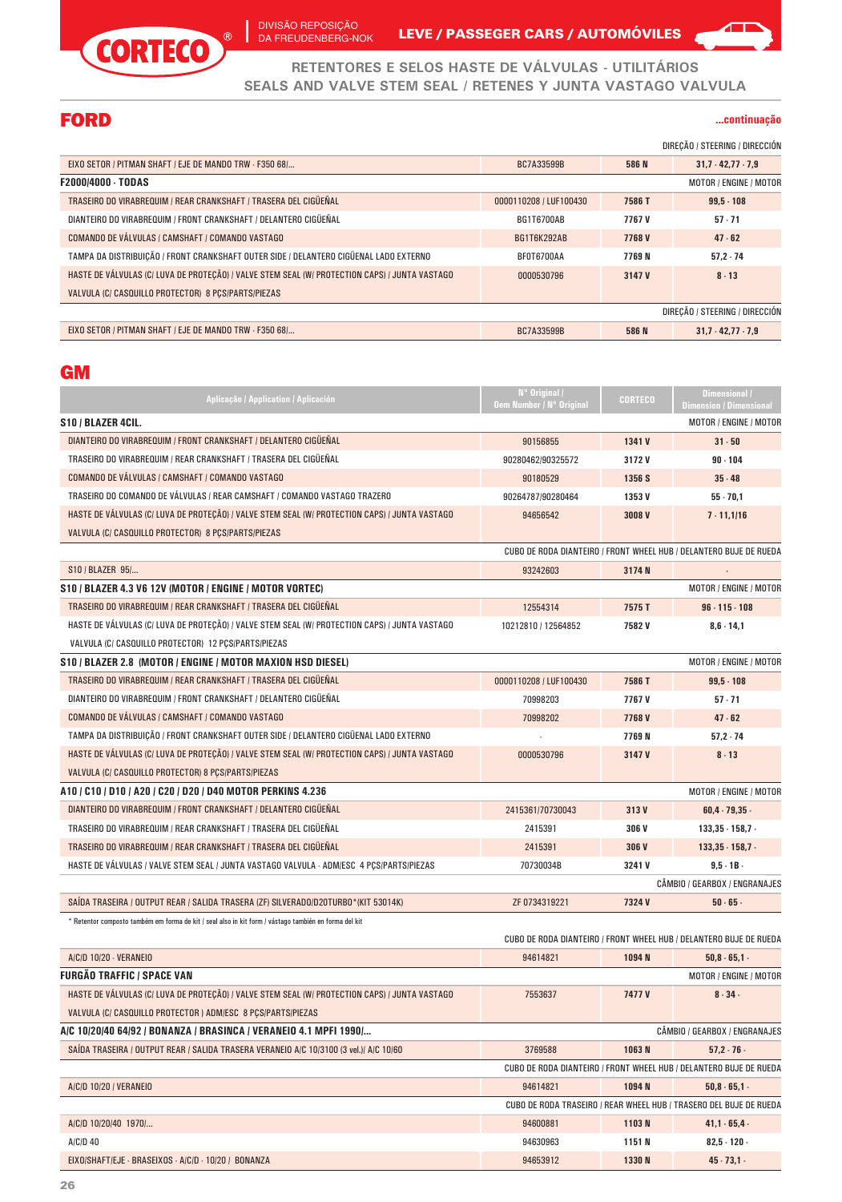CORTECO® | DIVISÃO REPOSIÇÃO DA FREUDENBERG-NOK | LEVE / PASSEGER CARS / AUTOMÓVILES

RETENTORES E SELOS HASTE DE VÁLVULAS - UTILITÁRIOS
SEALS AND VALVE STEM SEAL / RETENES Y JUNTA VASTAGO VALVULA

## FORD

**...continuação**

| | | | |
|---|---|---|---|
| | | | DIREÇÃO / STEERING / DIRECCIÓN |
| EIXO SETOR / PITMAN SHAFT / EJE DE MANDO TRW - F350 68/... | BC7A33599B | 586 N | 31,7 - 42,77 - 7,9 |
| **F2000/4000 - TODAS** | | | MOTOR / ENGINE / MOTOR |
| TRASEIRO DO VIRABREQUIM / REAR CRANKSHAFT / TRASERA DEL CIGÜEÑAL | 0000110208 / LUF100430 | 7586 T | 99,5 - 108 |
| DIANTEIRO DO VIRABREQUIM / FRONT CRANKSHAFT / DELANTERO CIGÜEÑAL | BG1T6700AB | 7767 V | 57 - 71 |
| COMANDO DE VÁLVULAS / CAMSHAFT / COMANDO VASTAGO | BG1T6K292AB | 7768 V | 47 - 62 |
| TAMPA DA DISTRIBUIÇÃO / FRONT CRANKSHAFT OUTER SIDE / DELANTERO CIGÜEÑAL LADO EXTERNO | BF0T6700AA | 7769 N | 57,2 - 74 |
| HASTE DE VÁLVULAS (C/ LUVA DE PROTEÇÃO) / VALVE STEM SEAL (W/ PROTECTION CAPS) / JUNTA VASTAGO VALVULA (C/ CASQUILLO PROTECTOR) 8 PÇS/PARTS/PIEZAS | 0000530796 | 3147 V | 8 - 13 |
| | | | DIREÇÃO / STEERING / DIRECCIÓN |
| EIXO SETOR / PITMAN SHAFT / EJE DE MANDO TRW - F350 68/... | BC7A33599B | 586 N | 31,7 - 42,77 - 7,9 |

## GM

| Aplicação / Application / Aplicación | Nº Original / Oem Number / Nº Original | CORTECO | Dimensional / Dimension / Dimensional |
|---|---|---|---|
| **S10 / BLAZER 4CIL.** | | | MOTOR / ENGINE / MOTOR |
| DIANTEIRO DO VIRABREQUIM / FRONT CRANKSHAFT / DELANTERO CIGÜEÑAL | 90156855 | 1341 V | 31 - 50 |
| TRASEIRO DO VIRABREQUIM / REAR CRANKSHAFT / TRASERA DEL CIGÜEÑAL | 90280462/90325572 | 3172 V | 90 - 104 |
| COMANDO DE VÁLVULAS / CAMSHAFT / COMANDO VASTAGO | 90180529 | 1356 S | 35 - 48 |
| TRASEIRO DO COMANDO DE VÁLVULAS / REAR CAMSHAFT / COMANDO VASTAGO TRAZERO | 90264787/90280464 | 1353 V | 55 - 70,1 |
| HASTE DE VÁLVULAS (C/ LUVA DE PROTEÇÃO) / VALVE STEM SEAL (W/ PROTECTION CAPS) / JUNTA VASTAGO VALVULA (C/ CASQUILLO PROTECTOR) 8 PÇS/PARTS/PIEZAS | 94656542 | 3008 V | 7 - 11,1/16 |
| | CUBO DE RODA DIANTEIRO / FRONT WHEEL HUB / DELANTERO BUJE DE RUEDA | | |
| S10 / BLAZER 95/... | 93242603 | 3174 N | - |
| **S10 / BLAZER 4.3 V6 12V (MOTOR / ENGINE / MOTOR VORTEC)** | | | MOTOR / ENGINE / MOTOR |
| TRASEIRO DO VIRABREQUIM / REAR CRANKSHAFT / TRASERA DEL CIGÜEÑAL | 12554314 | 7575 T | 96 - 115 - 108 |
| HASTE DE VÁLVULAS (C/ LUVA DE PROTEÇÃO) / VALVE STEM SEAL (W/ PROTECTION CAPS) / JUNTA VASTAGO VALVULA (C/ CASQUILLO PROTECTOR) 12 PÇS/PARTS/PIEZAS | 10212810 / 12564852 | 7582 V | 8,6 - 14,1 |
| **S10 / BLAZER 2.8 (MOTOR / ENGINE / MOTOR MAXION HSD DIESEL)** | | | MOTOR / ENGINE / MOTOR |
| TRASEIRO DO VIRABREQUIM / REAR CRANKSHAFT / TRASERA DEL CIGÜEÑAL | 0000110208 / LUF100430 | 7586 T | 99,5 - 108 |
| DIANTEIRO DO VIRABREQUIM / FRONT CRANKSHAFT / DELANTERO CIGÜEÑAL | 70998203 | 7767 V | 57 - 71 |
| COMANDO DE VÁLVULAS / CAMSHAFT / COMANDO VASTAGO | 70998202 | 7768 V | 47 - 62 |
| TAMPA DA DISTRIBUIÇÃO / FRONT CRANKSHAFT OUTER SIDE / DELANTERO CIGÜEÑAL LADO EXTERNO | - | 7769 N | 57,2 - 74 |
| HASTE DE VÁLVULAS (C/ LUVA DE PROTEÇÃO) / VALVE STEM SEAL (W/ PROTECTION CAPS) / JUNTA VASTAGO VALVULA (C/ CASQUILLO PROTECTOR) 8 PÇS/PARTS/PIEZAS | 0000530796 | 3147 V | 8 - 13 |
| **A10 / C10 / D10 / A20 / C20 / D20 / D40 MOTOR PERKINS 4.236** | | | MOTOR / ENGINE / MOTOR |
| DIANTEIRO DO VIRABREQUIM / FRONT CRANKSHAFT / DELANTERO CIGÜEÑAL | 2415361/70730043 | 313 V | 60,4 - 79,35 - |
| TRASEIRO DO VIRABREQUIM / REAR CRANKSHAFT / TRASERA DEL CIGÜEÑAL | 2415391 | 306 V | 133,35 - 158,7 - |
| TRASEIRO DO VIRABREQUIM / REAR CRANKSHAFT / TRASERA DEL CIGÜEÑAL | 2415391 | 306 V | 133,35 - 158,7 - |
| HASTE DE VÁLVULAS / VALVE STEM SEAL / JUNTA VASTAGO VALVULA - ADM/ESC 4 PÇS/PARTS/PIEZAS | 70730034B | 3241 V | 9,5 - 18 - |
| | | | CÂMBIO / GEARBOX / ENGRANAJES |
| SAÍDA TRASEIRA / OUTPUT REAR / SALIDA TRASERA (ZF) SILVERADO/D20TURBO*(KIT 53014K) | ZF 0734319221 | 7324 V | 50 - 65 - |

\* Retentor composto também em forma de kit / seal also in kit form / vástago también en forma del kit

| | | | |
|---|---|---|---|
| | CUBO DE RODA DIANTEIRO / FRONT WHEEL HUB / DELANTERO BUJE DE RUEDA | | |
| A/C/D 10/20 - VERANEIO | 94614821 | 1094 N | 50,8 - 65,1 - |
| **FURGÃO TRAFFIC / SPACE VAN** | | | MOTOR / ENGINE / MOTOR |
| HASTE DE VÁLVULAS (C/ LUVA DE PROTEÇÃO) / VALVE STEM SEAL (W/ PROTECTION CAPS) / JUNTA VASTAGO VALVULA (C/ CASQUILLO PROTECTOR ) ADM/ESC 8 PÇS/PARTS/PIEZAS | 7553637 | 7477 V | 8 - 34 - |
| **A/C 10/20/40 64/92 / BONANZA / BRASINCA / VERANEIO 4.1 MPFI 1990/...** | | | CÂMBIO / GEARBOX / ENGRANAJES |
| SAÍDA TRASEIRA / OUTPUT REAR / SALIDA TRASERA VERANEIO A/C 10/3100 (3 vel.)/ A/C 10/60 | 3769588 | 1063 N | 57,2 - 76 - |
| | CUBO DE RODA DIANTEIRO / FRONT WHEEL HUB / DELANTERO BUJE DE RUEDA | | |
| A/C/D 10/20 / VERANEIO | 94614821 | 1094 N | 50,8 - 65,1 - |
| | CUBO DE RODA TRASEIRO / REAR WHEEL HUB / TRASERO DEL BUJE DE RUEDA | | |
| A/C/D 10/20/40 1970/... | 94600881 | 1103 N | 41,1 - 65,4 - |
| A/C/D 40 | 94630963 | 1151 N | 82,5 - 120 - |
| EIXO/SHAFT/EJE - BRASEIXOS - A/C/D - 10/20 / BONANZA | 94653912 | 1330 N | 45 - 73,1 - |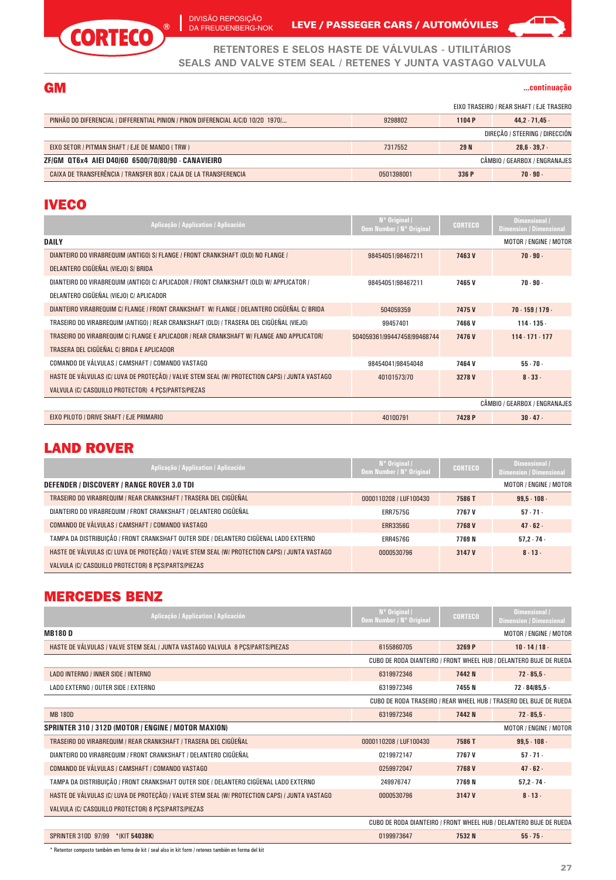# RETENTORES E SELOS HASTE DE VÁLVULAS - UTILITÁRIOS
## SEALS AND VALVE STEM SEAL / RETENES Y JUNTA VASTAGO VALVULA

## GM

...continuação

| Aplicação / Application / Aplicación | Nº Original / Oem Number / Nº Original | CORTECO | Dimensional / Dimension / Dimensional |
|---|---|---|---|
| | | | EIXO TRASEIRO / REAR SHAFT / EJE TRASERO |
| PINHÃO DO DIFERENCIAL / DIFFERENTIAL PINION / PINON DIFERENCIAL A/C/D 10/20 1970/... | 9298802 | 1104 P | 44,2 - 71,45 - |
| | | | DIREÇÃO / STEERING / DIRECCIÓN |
| EIXO SETOR / PITMAN SHAFT / EJE DE MANDO ( TRW ) | 7317552 | 29 N | 28,6 - 39,7 - |
| **ZF/GM QT6x4 AIEI D40/60 6500/70/80/90 - CANAVIEIRO** | | | CÂMBIO / GEARBOX / ENGRANAJES |
| CAIXA DE TRANSFERÊNCIA / TRANSFER BOX / CAJA DE LA TRANSFERENCIA | 0501398001 | 336 P | 70 - 90 - |

## IVECO

| Aplicação / Application / Aplicación | Nº Original / Oem Number / Nº Original | CORTECO | Dimensional / Dimension / Dimensional |
|---|---|---|---|
| **DAILY** | | | MOTOR / ENGINE / MOTOR |
| DIANTEIRO DO VIRABREQUIM (ANTIGO) S/ FLANGE / FRONT CRANKSHAFT (OLD) NO FLANGE / DELANTERO CIGÜEÑAL (VIEJO) S/ BRIDA | 98454051/98467211 | 7463 V | 70 - 90 - |
| DIANTEIRO DO VIRABREQUIM (ANTIGO) C/ APLICADOR / FRONT CRANKSHAFT (OLD) W/ APPLICATOR / DELANTERO CIGÜEÑAL (VIEJO) C/ APLICADOR | 98454051/98467211 | 7465 V | 70 - 90 - |
| DIANTEIRO VIRABREQUIM C/ FLANGE / FRONT CRANKSHAFT W/ FLANGE / DELANTERO CIGÜEÑAL C/ BRIDA | 504059359 | 7475 V | 70 - 159 / 179 - |
| TRASEIRO DO VIRABREQUIM (ANTIGO) / REAR CRANKSHAFT (OLD) / TRASERA DEL CIGÜEÑAL (VIEJO) | 99457401 | 7466 V | 114 - 135 - |
| TRASEIRO DO VIRABREQUIM C/ FLANGE E APLICADOR / REAR CRANKSHAFT W/ FLANGE AND APPLICATOR/ TRASERA DEL CIGÜEÑAL C/ BRIDA E APLICADOR | 504059361/99447458/99468744 | 7476 V | 114 - 171 - 177 |
| COMANDO DE VÁLVULAS / CAMSHAFT / COMANDO VASTAGO | 98454041/98454048 | 7464 V | 55 - 70 - |
| HASTE DE VÁLVULAS (C/ LUVA DE PROTEÇÃO) / VALVE STEM SEAL (W/ PROTECTION CAPS) / JUNTA VASTAGO VALVULA (C/ CASQUILLO PROTECTOR) 4 PÇS/PARTS/PIEZAS | 40101573/70 | 3278 V | 8 - 33 - |
| | | | CÂMBIO / GEARBOX / ENGRANAJES |
| EIXO PILOTO / DRIVE SHAFT / EJE PRIMARIO | 40100791 | 7428 P | 30 - 47 - |

## LAND ROVER

| Aplicação / Application / Aplicación | Nº Original / Oem Number / Nº Original | CORTECO | Dimensional / Dimension / Dimensional |
|---|---|---|---|
| **DEFENDER / DISCOVERY / RANGE ROVER 3.0 TDI** | | | MOTOR / ENGINE / MOTOR |
| TRASEIRO DO VIRABREQUIM / REAR CRANKSHAFT / TRASERA DEL CIGÜEÑAL | 0000110208 / LUF100430 | 7586 T | 99,5 - 108 - |
| DIANTEIRO DO VIRABREQUIM / FRONT CRANKSHAFT / DELANTERO CIGÜEÑAL | ERR7575G | 7767 V | 57 - 71 - |
| COMANDO DE VÁLVULAS / CAMSHAFT / COMANDO VASTAGO | ERR3356G | 7768 V | 47 - 62 - |
| TAMPA DA DISTRIBUIÇÃO / FRONT CRANKSHAFT OUTER SIDE / DELANTERO CIGÜENAL LADO EXTERNO | ERR4576G | 7769 N | 57,2 - 74 - |
| HASTE DE VÁLVULAS (C/ LUVA DE PROTEÇÃO) / VALVE STEM SEAL (W/ PROTECTION CAPS) / JUNTA VASTAGO VALVULA (C/ CASQUILLO PROTECTOR) 8 PÇS/PARTS/PIEZAS | 0000530796 | 3147 V | 8 - 13 - |

## MERCEDES BENZ

| Aplicação / Application / Aplicación | Nº Original / Oem Number / Nº Original | CORTECO | Dimensional / Dimension / Dimensional |
|---|---|---|---|
| **MB180 D** | | | MOTOR / ENGINE / MOTOR |
| HASTE DE VÁLVULAS / VALVE STEM SEAL / JUNTA VASTAGO VALVULA 8 PÇS/PARTS/PIEZAS | 6155860705 | 3269 P | 10 - 14 / 18 - |
| | CUBO DE RODA DIANTEIRO / FRONT WHEEL HUB / DELANTERO BUJE DE RUEDA | | |
| LADO INTERNO / INNER SIDE / INTERNO | 6319972346 | 7442 N | 72 - 85,5 - |
| LADO EXTERNO / OUTER SIDE / EXTERNO | 6319972346 | 7455 N | 72 - 84/85,5 - |
| | CUBO DE RODA TRASEIRO / REAR WHEEL HUB / TRASERO DEL BUJE DE RUEDA | | |
| MB 180D | 6319972346 | 7442 N | 72 - 85,5 - |
| **SPRINTER 310 / 312D (MOTOR / ENGINE / MOTOR MAXION)** | | | MOTOR / ENGINE / MOTOR |
| TRASEIRO DO VIRABREQUIM / REAR CRANKSHAFT / TRASERA DEL CIGÜEÑAL | 0000110208 / LUF100430 | 7586 T | 99,5 - 108 - |
| DIANTEIRO DO VIRABREQUIM / FRONT CRANKSHAFT / DELANTERO CIGÜEÑAL | 0219972147 | 7767 V | 57 - 71 - |
| COMANDO DE VÁLVULAS / CAMSHAFT / COMANDO VASTAGO | 0259972047 | 7768 V | 47 - 62 - |
| TAMPA DA DISTRIBUIÇÃO / FRONT CRANKSHAFT OUTER SIDE / DELANTERO CIGÜENAL LADO EXTERNO | 249976747 | 7769 N | 57,2 - 74 - |
| HASTE DE VÁLVULAS (C/ LUVA DE PROTEÇÃO) / VALVE STEM SEAL (W/ PROTECTION CAPS) / JUNTA VASTAGO VALVULA (C/ CASQUILLO PROTECTOR) 8 PÇS/PARTS/PIEZAS | 0000530796 | 3147 V | 8 - 13 - |
| | CUBO DE RODA DIANTEIRO / FRONT WHEEL HUB / DELANTERO BUJE DE RUEDA | | |
| SPRINTER 310D 97/99 *(KIT **54038K**) | 0199973647 | 7532 N | 55 - 75 - |

* Retentor composto também em forma de kit / seal also in kit form / retenes también en forma del kit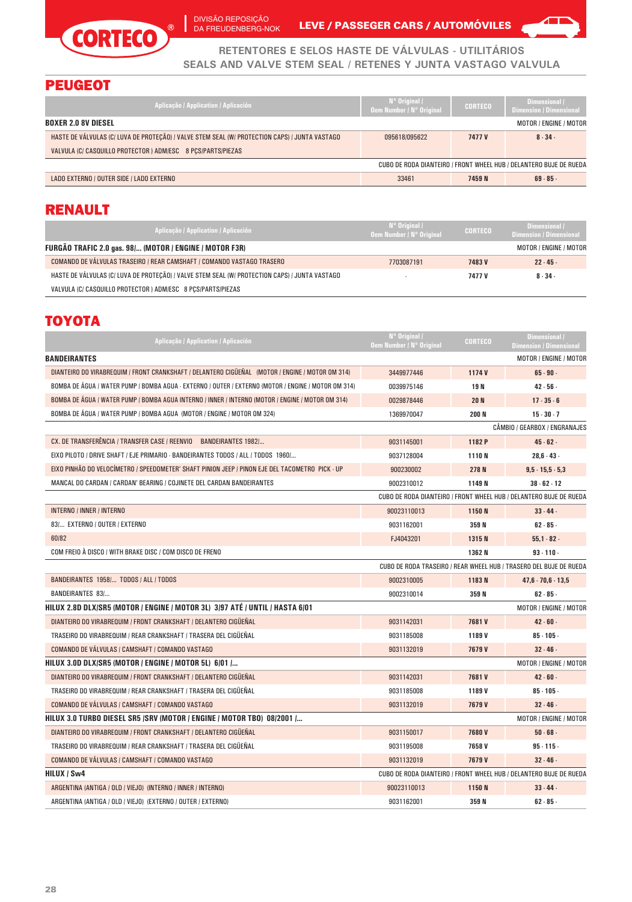CORTECO®

DIVISÃO REPOSIÇÃO DA FREUDENBERG-NOK

LEVE / PASSEGER CARS / AUTOMÓVILES

RETENTORES E SELOS HASTE DE VÁLVULAS - UTILITÁRIOS
SEALS AND VALVE STEM SEAL / RETENES Y JUNTA VASTAGO VALVULA

## PEUGEOT

| Aplicação / Application / Aplicación | Nº Original / Oem Number / Nº Original | CORTECO | Dimensional / Dimension / Dimensional |
|---|---|---|---|
| **BOXER 2.0 8V DIESEL** | | | MOTOR / ENGINE / MOTOR |
| HASTE DE VÁLVULAS (C/ LUVA DE PROTEÇÃO) / VALVE STEM SEAL (W/ PROTECTION CAPS) / JUNTA VASTAGO VALVULA (C/ CASQUILLO PROTECTOR ) ADM/ESC 8 PÇS/PARTS/PIEZAS | 095618/095622 | 7477 V | 8 - 34 - |
| | CUBO DE RODA DIANTEIRO / FRONT WHEEL HUB / DELANTERO BUJE DE RUEDA | | |
| LADO EXTERNO / OUTER SIDE / LADO EXTERNO | 33461 | 7459 N | 69 - 85 - |

## RENAULT

| Aplicação / Application / Aplicación | Nº Original / Oem Number / Nº Original | CORTECO | Dimensional / Dimension / Dimensional |
|---|---|---|---|
| **FURGÃO TRAFIC 2.0 gas. 98/... (MOTOR / ENGINE / MOTOR F3R)** | | | MOTOR / ENGINE / MOTOR |
| COMANDO DE VÁLVULAS TRASEIRO / REAR CAMSHAFT / COMANDO VASTAGO TRASERO | 7703087191 | 7483 V | 22 - 45 - |
| HASTE DE VÁLVULAS (C/ LUVA DE PROTEÇÃO) / VALVE STEM SEAL (W/ PROTECTION CAPS) / JUNTA VASTAGO VALVULA (C/ CASQUILLO PROTECTOR ) ADM/ESC 8 PÇS/PARTS/PIEZAS | - | 7477 V | 8 - 34 - |

## TOYOTA

| Aplicação / Application / Aplicación | Nº Original / Oem Number / Nº Original | CORTECO | Dimensional / Dimension / Dimensional |
|---|---|---|---|
| **BANDEIRANTES** | | | MOTOR / ENGINE / MOTOR |
| DIANTEIRO DO VIRABREQUIM / FRONT CRANKSHAFT / DELANTERO CIGÜEÑAL (MOTOR / ENGINE / MOTOR OM 314) | 3449977446 | 1174 V | 65 - 90 - |
| BOMBA DE ÁGUA / WATER PUMP / BOMBA AGUA - EXTERNO / OUTER / EXTERNO (MOTOR / ENGINE / MOTOR OM 314) | 0039975146 | 19 N | 42 - 56 - |
| BOMBA DE ÁGUA / WATER PUMP / BOMBA AGUA INTERNO / INNER / INTERNO (MOTOR / ENGINE / MOTOR OM 314) | 0029878446 | 20 N | 17 - 35 - 6 |
| BOMBA DE ÁGUA / WATER PUMP / BOMBA AGUA (MOTOR / ENGINE / MOTOR OM 324) | 1369970047 | 200 N | 15 - 30 - 7 |
| | | | CÂMBIO / GEARBOX / ENGRANAJES |
| CX. DE TRANSFERÊNCIA / TRANSFER CASE / REENVIO BANDEIRANTES 1982/... | 9031145001 | 1182 P | 45 - 62 - |
| EIXO PILOTO / DRIVE SHAFT / EJE PRIMARIO - BANDEIRANTES TODOS / ALL / TODOS 1960/... | 9037128004 | 1110 N | 28,6 - 43 - |
| EIXO PINHÃO DO VELOCÍMETRO / SPEEDOMETER' SHAFT PINION JEEP / PINON EJE DEL TACOMETRO PICK - UP | 900230002 | 278 N | 9,5 - 15,5 - 5,3 |
| MANCAL DO CARDAN / CARDAN' BEARING / COJINETE DEL CARDAN BANDEIRANTES | 9002310012 | 1149 N | 38 - 62 - 12 |
| | CUBO DE RODA DIANTEIRO / FRONT WHEEL HUB / DELANTERO BUJE DE RUEDA | | |
| INTERNO / INNER / INTERNO | 90023110013 | 1150 N | 33 - 44 - |
| 83/... EXTERNO / OUTER / EXTERNO | 9031162001 | 359 N | 62 - 85 - |
| 60/82 | FJ4043201 | 1315 N | 55,1 - 82 - |
| COM FREIO À DISCO / WITH BRAKE DISC / COM DISCO DE FRENO | | 1362 N | 93 - 110 - |
| | CUBO DE RODA TRASEIRO / REAR WHEEL HUB / TRASERO DEL BUJE DE RUEDA | | |
| BANDEIRANTES 1958/... TODOS / ALL / TODOS | 9002310005 | 1183 N | 47,6 - 70,6 - 13,5 |
| BANDEIRANTES 83/... | 9002310014 | 359 N | 62 - 85 - |
| **HILUX 2.8D DLX/SR5 (MOTOR / ENGINE / MOTOR 3L) 3/97 ATÉ / UNTIL / HASTA 6/01** | | | MOTOR / ENGINE / MOTOR |
| DIANTEIRO DO VIRABREQUIM / FRONT CRANKSHAFT / DELANTERO CIGÜEÑAL | 9031142031 | 7681 V | 42 - 60 - |
| TRASEIRO DO VIRABREQUIM / REAR CRANKSHAFT / TRASERA DEL CIGÜEÑAL | 9031185008 | 1189 V | 85 - 105 - |
| COMANDO DE VÁLVULAS / CAMSHAFT / COMANDO VASTAGO | 9031132019 | 7679 V | 32 - 46 - |
| **HILUX 3.0D DLX/SR5 (MOTOR / ENGINE / MOTOR 5L) 6/01 /...** | | | MOTOR / ENGINE / MOTOR |
| DIANTEIRO DO VIRABREQUIM / FRONT CRANKSHAFT / DELANTERO CIGÜEÑAL | 9031142031 | 7681 V | 42 - 60 - |
| TRASEIRO DO VIRABREQUIM / REAR CRANKSHAFT / TRASERA DEL CIGÜEÑAL | 9031185008 | 1189 V | 85 - 105 - |
| COMANDO DE VÁLVULAS / CAMSHAFT / COMANDO VASTAGO | 9031132019 | 7679 V | 32 - 46 - |
| **HILUX 3.0 TURBO DIESEL SR5 /SRV (MOTOR / ENGINE / MOTOR TBO) 08/2001 /...** | | | MOTOR / ENGINE / MOTOR |
| DIANTEIRO DO VIRABREQUIM / FRONT CRANKSHAFT / DELANTERO CIGÜEÑAL | 9031150017 | 7680 V | 50 - 68 - |
| TRASEIRO DO VIRABREQUIM / REAR CRANKSHAFT / TRASERA DEL CIGÜEÑAL | 9031195008 | 7658 V | 95 - 115 - |
| COMANDO DE VÁLVULAS / CAMSHAFT / COMANDO VASTAGO | 9031132019 | 7679 V | 32 - 46 - |
| **HILUX / Sw4** | CUBO DE RODA DIANTEIRO / FRONT WHEEL HUB / DELANTERO BUJE DE RUEDA | | |
| ARGENTINA (ANTIGA / OLD / VIEJO) (INTERNO / INNER / INTERNO) | 90023110013 | 1150 N | 33 - 44 - |
| ARGENTINA (ANTIGA / OLD / VIEJO) (EXTERNO / OUTER / EXTERNO) | 9031162001 | 359 N | 62 - 85 - |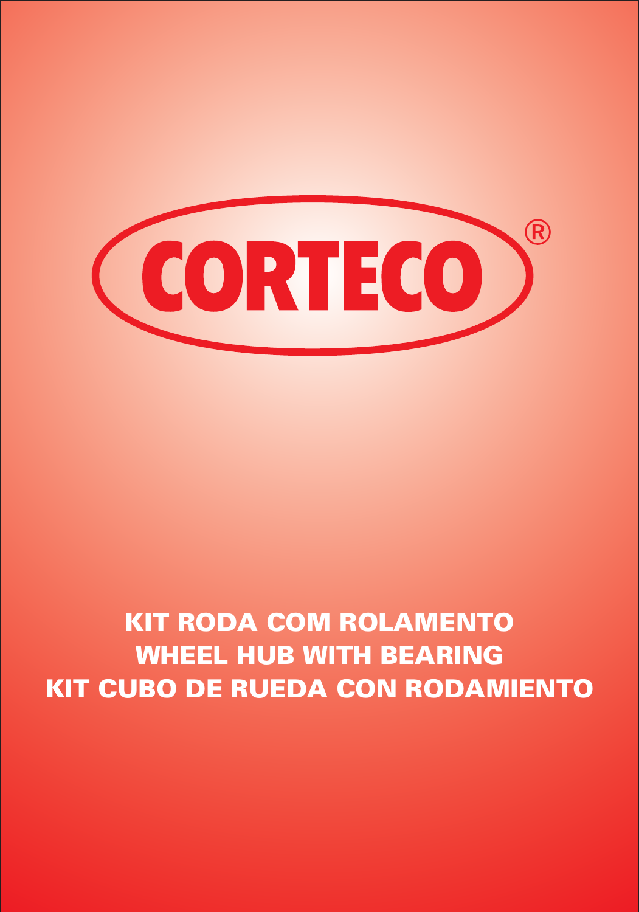# CORTECO®

**KIT RODA COM ROLAMENTO**
**WHEEL HUB WITH BEARING**
**KIT CUBO DE RUEDA CON RODAMIENTO**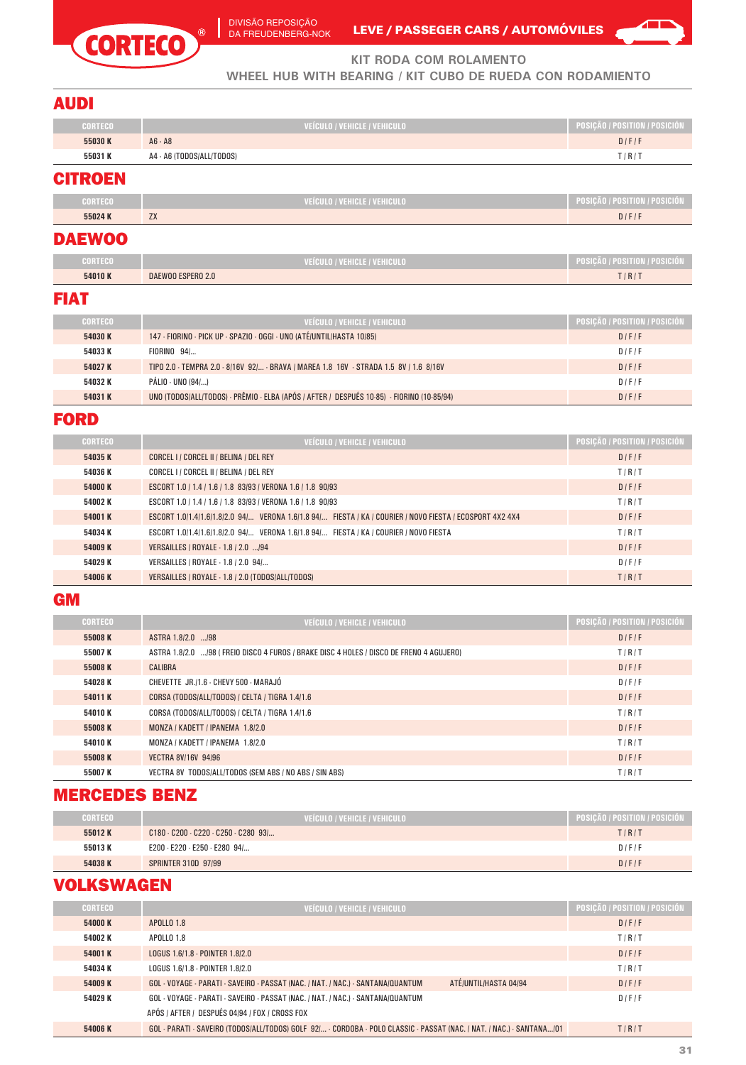CORTECO® | DIVISÃO REPOSIÇÃO DA FREUDENBERG-NOK

LEVE / PASSEGER CARS / AUTOMÓVILES

### KIT RODA COM ROLAMENTO
### WHEEL HUB WITH BEARING / KIT CUBO DE RUEDA CON RODAMIENTO

## AUDI

| CORTECO | VEÍCULO / VEHICLE / VEHICULO | POSIÇÃO / POSITION / POSICIÓN |
|---|---|---|
| 55030 K | A6 - A8 | D / F / F |
| 55031 K | A4 - A6 (TODOS/ALL/TODOS) | T / R / T |

## CITROEN

| CORTECO | VEÍCULO / VEHICLE / VEHICULO | POSIÇÃO / POSITION / POSICIÓN |
|---|---|---|
| 55024 K | ZX | D / F / F |

## DAEWOO

| CORTECO | VEÍCULO / VEHICLE / VEHICULO | POSIÇÃO / POSITION / POSICIÓN |
|---|---|---|
| 54010 K | DAEWOO ESPERO 2.0 | T / R / T |

## FIAT

| CORTECO | VEÍCULO / VEHICLE / VEHICULO | POSIÇÃO / POSITION / POSICIÓN |
|---|---|---|
| 54030 K | 147 - FIORINO - PICK UP - SPAZIO - OGGI - UNO (ATÉ/UNTIL/HASTA 10/85) | D / F / F |
| 54033 K | FIORINO 94/... | D / F / F |
| 54027 K | TIPO 2.0 - TEMPRA 2.0 - 8/16V 92/... - BRAVA / MAREA 1.8 16V - STRADA 1.5 8V / 1.6 8/16V | D / F / F |
| 54032 K | PÁLIO - UNO (94/...) | D / F / F |
| 54031 K | UNO (TODOS/ALL/TODOS) - PRÊMIO - ELBA (APÓS / AFTER / DESPUÉS 10-85) - FIORINO (10-85/94) | D / F / F |

## FORD

| CORTECO | VEÍCULO / VEHICLE / VEHICULO | POSIÇÃO / POSITION / POSICIÓN |
|---|---|---|
| 54035 K | CORCEL I / CORCEL II / BELINA / DEL REY | D / F / F |
| 54036 K | CORCEL I / CORCEL II / BELINA / DEL REY | T / R / T |
| 54000 K | ESCORT 1.0 / 1.4 / 1.6 / 1.8 83/93 / VERONA 1.6 / 1.8 90/93 | D / F / F |
| 54002 K | ESCORT 1.0 / 1.4 / 1.6 / 1.8 83/93 / VERONA 1.6 / 1.8 90/93 | T / R / T |
| 54001 K | ESCORT 1.0/1.4/1.6/1.8/2.0 94/... VERONA 1.6/1.8 94/... FIESTA / KA / COURIER / NOVO FIESTA / ECOSPORT 4X2 4X4 | D / F / F |
| 54034 K | ESCORT 1.0/1.4/1.6/1.8/2.0 94/... VERONA 1.6/1.8 94/... FIESTA / KA / COURIER / NOVO FIESTA | T / R / T |
| 54009 K | VERSAILLES / ROYALE - 1.8 / 2.0 .../94 | D / F / F |
| 54029 K | VERSAILLES / ROYALE - 1.8 / 2.0 94/... | D / F / F |
| 54006 K | VERSAILLES / ROYALE - 1.8 / 2.0 (TODOS/ALL/TODOS) | T / R / T |

## GM

| CORTECO | VEÍCULO / VEHICLE / VEHICULO | POSIÇÃO / POSITION / POSICIÓN |
|---|---|---|
| 55008 K | ASTRA 1.8/2.0 .../98 | D / F / F |
| 55007 K | ASTRA 1.8/2.0 .../98 ( FREIO DISCO 4 FUROS / BRAKE DISC 4 HOLES / DISCO DE FRENO 4 AGUJERO) | T / R / T |
| 55008 K | CALIBRA | D / F / F |
| 54028 K | CHEVETTE JR./1.6 - CHEVY 500 - MARAJÓ | D / F / F |
| 54011 K | CORSA (TODOS/ALL/TODOS) / CELTA / TIGRA 1.4/1.6 | D / F / F |
| 54010 K | CORSA (TODOS/ALL/TODOS) / CELTA / TIGRA 1.4/1.6 | T / R / T |
| 55008 K | MONZA / KADETT / IPANEMA 1.8/2.0 | D / F / F |
| 54010 K | MONZA / KADETT / IPANEMA 1.8/2.0 | T / R / T |
| 55008 K | VECTRA 8V/16V 94/96 | D / F / F |
| 55007 K | VECTRA 8V TODOS/ALL/TODOS (SEM ABS / NO ABS / SIN ABS) | T / R / T |

## MERCEDES BENZ

| CORTECO | VEÍCULO / VEHICLE / VEHICULO | POSIÇÃO / POSITION / POSICIÓN |
|---|---|---|
| 55012 K | C180 - C200 - C220 - C250 - C280 93/... | T / R / T |
| 55013 K | E200 - E220 - E250 - E280 94/... | D / F / F |
| 54038 K | SPRINTER 310D 97/99 | D / F / F |

## VOLKSWAGEN

| CORTECO | VEÍCULO / VEHICLE / VEHICULO | POSIÇÃO / POSITION / POSICIÓN |
|---|---|---|
| 54000 K | APOLLO 1.8 | D / F / F |
| 54002 K | APOLLO 1.8 | T / R / T |
| 54001 K | LOGUS 1.6/1.8 - POINTER 1.8/2.0 | D / F / F |
| 54034 K | LOGUS 1.6/1.8 - POINTER 1.8/2.0 | T / R / T |
| 54009 K | GOL - VOYAGE - PARATI - SAVEIRO - PASSAT (NAC. / NAT. / NAC.) - SANTANA/QUANTUM ATÉ/UNTIL/HASTA 04/94 | D / F / F |
| 54029 K | GOL - VOYAGE - PARATI - SAVEIRO - PASSAT (NAC. / NAT. / NAC.) - SANTANA/QUANTUM APÓS / AFTER / DESPUÉS 04/94 / FOX / CROSS FOX | D / F / F |
| 54006 K | GOL - PARATI - SAVEIRO (TODOS/ALL/TODOS) GOLF 92/... - CORDOBA - POLO CLASSIC - PASSAT (NAC. / NAT. / NAC.) - SANTANA.../01 | T / R / T |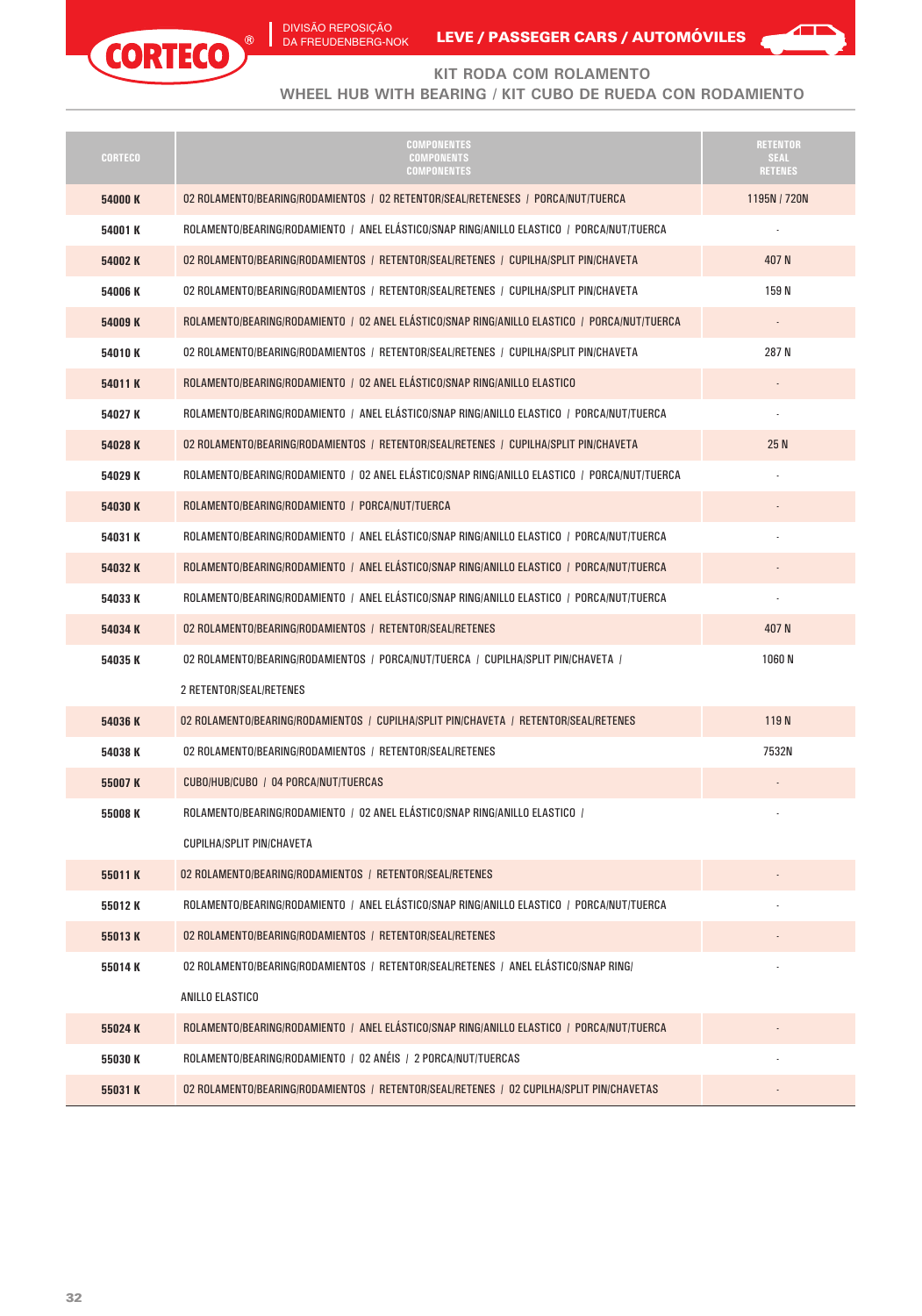CORTECO®

DIVISÃO REPOSIÇÃO DA FREUDENBERG-NOK

LEVE / PASSEGER CARS / AUTOMÓVILES

## KIT RODA COM ROLAMENTO
## WHEEL HUB WITH BEARING / KIT CUBO DE RUEDA CON RODAMIENTO

| CORTECO | COMPONENTES COMPONENTS COMPONENTES | RETENTOR SEAL RETENES |
|---|---|---|
| 54000 K | 02 ROLAMENTO/BEARING/RODAMIENTOS / 02 RETENTOR/SEAL/RETENESES / PORCA/NUT/TUERCA | 1195N / 720N |
| 54001 K | ROLAMENTO/BEARING/RODAMIENTO / ANEL ELÁSTICO/SNAP RING/ANILLO ELASTICO / PORCA/NUT/TUERCA | - |
| 54002 K | 02 ROLAMENTO/BEARING/RODAMIENTOS / RETENTOR/SEAL/RETENES / CUPILHA/SPLIT PIN/CHAVETA | 407 N |
| 54006 K | 02 ROLAMENTO/BEARING/RODAMIENTOS / RETENTOR/SEAL/RETENES / CUPILHA/SPLIT PIN/CHAVETA | 159 N |
| 54009 K | ROLAMENTO/BEARING/RODAMIENTO / 02 ANEL ELÁSTICO/SNAP RING/ANILLO ELASTICO / PORCA/NUT/TUERCA | - |
| 54010 K | 02 ROLAMENTO/BEARING/RODAMIENTOS / RETENTOR/SEAL/RETENES / CUPILHA/SPLIT PIN/CHAVETA | 287 N |
| 54011 K | ROLAMENTO/BEARING/RODAMIENTO / 02 ANEL ELÁSTICO/SNAP RING/ANILLO ELASTICO | - |
| 54027 K | ROLAMENTO/BEARING/RODAMIENTO / ANEL ELÁSTICO/SNAP RING/ANILLO ELASTICO / PORCA/NUT/TUERCA | - |
| 54028 K | 02 ROLAMENTO/BEARING/RODAMIENTOS / RETENTOR/SEAL/RETENES / CUPILHA/SPLIT PIN/CHAVETA | 25 N |
| 54029 K | ROLAMENTO/BEARING/RODAMIENTO / 02 ANEL ELÁSTICO/SNAP RING/ANILLO ELASTICO / PORCA/NUT/TUERCA | - |
| 54030 K | ROLAMENTO/BEARING/RODAMIENTO / PORCA/NUT/TUERCA | - |
| 54031 K | ROLAMENTO/BEARING/RODAMIENTO / ANEL ELÁSTICO/SNAP RING/ANILLO ELASTICO / PORCA/NUT/TUERCA | - |
| 54032 K | ROLAMENTO/BEARING/RODAMIENTO / ANEL ELÁSTICO/SNAP RING/ANILLO ELASTICO / PORCA/NUT/TUERCA | - |
| 54033 K | ROLAMENTO/BEARING/RODAMIENTO / ANEL ELÁSTICO/SNAP RING/ANILLO ELASTICO / PORCA/NUT/TUERCA | - |
| 54034 K | 02 ROLAMENTO/BEARING/RODAMIENTOS / RETENTOR/SEAL/RETENES | 407 N |
| 54035 K | 02 ROLAMENTO/BEARING/RODAMIENTOS / PORCA/NUT/TUERCA / CUPILHA/SPLIT PIN/CHAVETA / 2 RETENTOR/SEAL/RETENES | 1060 N |
| 54036 K | 02 ROLAMENTO/BEARING/RODAMIENTOS / CUPILHA/SPLIT PIN/CHAVETA / RETENTOR/SEAL/RETENES | 119 N |
| 54038 K | 02 ROLAMENTO/BEARING/RODAMIENTOS / RETENTOR/SEAL/RETENES | 7532N |
| 55007 K | CUBO/HUB/CUBO / 04 PORCA/NUT/TUERCAS | - |
| 55008 K | ROLAMENTO/BEARING/RODAMIENTO / 02 ANEL ELÁSTICO/SNAP RING/ANILLO ELASTICO / CUPILHA/SPLIT PIN/CHAVETA | - |
| 55011 K | 02 ROLAMENTO/BEARING/RODAMIENTOS / RETENTOR/SEAL/RETENES | - |
| 55012 K | ROLAMENTO/BEARING/RODAMIENTO / ANEL ELÁSTICO/SNAP RING/ANILLO ELASTICO / PORCA/NUT/TUERCA | - |
| 55013 K | 02 ROLAMENTO/BEARING/RODAMIENTOS / RETENTOR/SEAL/RETENES | - |
| 55014 K | 02 ROLAMENTO/BEARING/RODAMIENTOS / RETENTOR/SEAL/RETENES / ANEL ELÁSTICO/SNAP RING/ ANILLO ELASTICO | - |
| 55024 K | ROLAMENTO/BEARING/RODAMIENTO / ANEL ELÁSTICO/SNAP RING/ANILLO ELASTICO / PORCA/NUT/TUERCA | - |
| 55030 K | ROLAMENTO/BEARING/RODAMIENTO / 02 ANÉIS / 2 PORCA/NUT/TUERCAS | - |
| 55031 K | 02 ROLAMENTO/BEARING/RODAMIENTOS / RETENTOR/SEAL/RETENES / 02 CUPILHA/SPLIT PIN/CHAVETAS | - |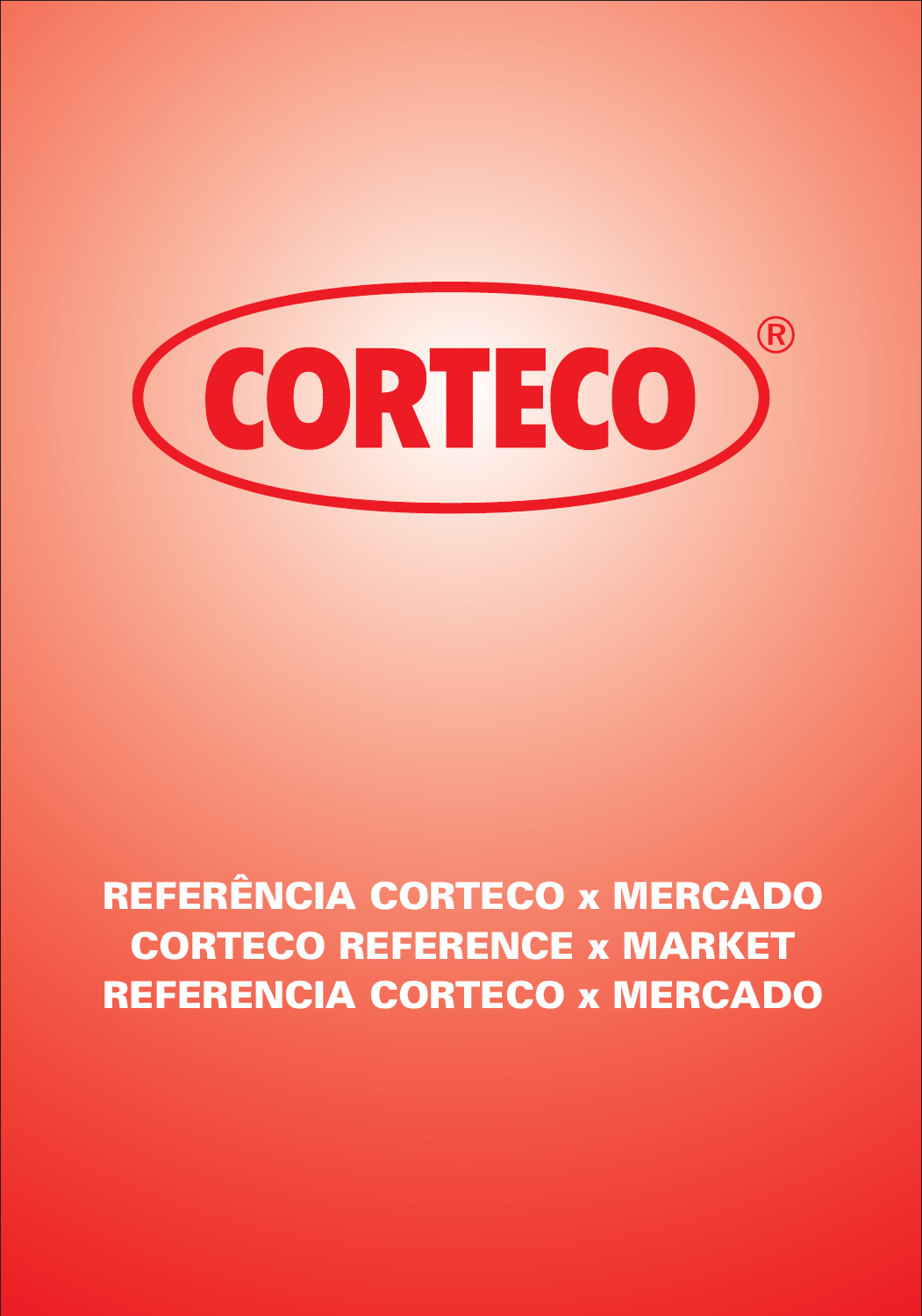# CORTECO®

**REFERÊNCIA CORTECO x MERCADO**
**CORTECO REFERENCE x MARKET**
**REFERENCIA CORTECO x MERCADO**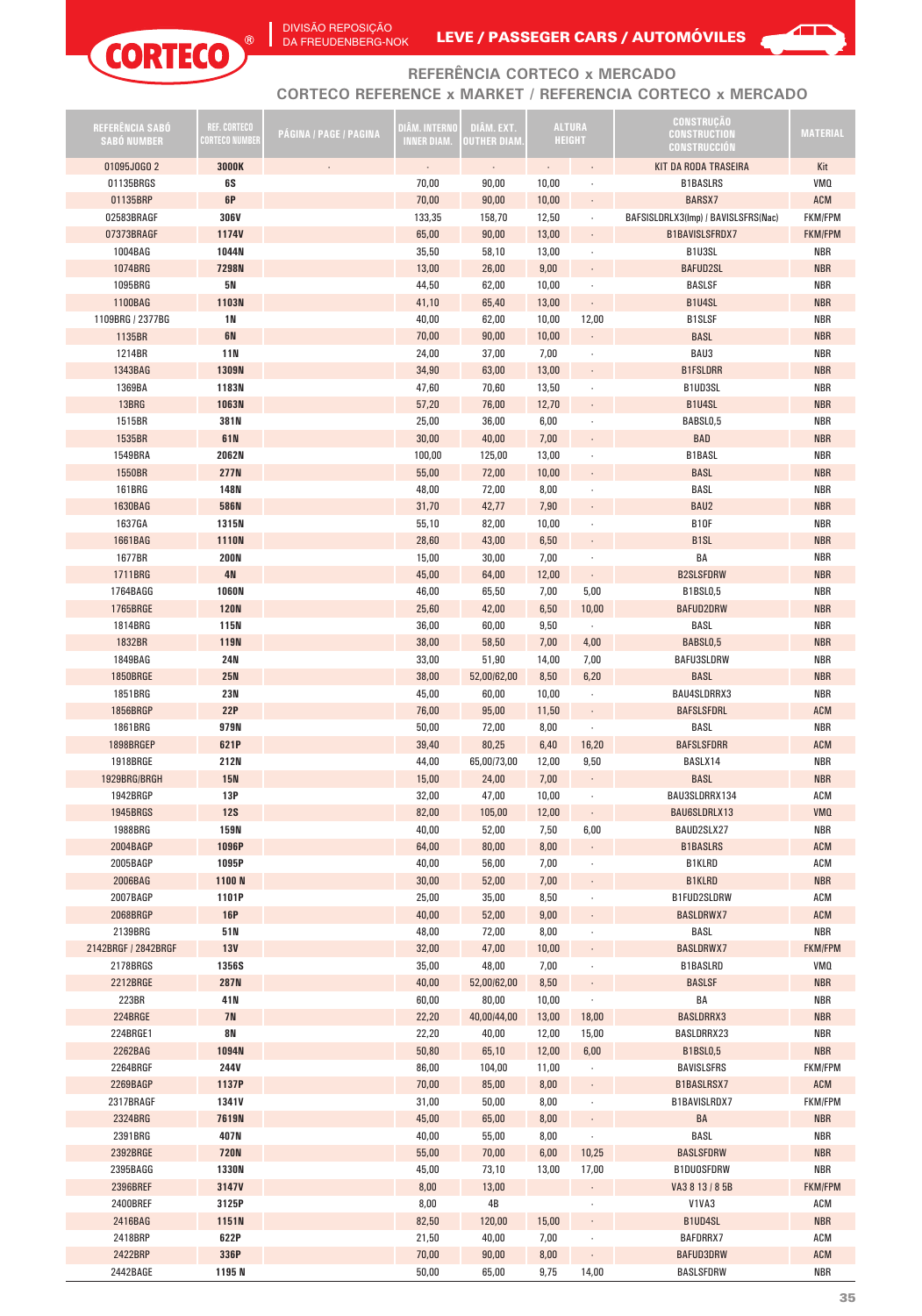CORTECO®

DIVISÃO REPOSIÇÃO DA FREUDENBERG-NOK

LEVE / PASSEGER CARS / AUTOMÓVILES

## REFERÊNCIA CORTECO x MERCADO
## CORTECO REFERENCE x MARKET / REFERENCIA CORTECO x MERCADO

| REFERÊNCIA SABÓ SABÓ NUMBER | REF. CORTECO CORTECO NUMBER | PÁGINA / PAGE / PAGINA | DIÂM. INTERNO INNER DIAM. | DIÂM. EXT. OUTHER DIAM. | ALTURA HEIGHT | | CONSTRUÇÃO CONSTRUCTION CONSTRUCCIÓN | MATERIAL |
|---|---|---|---|---|---|---|---|---|
| 01095JOGO 2 | 3000K | - | - | - | - | - | KIT DA RODA TRASEIRA | Kit |
| 01135BRGS | 6S | | 70,00 | 90,00 | 10,00 | - | B1BASLRS | VMQ |
| 01135BRP | 6P | | 70,00 | 90,00 | 10,00 | - | BARSX7 | ACM |
| 02583BRAGF | 306V | | 133,35 | 158,70 | 12,50 | - | BAFSISLDRLX3(Imp) / BAVISLSFRS(Nac) | FKM/FPM |
| 07373BRAGF | 1174V | | 65,00 | 90,00 | 13,00 | - | B1BAVISLSFRDX7 | FKM/FPM |
| 1004BAG | 1044N | | 35,50 | 58,10 | 13,00 | - | B1U3SL | NBR |
| 1074BRG | 7298N | | 13,00 | 26,00 | 9,00 | - | BAFUD2SL | NBR |
| 1095BRG | 5N | | 44,50 | 62,00 | 10,00 | - | BASLSF | NBR |
| 1100BAG | 1103N | | 41,10 | 65,40 | 13,00 | - | B1U4SL | NBR |
| 1109BRG / 2377BG | 1N | | 40,00 | 62,00 | 10,00 | 12,00 | B1SLSF | NBR |
| 1135BR | 6N | | 70,00 | 90,00 | 10,00 | - | BASL | NBR |
| 1214BR | 11N | | 24,00 | 37,00 | 7,00 | - | BAU3 | NBR |
| 1343BAG | 1309N | | 34,90 | 63,00 | 13,00 | - | B1FSLDRR | NBR |
| 1369BA | 1183N | | 47,60 | 70,60 | 13,50 | - | B1UD3SL | NBR |
| 13BRG | 1063N | | 57,20 | 76,00 | 12,70 | - | B1U4SL | NBR |
| 1515BR | 381N | | 25,00 | 36,00 | 6,00 | - | BABSL0,5 | NBR |
| 1535BR | 61N | | 30,00 | 40,00 | 7,00 | - | BAD | NBR |
| 1549BRA | 2062N | | 100,00 | 125,00 | 13,00 | - | B1BASL | NBR |
| 1550BR | 277N | | 55,00 | 72,00 | 10,00 | - | BASL | NBR |
| 161BRG | 148N | | 48,00 | 72,00 | 8,00 | - | BASL | NBR |
| 1630BAG | 586N | | 31,70 | 42,77 | 7,90 | - | BAU2 | NBR |
| 1637GA | 1315N | | 55,10 | 82,00 | 10,00 | - | B10F | NBR |
| 1661BAG | 1110N | | 28,60 | 43,00 | 6,50 | - | B1SL | NBR |
| 1677BR | 200N | | 15,00 | 30,00 | 7,00 | - | BA | NBR |
| 1711BRG | 4N | | 45,00 | 64,00 | 12,00 | - | B2SLSFDRW | NBR |
| 1764BAGG | 1060N | | 46,00 | 65,50 | 7,00 | 5,00 | B1BSL0,5 | NBR |
| 1765BRGE | 120N | | 25,60 | 42,00 | 6,50 | 10,00 | BAFUD2DRW | NBR |
| 1814BRG | 115N | | 36,00 | 60,00 | 9,50 | - | BASL | NBR |
| 1832BR | 119N | | 38,00 | 58,50 | 7,00 | 4,00 | BABSL0,5 | NBR |
| 1849BAG | 24N | | 33,00 | 51,90 | 14,00 | 7,00 | BAFU3SLDRW | NBR |
| 1850BRGE | 25N | | 38,00 | 52,00/62,00 | 8,50 | 6,20 | BASL | NBR |
| 1851BRG | 23N | | 45,00 | 60,00 | 10,00 | - | BAU4SLDRRX3 | NBR |
| 1856BRGP | 22P | | 76,00 | 95,00 | 11,50 | - | BAFSLSFDRL | ACM |
| 1861BRG | 979N | | 50,00 | 72,00 | 8,00 | - | BASL | NBR |
| 1898BRGEP | 621P | | 39,40 | 80,25 | 6,40 | 16,20 | BAFSLSFDRR | ACM |
| 1918BRGE | 212N | | 44,00 | 65,00/73,00 | 12,00 | 9,50 | BASLX14 | NBR |
| 1929BRG/BRGH | 15N | | 15,00 | 24,00 | 7,00 | - | BASL | NBR |
| 1942BRGP | 13P | | 32,00 | 47,00 | 10,00 | - | BAU3SLDRRX134 | ACM |
| 1945BRGS | 12S | | 82,00 | 105,00 | 12,00 | - | BAU6SLDRLX13 | VMQ |
| 1988BRG | 159N | | 40,00 | 52,00 | 7,50 | 6,00 | BAUD2SLX27 | NBR |
| 2004BAGP | 1096P | | 64,00 | 80,00 | 8,00 | - | B1BASLRS | ACM |
| 2005BAGP | 1095P | | 40,00 | 56,00 | 7,00 | - | B1KLRD | ACM |
| 2006BAG | 1100 N | | 30,00 | 52,00 | 7,00 | - | B1KLRD | NBR |
| 2007BAGP | 1101P | | 25,00 | 35,00 | 8,50 | - | B1FUD2SLDRW | ACM |
| 2068BRGP | 16P | | 40,00 | 52,00 | 9,00 | - | BASLDRWX7 | ACM |
| 2139BRG | 51N | | 48,00 | 72,00 | 8,00 | - | BASL | NBR |
| 2142BRGF / 2842BRGF | 13V | | 32,00 | 47,00 | 10,00 | - | BASLDRWX7 | FKM/FPM |
| 2178BRGS | 1356S | | 35,00 | 48,00 | 7,00 | - | B1BASLRD | VMQ |
| 2212BRGE | 287N | | 40,00 | 52,00/62,00 | 8,50 | - | BASLSF | NBR |
| 223BR | 41N | | 60,00 | 80,00 | 10,00 | - | BA | NBR |
| 224BRGE | 7N | | 22,20 | 40,00/44,00 | 13,00 | 18,00 | BASLDRRX3 | NBR |
| 224BRGE1 | 8N | | 22,20 | 40,00 | 12,00 | 15,00 | BASLDRRX23 | NBR |
| 2262BAG | 1094N | | 50,80 | 65,10 | 12,00 | 6,00 | B1BSL0,5 | NBR |
| 2264BRGF | 244V | | 86,00 | 104,00 | 11,00 | - | BAVISLSFRS | FKM/FPM |
| 2269BAGP | 1137P | | 70,00 | 85,00 | 8,00 | - | B1BASLRSX7 | ACM |
| 2317BRAGF | 1341V | | 31,00 | 50,00 | 8,00 | - | B1BAVISLRDX7 | FKM/FPM |
| 2324BRG | 7619N | | 45,00 | 65,00 | 8,00 | - | BA | NBR |
| 2391BRG | 407N | | 40,00 | 55,00 | 8,00 | - | BASL | NBR |
| 2392BRGE | 720N | | 55,00 | 70,00 | 6,00 | 10,25 | BASLSFDRW | NBR |
| 2395BAGG | 1330N | | 45,00 | 73,10 | 13,00 | 17,00 | B1DUOSFDRW | NBR |
| 2396BREF | 3147V | | 8,00 | 13,00 | | - | VA3 8 13 / 8 5B | FKM/FPM |
| 2400BREF | 3125P | | 8,00 | 4B | | - | V1VA3 | ACM |
| 2416BAG | 1151N | | 82,50 | 120,00 | 15,00 | - | B1UD4SL | NBR |
| 2418BRP | 622P | | 21,50 | 40,00 | 7,00 | - | BAFDRRX7 | ACM |
| 2422BRP | 336P | | 70,00 | 90,00 | 8,00 | - | BAFUD3DRW | ACM |
| 2442BAGE | 1195 N | | 50,00 | 65,00 | 9,75 | 14,00 | BASLSFDRW | NBR |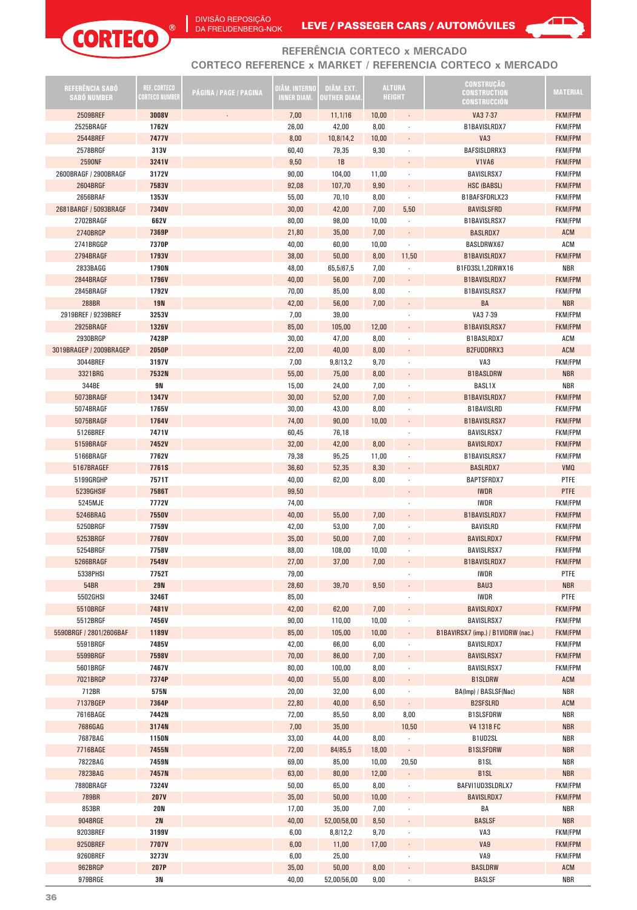CORTECO®

DIVISÃO REPOSIÇÃO DA FREUDENBERG-NOK

LEVE / PASSEGER CARS / AUTOMÓVILES

## REFERÊNCIA CORTECO x MERCADO
## CORTECO REFERENCE x MARKET / REFERENCIA CORTECO x MERCADO

| REFERÊNCIA SABÓ SABÓ NUMBER | REF. CORTECO CORTECO NUMBER | PÁGINA / PAGE / PAGINA | DIÂM. INTERNO INNER DIAM. | DIÂM. EXT. OUTHER DIAM. | ALTURA HEIGHT | | CONSTRUÇÃO CONSTRUCTION CONSTRUCCIÓN | MATERIAL |
|---|---|---|---|---|---|---|---|---|
| 2509BREF | 3008V | - | 7,00 | 11,1/16 | 10,00 | - | VA3 7-37 | FKM/FPM |
| 2525BRAGF | 1762V | | 26,00 | 42,00 | 8,00 | - | B1BAVISLRDX7 | FKM/FPM |
| 2544BREF | 7477V | | 8,00 | 10,8/14,2 | 10,00 | - | VA3 | FKM/FPM |
| 2578BRGF | 313V | | 60,40 | 79,35 | 9,30 | - | BAFSISLDRRX3 | FKM/FPM |
| 2590NF | 3241V | | 9,50 | 18 | | - | V1VA6 | FKM/FPM |
| 2600BRAGF / 2900BRAGF | 3172V | | 90,00 | 104,00 | 11,00 | - | BAVISLRSX7 | FKM/FPM |
| 2604BRGF | 7583V | | 92,08 | 107,70 | 9,90 | - | HSC (BABSL) | FKM/FPM |
| 2656BRAF | 1353V | | 55,00 | 70,10 | 8,00 | - | B1BAFSFDRLX23 | FKM/FPM |
| 2681BARGF / 5093BRAGF | 7340V | | 30,00 | 42,00 | 7,00 | 5,50 | BAVISLSFRD | FKM/FPM |
| 2702BRAGF | 662V | | 80,00 | 98,00 | 10,00 | - | B1BAVISLRSX7 | FKM/FPM |
| 2740BRGP | 7369P | | 21,80 | 35,00 | 7,00 | - | BASLRDX7 | ACM |
| 2741BRGGP | 7370P | | 40,00 | 60,00 | 10,00 | - | BASLDRWX67 | ACM |
| 2794BRAGF | 1793V | | 38,00 | 50,00 | 8,00 | 11,50 | B1BAVISLRDX7 | FKM/FPM |
| 2833BAGG | 1790N | | 48,00 | 65,5/67,5 | 7,00 | - | B1FD3SL1,2DRWX16 | NBR |
| 2844BRAGF | 1796V | | 40,00 | 56,00 | 7,00 | - | B1BAVISLRDX7 | FKM/FPM |
| 2845BRAGF | 1792V | | 70,00 | 85,00 | 8,00 | - | B1BAVISLRSX7 | FKM/FPM |
| 288BR | 19N | | 42,00 | 56,00 | 7,00 | - | BA | NBR |
| 2919BREF / 9239BREF | 3253V | | 7,00 | 39,00 | | - | VA3 7-39 | FKM/FPM |
| 2925BRAGF | 1326V | | 85,00 | 105,00 | 12,00 | - | B1BAVISLRSX7 | FKM/FPM |
| 2930BRGP | 7428P | | 30,00 | 47,00 | 8,00 | - | B1BASLRDX7 | ACM |
| 3019BRAGEP / 2009BRAGEP | 2050P | | 22,00 | 40,00 | 8,00 | - | B2FUDDRRX3 | ACM |
| 3044BREF | 3197V | | 7,00 | 9,8/13,2 | 9,70 | - | VA3 | FKM/FPM |
| 3321BRG | 7532N | | 55,00 | 75,00 | 8,00 | - | B1BASLDRW | NBR |
| 344BE | 9N | | 15,00 | 24,00 | 7,00 | - | BASL1X | NBR |
| 5073BRAGF | 1347V | | 30,00 | 52,00 | 7,00 | - | B1BAVISLRDX7 | FKM/FPM |
| 5074BRAGF | 1765V | | 30,00 | 43,00 | 8,00 | - | B1BAVISLRD | FKM/FPM |
| 5075BRAGF | 1764V | | 74,00 | 90,00 | 10,00 | - | B1BAVISLRSX7 | FKM/FPM |
| 5126BREF | 7471V | | 60,45 | 76,18 | | - | BAVISLRSX7 | FKM/FPM |
| 5159BRAGF | 7452V | | 32,00 | 42,00 | 8,00 | - | BAVISLRDX7 | FKM/FPM |
| 5166BRAGF | 7762V | | 79,38 | 95,25 | 11,00 | - | B1BAVISLRSX7 | FKM/FPM |
| 5167BRAGEF | 7761S | | 36,60 | 52,35 | 8,30 | - | BASLRDX7 | VMQ |
| 5199GRGHP | 7571T | | 40,00 | 62,00 | 8,00 | - | BAPTSFRDX7 | PTFE |
| 5239GHSIF | 7586T | | 99,50 | | | - | IWDR | PTFE |
| 5245MJE | 7772V | | 74,00 | | | - | IWDR | FKM/FPM |
| 5246BRAG | 7550V | | 40,00 | 55,00 | 7,00 | - | B1BAVISLRDX7 | FKM/FPM |
| 5250BRGF | 7759V | | 42,00 | 53,00 | 7,00 | - | BAVISLRD | FKM/FPM |
| 5253BRGF | 7760V | | 35,00 | 50,00 | 7,00 | - | BAVISLRDX7 | FKM/FPM |
| 5254BRGF | 7758V | | 88,00 | 108,00 | 10,00 | - | BAVISLRSX7 | FKM/FPM |
| 5266BRAGF | 7549V | | 27,00 | 37,00 | 7,00 | - | B1BAVISLRDX7 | FKM/FPM |
| 5338PHSI | 7752T | | 79,00 | | | - | IWDR | PTFE |
| 54BR | 29N | | 28,60 | 39,70 | 9,50 | - | BAU3 | NBR |
| 5502GHSI | 3246T | | 85,00 | | | - | IWDR | PTFE |
| 5510BRGF | 7481V | | 42,00 | 62,00 | 7,00 | - | BAVISLRDX7 | FKM/FPM |
| 5512BRGF | 7456V | | 90,00 | 110,00 | 10,00 | - | BAVISLRSX7 | FKM/FPM |
| 5590BRGF / 2801/2606BAF | 1189V | | 85,00 | 105,00 | 10,00 | - | B1BAVIRSX7 (imp.) / B1VIDRW (nac.) | FKM/FPM |
| 5591BRGF | 7485V | | 42,00 | 66,00 | 6,00 | - | BAVISLRDX7 | FKM/FPM |
| 5599BRGF | 7598V | | 70,00 | 86,00 | 7,00 | - | BAVISLRSX7 | FKM/FPM |
| 5601BRGF | 7467V | | 80,00 | 100,00 | 8,00 | - | BAVISLRSX7 | FKM/FPM |
| 7021BRGP | 7374P | | 40,00 | 55,00 | 8,00 | - | B1SLDRW | ACM |
| 712BR | 575N | | 20,00 | 32,00 | 6,00 | - | BA(Imp) / BASLSF(Nac) | NBR |
| 7137BGEP | 7364P | | 22,80 | 40,00 | 6,50 | - | B2SFSLRD | ACM |
| 7616BAGE | 7442N | | 72,00 | 85,50 | 8,00 | 8,00 | B1SLSFDRW | NBR |
| 7686GAG | 3174N | | 7,00 | 35,00 | | 10,50 | V4 1318 FC | NBR |
| 7687BAG | 1150N | | 33,00 | 44,00 | 8,00 | - | B1UD2SL | NBR |
| 7716BAGE | 7455N | | 72,00 | 84/85,5 | 18,00 | - | B1SLSFDRW | NBR |
| 7822BAG | 7459N | | 69,00 | 85,00 | 10,00 | 20,50 | B1SL | NBR |
| 7823BAG | 7457N | | 63,00 | 80,00 | 12,00 | - | B1SL | NBR |
| 7880BRAGF | 7324V | | 50,00 | 65,00 | 8,00 | - | BAFVI1UD3SLDRLX7 | FKM/FPM |
| 789BR | 207V | | 35,00 | 50,00 | 10,00 | - | BAVISLRDX7 | FKM/FPM |
| 853BR | 20N | | 17,00 | 35,00 | 7,00 | - | BA | NBR |
| 904BRGE | 2N | | 40,00 | 52,00/58,00 | 8,50 | - | BASLSF | NBR |
| 9203BREF | 3199V | | 6,00 | 8,8/12,2 | 9,70 | - | VA3 | FKM/FPM |
| 9250BREF | 7707V | | 6,00 | 11,00 | 17,00 | - | VA9 | FKM/FPM |
| 9260BREF | 3273V | | 6,00 | 25,00 | | - | VA9 | FKM/FPM |
| 962BRGP | 207P | | 35,00 | 50,00 | 8,00 | - | BASLDRW | ACM |
| 979BRGE | 3N | | 40,00 | 52,00/56,00 | 9,00 | - | BASLSF | NBR |